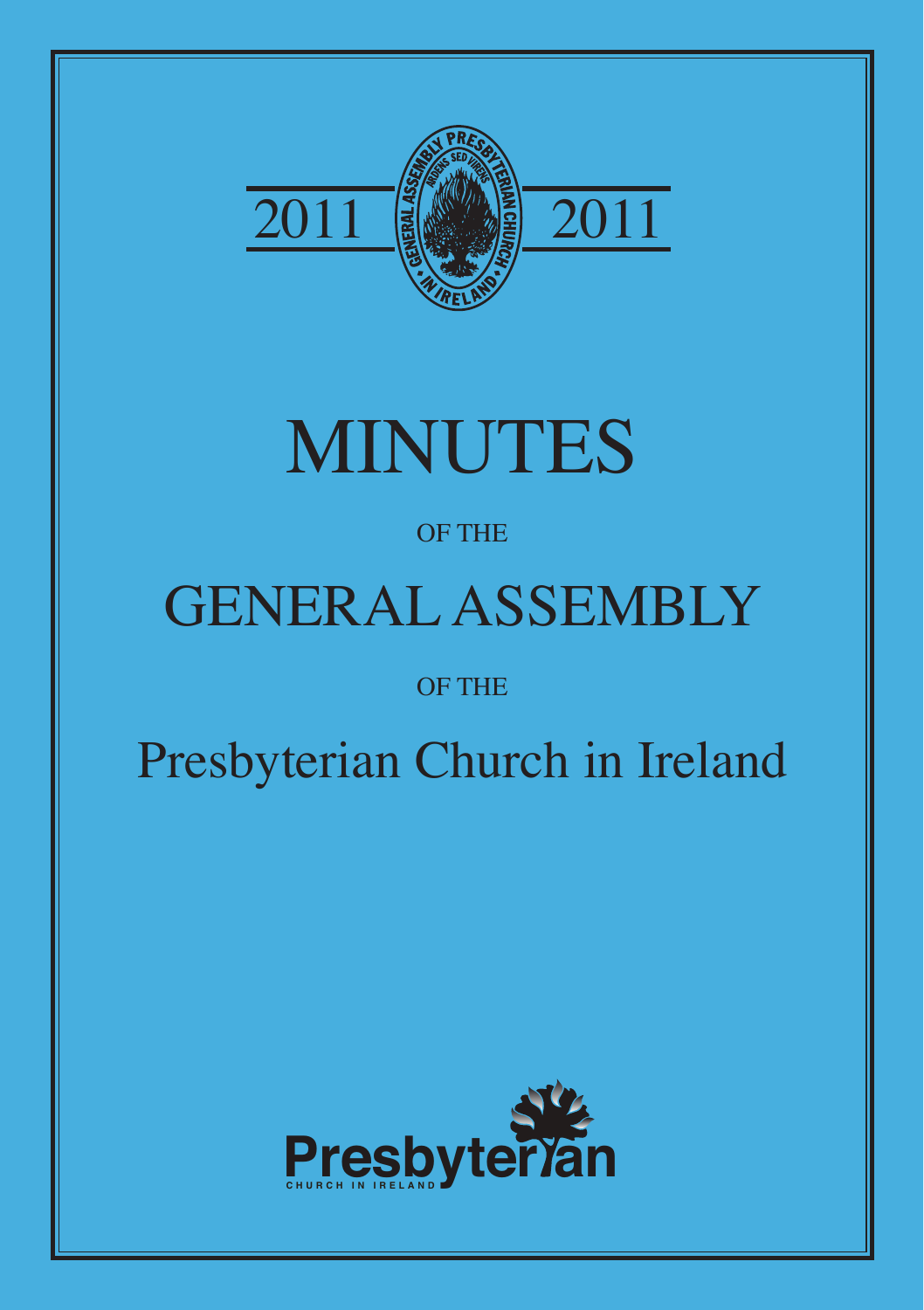2011 2011

# MINUTES

OF THE

## GENERAL ASSEMBLY

OF THE

## Presbyterian Church in Ireland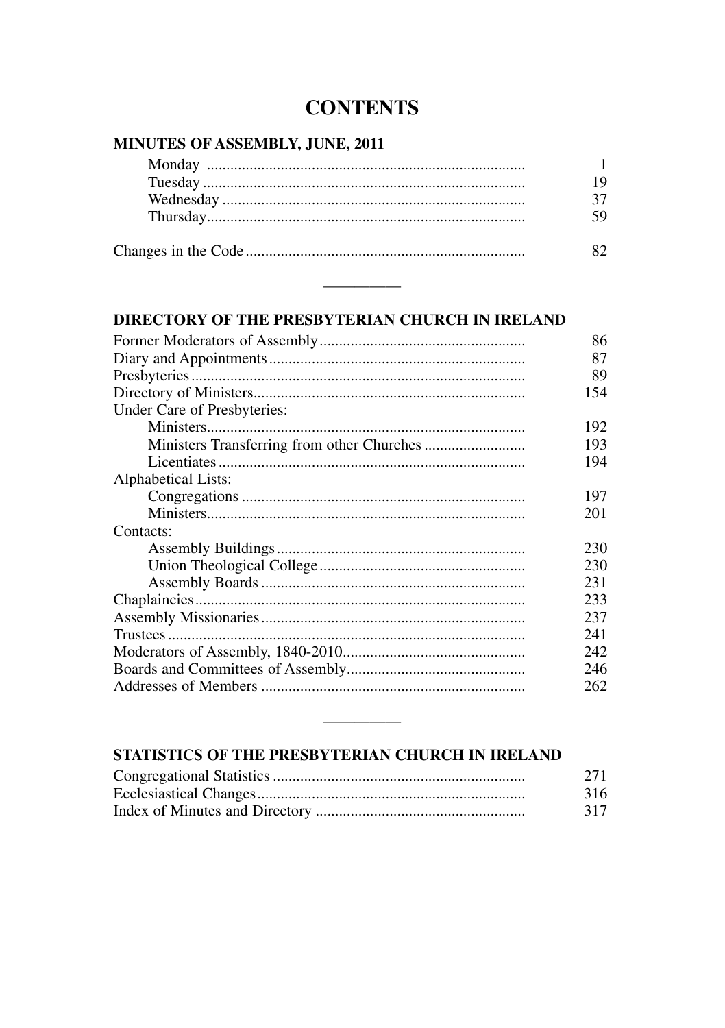# CONTENTS

## MINUTES OF ASSEMBLY, JUNE, 2011

| | |
|---|---|
| Monday | 1 |
| Tuesday | 19 |
| Wednesday | 37 |
| Thursday | 59 |
| Changes in the Code | 82 |

---

## DIRECTORY OF THE PRESBYTERIAN CHURCH IN IRELAND

| | |
|---|---|
| Former Moderators of Assembly | 86 |
| Diary and Appointments | 87 |
| Presbyteries | 89 |
| Directory of Ministers | 154 |
| Under Care of Presbyteries: | |
| Ministers | 192 |
| Ministers Transferring from other Churches | 193 |
| Licentiates | 194 |
| Alphabetical Lists: | |
| Congregations | 197 |
| Ministers | 201 |
| Contacts: | |
| Assembly Buildings | 230 |
| Union Theological College | 230 |
| Assembly Boards | 231 |
| Chaplaincies | 233 |
| Assembly Missionaries | 237 |
| Trustees | 241 |
| Moderators of Assembly, 1840-2010 | 242 |
| Boards and Committees of Assembly | 246 |
| Addresses of Members | 262 |

---

## STATISTICS OF THE PRESBYTERIAN CHURCH IN IRELAND

| | |
|---|---|
| Congregational Statistics | 271 |
| Ecclesiastical Changes | 316 |
| Index of Minutes and Directory | 317 |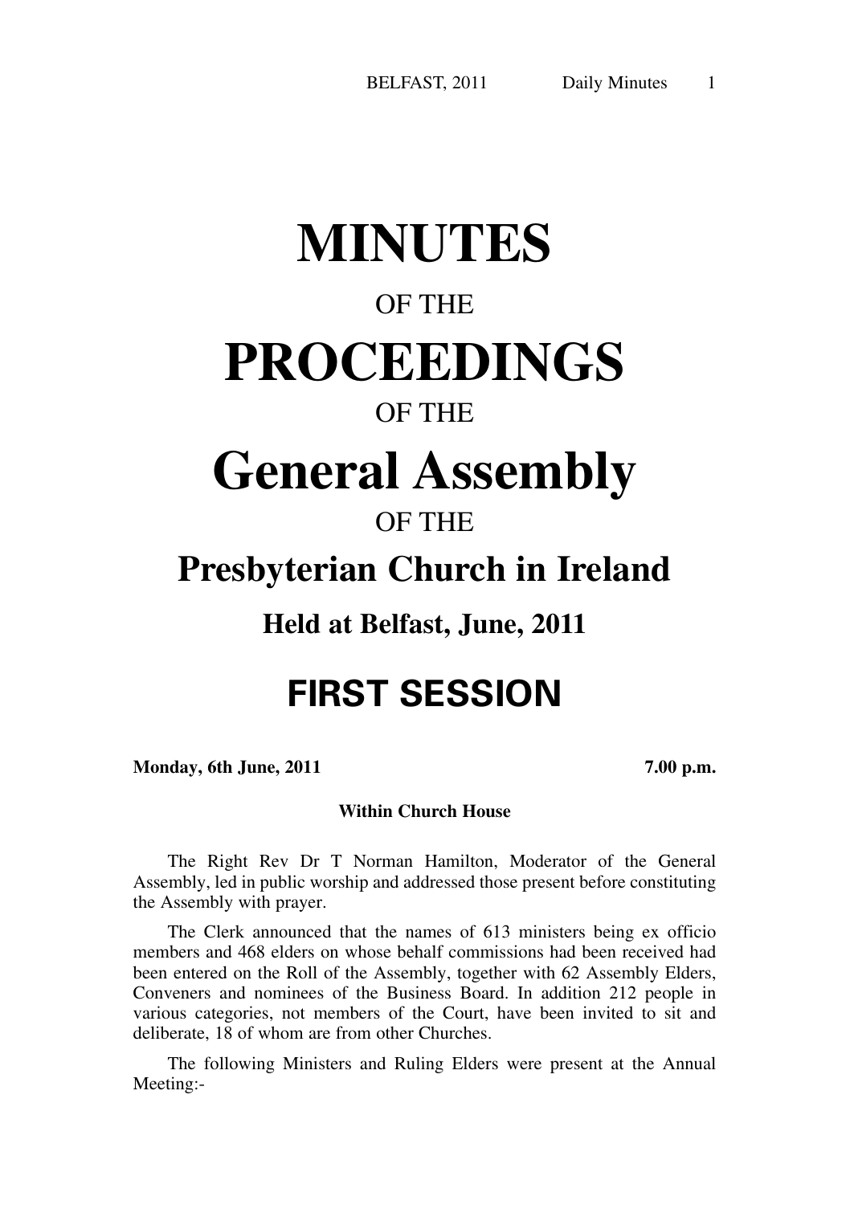# MINUTES

OF THE

# PROCEEDINGS

OF THE

# General Assembly

OF THE

## Presbyterian Church in Ireland

### Held at Belfast, June, 2011

## FIRST SESSION

**Monday, 6th June, 2011** **7.00 p.m.**

**Within Church House**

The Right Rev Dr T Norman Hamilton, Moderator of the General Assembly, led in public worship and addressed those present before constituting the Assembly with prayer.

The Clerk announced that the names of 613 ministers being ex officio members and 468 elders on whose behalf commissions had been received had been entered on the Roll of the Assembly, together with 62 Assembly Elders, Conveners and nominees of the Business Board. In addition 212 people in various categories, not members of the Court, have been invited to sit and deliberate, 18 of whom are from other Churches.

The following Ministers and Ruling Elders were present at the Annual Meeting:-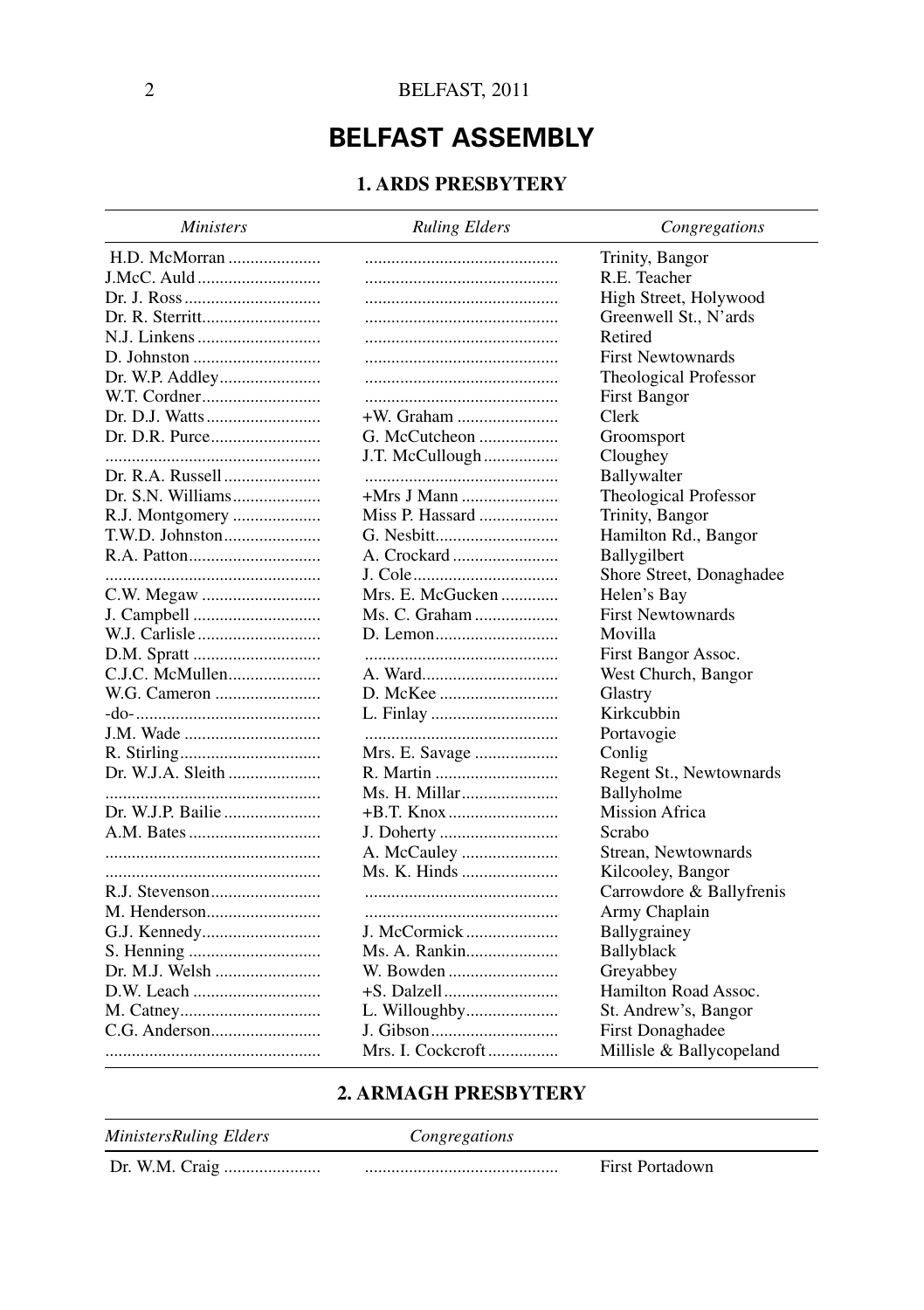# BELFAST ASSEMBLY

## 1. ARDS PRESBYTERY

| *Ministers* | *Ruling Elders* | *Congregations* |
|---|---|---|
| H.D. McMorran | | Trinity, Bangor |
| J.McC. Auld | | R.E. Teacher |
| Dr. J. Ross | | High Street, Holywood |
| Dr. R. Sterritt | | Greenwell St., N'ards |
| N.J. Linkens | | Retired |
| D. Johnston | | First Newtownards |
| Dr. W.P. Addley | | Theological Professor |
| W.T. Cordner | | First Bangor |
| Dr. D.J. Watts | +W. Graham | Clerk |
| Dr. D.R. Purce | G. McCutcheon | Groomsport |
| | J.T. McCullough | Cloughey |
| Dr. R.A. Russell | | Ballywalter |
| Dr. S.N. Williams | +Mrs J Mann | Theological Professor |
| R.J. Montgomery | Miss P. Hassard | Trinity, Bangor |
| T.W.D. Johnston | G. Nesbitt | Hamilton Rd., Bangor |
| R.A. Patton | A. Crockard | Ballygilbert |
| | J. Cole | Shore Street, Donaghadee |
| C.W. Megaw | Mrs. E. McGucken | Helen's Bay |
| J. Campbell | Ms. C. Graham | First Newtownards |
| W.J. Carlisle | D. Lemon | Movilla |
| D.M. Spratt | | First Bangor Assoc. |
| C.J.C. McMullen | A. Ward | West Church, Bangor |
| W.G. Cameron | D. McKee | Glastry |
| -do- | L. Finlay | Kirkcubbin |
| J.M. Wade | | Portavogie |
| R. Stirling | Mrs. E. Savage | Conlig |
| Dr. W.J.A. Sleith | R. Martin | Regent St., Newtownards |
| | Ms. H. Millar | Ballyholme |
| Dr. W.J.P. Bailie | +B.T. Knox | Mission Africa |
| A.M. Bates | J. Doherty | Scrabo |
| | A. McCauley | Strean, Newtownards |
| | Ms. K. Hinds | Kilcooley, Bangor |
| R.J. Stevenson | | Carrowdore & Ballyfrenis |
| M. Henderson | | Army Chaplain |
| G.J. Kennedy | J. McCormick | Ballygrainey |
| S. Henning | Ms. A. Rankin | Ballyblack |
| Dr. M.J. Welsh | W. Bowden | Greyabbey |
| D.W. Leach | +S. Dalzell | Hamilton Road Assoc. |
| M. Catney | L. Willoughby | St. Andrew's, Bangor |
| C.G. Anderson | J. Gibson | First Donaghadee |
| | Mrs. I. Cockcroft | Millisle & Ballycopeland |

## 2. ARMAGH PRESBYTERY

| *Ministers* | *Ruling Elders* | *Congregations* |
|---|---|---|
| Dr. W.M. Craig | | First Portadown |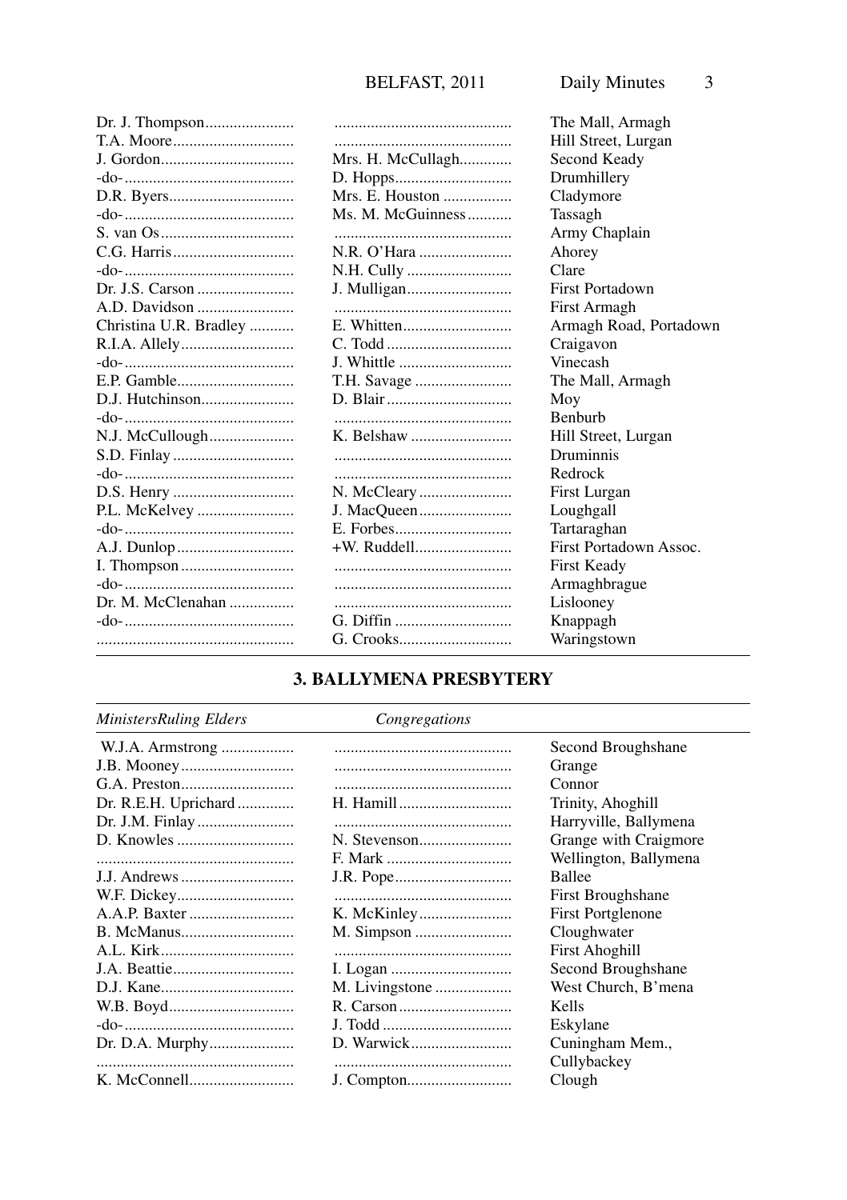| | | |
|---|---|---|
| Dr. J. Thompson | | The Mall, Armagh |
| T.A. Moore | | Hill Street, Lurgan |
| J. Gordon | Mrs. H. McCullagh | Second Keady |
| -do- | D. Hopps | Drumhillery |
| D.R. Byers | Mrs. E. Houston | Cladymore |
| -do- | Ms. M. McGuinness | Tassagh |
| S. van Os | | Army Chaplain |
| C.G. Harris | N.R. O'Hara | Ahorey |
| -do- | N.H. Cully | Clare |
| Dr. J.S. Carson | J. Mulligan | First Portadown |
| A.D. Davidson | | First Armagh |
| Christina U.R. Bradley | E. Whitten | Armagh Road, Portadown |
| R.I.A. Allely | C. Todd | Craigavon |
| -do- | J. Whittle | Vinecash |
| E.P. Gamble | T.H. Savage | The Mall, Armagh |
| D.J. Hutchinson | D. Blair | Moy |
| -do- | | Benburb |
| N.J. McCullough | K. Belshaw | Hill Street, Lurgan |
| S.D. Finlay | | Druminnis |
| -do- | | Redrock |
| D.S. Henry | N. McCleary | First Lurgan |
| P.L. McKelvey | J. MacQueen | Loughgall |
| -do- | E. Forbes | Tartaraghan |
| A.J. Dunlop | +W. Ruddell | First Portadown Assoc. |
| I. Thompson | | First Keady |
| -do- | | Armaghbrague |
| Dr. M. McClenahan | | Lislooney |
| -do- | G. Diffin | Knappagh |
| | G. Crooks | Waringstown |

## 3. BALLYMENA PRESBYTERY

| *Ministers* | *Ruling Elders* | *Congregations* |
|---|---|---|
| W.J.A. Armstrong | | Second Broughshane |
| J.B. Mooney | | Grange |
| G.A. Preston | | Connor |
| Dr. R.E.H. Uprichard | H. Hamill | Trinity, Ahoghill |
| Dr. J.M. Finlay | | Harryville, Ballymena |
| D. Knowles | N. Stevenson | Grange with Craigmore |
| | F. Mark | Wellington, Ballymena |
| J.J. Andrews | J.R. Pope | Ballee |
| W.F. Dickey | | First Broughshane |
| A.A.P. Baxter | K. McKinley | First Portglenone |
| B. McManus | M. Simpson | Cloughwater |
| A.L. Kirk | | First Ahoghill |
| J.A. Beattie | I. Logan | Second Broughshane |
| D.J. Kane | M. Livingstone | West Church, B'mena |
| W.B. Boyd | R. Carson | Kells |
| -do- | J. Todd | Eskylane |
| Dr. D.A. Murphy | D. Warwick | Cuningham Mem., Cullybackey |
| K. McConnell | J. Compton | Clough |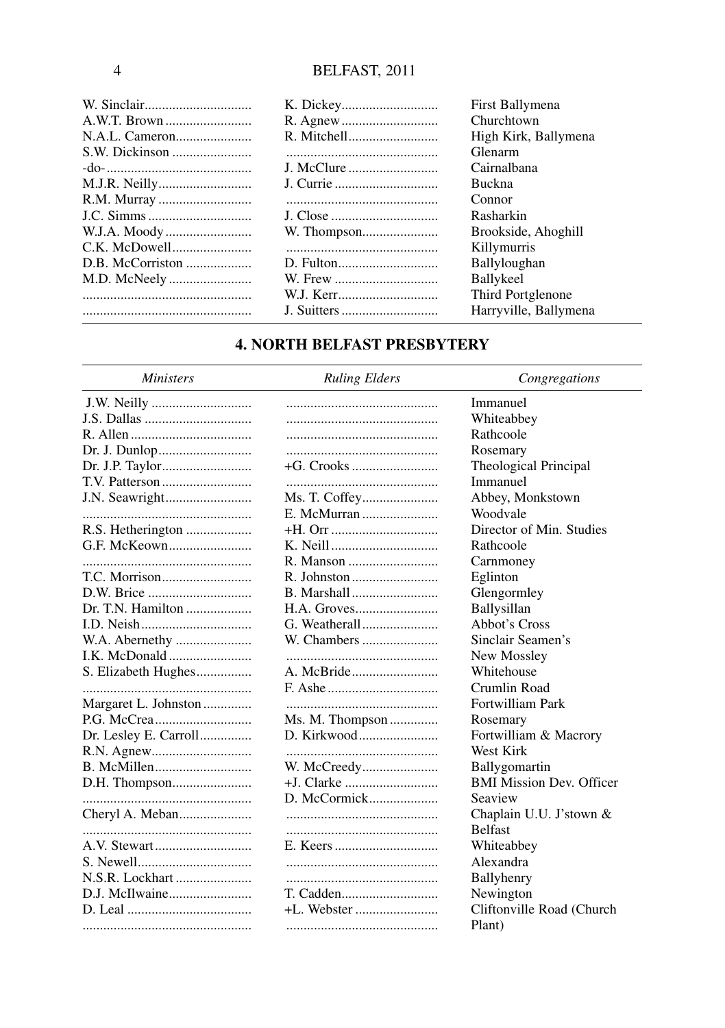| | | |
|---|---|---|
| W. Sinclair | K. Dickey | First Ballymena |
| A.W.T. Brown | R. Agnew | Churchtown |
| N.A.L. Cameron | R. Mitchell | High Kirk, Ballymena |
| S.W. Dickinson | | Glenarm |
| -do- | J. McClure | Cairnalbana |
| M.J.R. Neilly | J. Currie | Buckna |
| R.M. Murray | | Connor |
| J.C. Simms | J. Close | Rasharkin |
| W.J.A. Moody | W. Thompson | Brookside, Ahoghill |
| C.K. McDowell | | Killymurris |
| D.B. McCorriston | D. Fulton | Ballyloughan |
| M.D. McNeely | W. Frew | Ballykeel |
| | W.J. Kerr | Third Portglenone |
| | J. Suitters | Harryville, Ballymena |

## 4. NORTH BELFAST PRESBYTERY

| *Ministers* | *Ruling Elders* | *Congregations* |
|---|---|---|
| J.W. Neilly | | Immanuel |
| J.S. Dallas | | Whiteabbey |
| R. Allen | | Rathcoole |
| Dr. J. Dunlop | | Rosemary |
| Dr. J.P. Taylor | +G. Crooks | Theological Principal |
| T.V. Patterson | | Immanuel |
| J.N. Seawright | Ms. T. Coffey | Abbey, Monkstown |
| | E. McMurran | Woodvale |
| R.S. Hetherington | +H. Orr | Director of Min. Studies |
| G.F. McKeown | K. Neill | Rathcoole |
| | R. Manson | Carnmoney |
| T.C. Morrison | R. Johnston | Eglinton |
| D.W. Brice | B. Marshall | Glengormley |
| Dr. T.N. Hamilton | H.A. Groves | Ballysillan |
| I.D. Neish | G. Weatherall | Abbot's Cross |
| W.A. Abernethy | W. Chambers | Sinclair Seamen's |
| I.K. McDonald | | New Mossley |
| S. Elizabeth Hughes | A. McBride | Whitehouse |
| | F. Ashe | Crumlin Road |
| Margaret L. Johnston | | Fortwilliam Park |
| P.G. McCrea | Ms. M. Thompson | Rosemary |
| Dr. Lesley E. Carroll | D. Kirkwood | Fortwilliam & Macrory |
| R.N. Agnew | | West Kirk |
| B. McMillen | W. McCreedy | Ballygomartin |
| D.H. Thompson | +J. Clarke | BMI Mission Dev. Officer |
| | D. McCormick | Seaview |
| Cheryl A. Meban | | Chaplain U.U. J'stown & Belfast |
| A.V. Stewart | E. Keers | Whiteabbey |
| S. Newell | | Alexandra |
| N.S.R. Lockhart | | Ballyhenry |
| D.J. McIlwaine | T. Cadden | Newington |
| D. Leal | +L. Webster | Cliftonville Road (Church Plant) |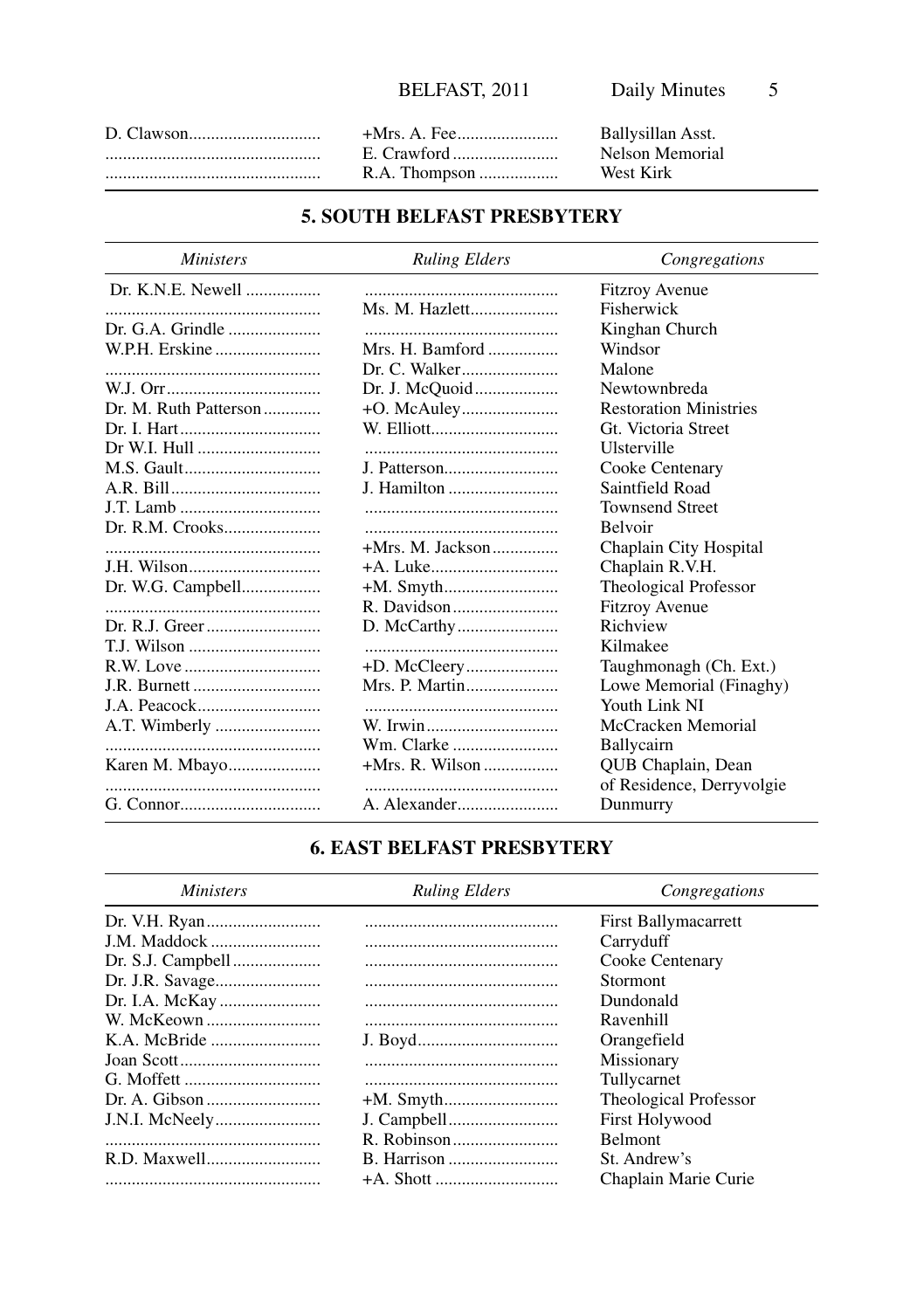| | | |
|---|---|---|
| D. Clawson | +Mrs. A. Fee | Ballysillan Asst. |
| | E. Crawford | Nelson Memorial |
| | R.A. Thompson | West Kirk |

## 5. SOUTH BELFAST PRESBYTERY

| *Ministers* | *Ruling Elders* | *Congregations* |
|---|---|---|
| Dr. K.N.E. Newell | | Fitzroy Avenue |
| | Ms. M. Hazlett | Fisherwick |
| Dr. G.A. Grindle | | Kinghan Church |
| W.P.H. Erskine | Mrs. H. Bamford | Windsor |
| | Dr. C. Walker | Malone |
| W.J. Orr | Dr. J. McQuoid | Newtownbreda |
| Dr. M. Ruth Patterson | +O. McAuley | Restoration Ministries |
| Dr. I. Hart | W. Elliott | Gt. Victoria Street |
| Dr W.I. Hull | | Ulsterville |
| M.S. Gault | J. Patterson | Cooke Centenary |
| A.R. Bill | J. Hamilton | Saintfield Road |
| J.T. Lamb | | Townsend Street |
| Dr. R.M. Crooks | | Belvoir |
| | +Mrs. M. Jackson | Chaplain City Hospital |
| J.H. Wilson | +A. Luke | Chaplain R.V.H. |
| Dr. W.G. Campbell | +M. Smyth | Theological Professor |
| | R. Davidson | Fitzroy Avenue |
| Dr. R.J. Greer | D. McCarthy | Richview |
| T.J. Wilson | | Kilmakee |
| R.W. Love | +D. McCleery | Taughmonagh (Ch. Ext.) |
| J.R. Burnett | Mrs. P. Martin | Lowe Memorial (Finaghy) |
| J.A. Peacock | | Youth Link NI |
| A.T. Wimberly | W. Irwin | McCracken Memorial |
| | Wm. Clarke | Ballycairn |
| Karen M. Mbayo | +Mrs. R. Wilson | QUB Chaplain, Dean of Residence, Derryvolgie |
| G. Connor | A. Alexander | Dunmurry |

## 6. EAST BELFAST PRESBYTERY

| *Ministers* | *Ruling Elders* | *Congregations* |
|---|---|---|
| Dr. V.H. Ryan | | First Ballymacarrett |
| J.M. Maddock | | Carryduff |
| Dr. S.J. Campbell | | Cooke Centenary |
| Dr. J.R. Savage | | Stormont |
| Dr. I.A. McKay | | Dundonald |
| W. McKeown | | Ravenhill |
| K.A. McBride | J. Boyd | Orangefield |
| Joan Scott | | Missionary |
| G. Moffett | | Tullycarnet |
| Dr. A. Gibson | +M. Smyth | Theological Professor |
| J.N.I. McNeely | J. Campbell | First Holywood |
| | R. Robinson | Belmont |
| R.D. Maxwell | B. Harrison | St. Andrew's |
| | +A. Shott | Chaplain Marie Curie |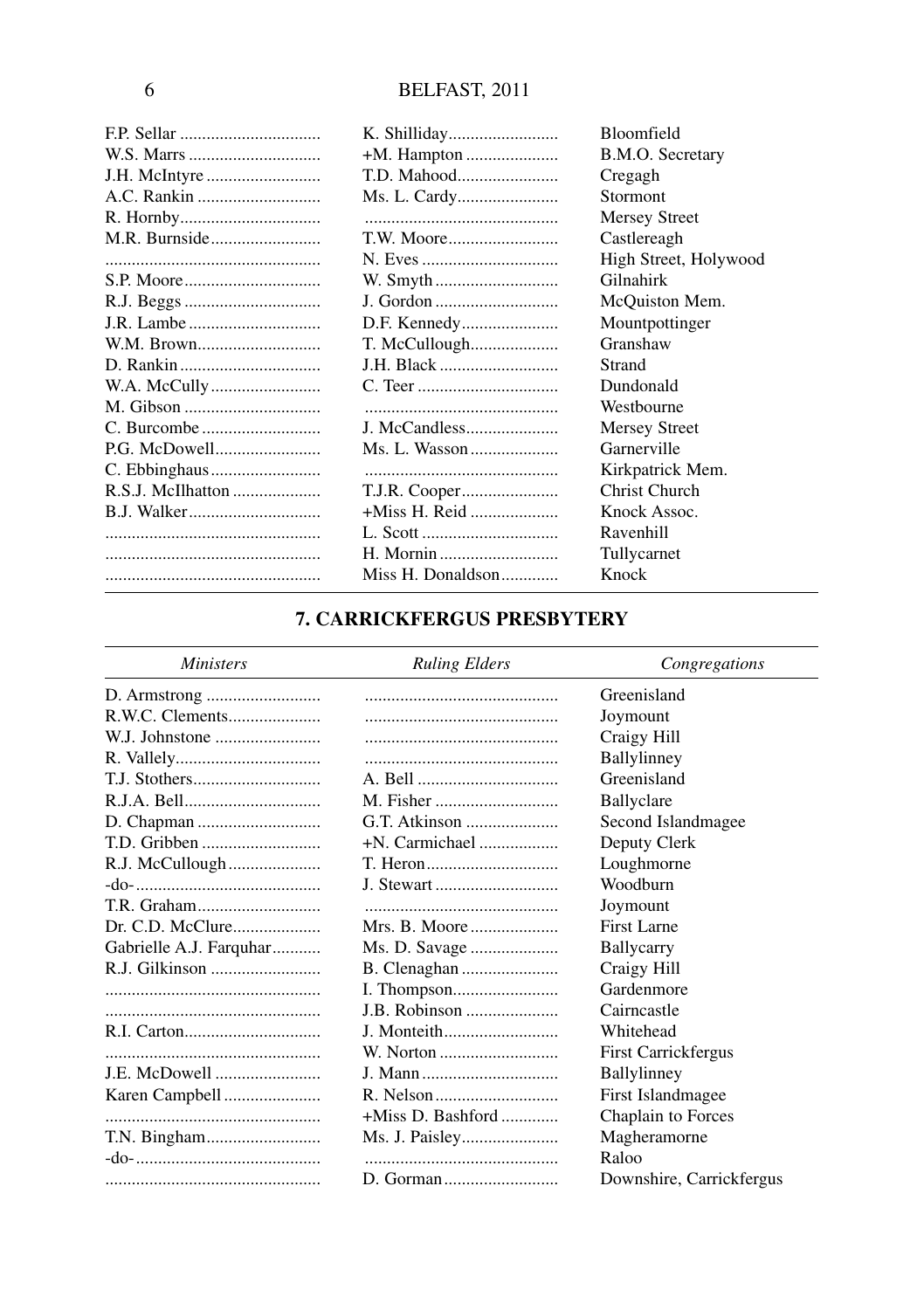| | | |
|---|---|---|
| F.P. Sellar | K. Shilliday | Bloomfield |
| W.S. Marrs | +M. Hampton | B.M.O. Secretary |
| J.H. McIntyre | T.D. Mahood | Cregagh |
| A.C. Rankin | Ms. L. Cardy | Stormont |
| R. Hornby | | Mersey Street |
| M.R. Burnside | T.W. Moore | Castlereagh |
| | N. Eves | High Street, Holywood |
| S.P. Moore | W. Smyth | Gilnahirk |
| R.J. Beggs | J. Gordon | McQuiston Mem. |
| J.R. Lambe | D.F. Kennedy | Mountpottinger |
| W.M. Brown | T. McCullough | Granshaw |
| D. Rankin | J.H. Black | Strand |
| W.A. McCully | C. Teer | Dundonald |
| M. Gibson | | Westbourne |
| C. Burcombe | J. McCandless | Mersey Street |
| P.G. McDowell | Ms. L. Wasson | Garnerville |
| C. Ebbinghaus | | Kirkpatrick Mem. |
| R.S.J. McIlhatton | T.J.R. Cooper | Christ Church |
| B.J. Walker | +Miss H. Reid | Knock Assoc. |
| | L. Scott | Ravenhill |
| | H. Mornin | Tullycarnet |
| | Miss H. Donaldson | Knock |

## 7. CARRICKFERGUS PRESBYTERY

| *Ministers* | *Ruling Elders* | *Congregations* |
|---|---|---|
| D. Armstrong | | Greenisland |
| R.W.C. Clements | | Joymount |
| W.J. Johnstone | | Craigy Hill |
| R. Vallely | | Ballylinney |
| T.J. Stothers | A. Bell | Greenisland |
| R.J.A. Bell | M. Fisher | Ballyclare |
| D. Chapman | G.T. Atkinson | Second Islandmagee |
| T.D. Gribben | +N. Carmichael | Deputy Clerk |
| R.J. McCullough | T. Heron | Loughmorne |
| -do- | J. Stewart | Woodburn |
| T.R. Graham | | Joymount |
| Dr. C.D. McClure | Mrs. B. Moore | First Larne |
| Gabrielle A.J. Farquhar | Ms. D. Savage | Ballycarry |
| R.J. Gilkinson | B. Clenaghan | Craigy Hill |
| | I. Thompson | Gardenmore |
| | J.B. Robinson | Cairncastle |
| R.I. Carton | J. Monteith | Whitehead |
| | W. Norton | First Carrickfergus |
| J.E. McDowell | J. Mann | Ballylinney |
| Karen Campbell | R. Nelson | First Islandmagee |
| | +Miss D. Bashford | Chaplain to Forces |
| T.N. Bingham | Ms. J. Paisley | Magheramorne |
| -do- | | Raloo |
| | D. Gorman | Downshire, Carrickfergus |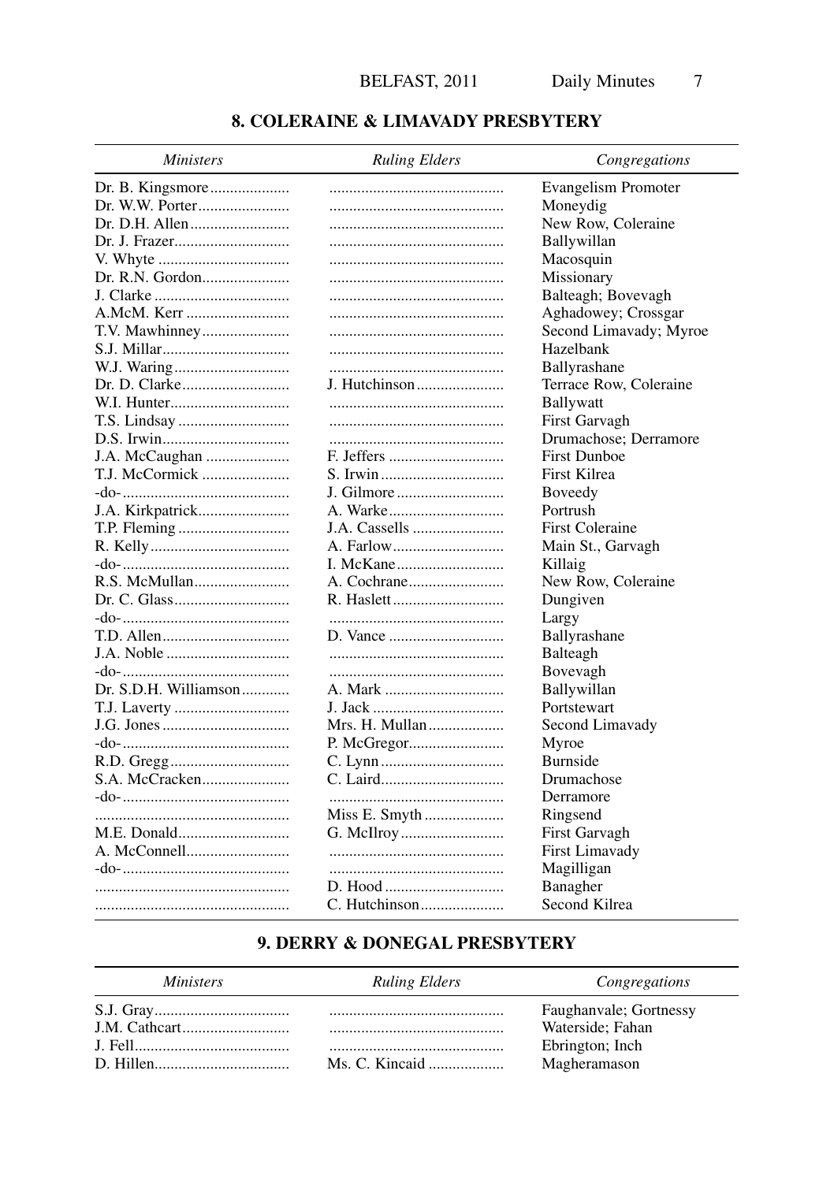## 8. COLERAINE & LIMAVADY PRESBYTERY

| *Ministers* | *Ruling Elders* | *Congregations* |
|---|---|---|
| Dr. B. Kingsmore | | Evangelism Promoter |
| Dr. W.W. Porter | | Moneydig |
| Dr. D.H. Allen | | New Row, Coleraine |
| Dr. J. Frazer | | Ballywillan |
| V. Whyte | | Macosquin |
| Dr. R.N. Gordon | | Missionary |
| J. Clarke | | Balteagh; Bovevagh |
| A.McM. Kerr | | Aghadowey; Crossgar |
| T.V. Mawhinney | | Second Limavady; Myroe |
| S.J. Millar | | Hazelbank |
| W.J. Waring | | Ballyrashane |
| Dr. D. Clarke | J. Hutchinson | Terrace Row, Coleraine |
| W.I. Hunter | | Ballywatt |
| T.S. Lindsay | | First Garvagh |
| D.S. Irwin | | Drumachose; Derramore |
| J.A. McCaughan | F. Jeffers | First Dunboe |
| T.J. McCormick | S. Irwin | First Kilrea |
| -do- | J. Gilmore | Boveedy |
| J.A. Kirkpatrick | A. Warke | Portrush |
| T.P. Fleming | J.A. Cassells | First Coleraine |
| R. Kelly | A. Farlow | Main St., Garvagh |
| -do- | I. McKane | Killaig |
| R.S. McMullan | A. Cochrane | New Row, Coleraine |
| Dr. C. Glass | R. Haslett | Dungiven |
| -do- | | Largy |
| T.D. Allen | D. Vance | Ballyrashane |
| J.A. Noble | | Balteagh |
| -do- | | Bovevagh |
| Dr. S.D.H. Williamson | A. Mark | Ballywillan |
| T.J. Laverty | J. Jack | Portstewart |
| J.G. Jones | Mrs. H. Mullan | Second Limavady |
| -do- | P. McGregor | Myroe |
| R.D. Gregg | C. Lynn | Burnside |
| S.A. McCracken | C. Laird | Drumachose |
| -do- | | Derramore |
| | Miss E. Smyth | Ringsend |
| M.E. Donald | G. McIlroy | First Garvagh |
| A. McConnell | | First Limavady |
| -do- | | Magilligan |
| | D. Hood | Banagher |
| | C. Hutchinson | Second Kilrea |

## 9. DERRY & DONEGAL PRESBYTERY

| *Ministers* | *Ruling Elders* | *Congregations* |
|---|---|---|
| S.J. Gray | | Faughanvale; Gortnessy |
| J.M. Cathcart | | Waterside; Fahan |
| J. Fell | | Ebrington; Inch |
| D. Hillen | Ms. C. Kincaid | Magheramason |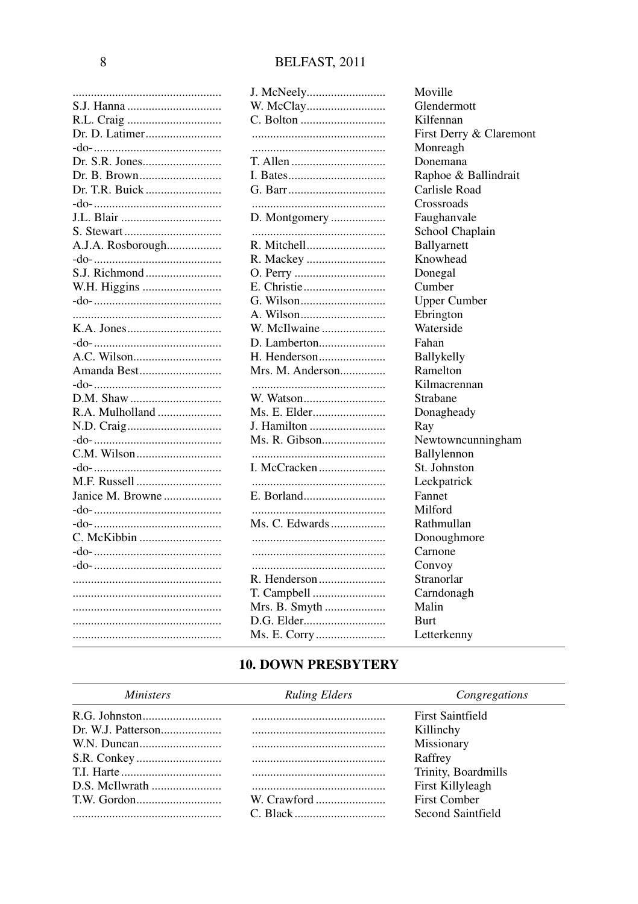| Ministers | Ruling Elders | Congregations |
|---|---|---|
| | J. McNeely | Moville |
| S.J. Hanna | W. McClay | Glendermott |
| R.L. Craig | C. Bolton | Kilfennan |
| Dr. D. Latimer | | First Derry & Claremont |
| -do- | | Monreagh |
| Dr. S.R. Jones | T. Allen | Donemana |
| Dr. B. Brown | I. Bates | Raphoe & Ballindrait |
| Dr. T.R. Buick | G. Barr | Carlisle Road |
| -do- | | Crossroads |
| J.L. Blair | D. Montgomery | Faughanvale |
| S. Stewart | | School Chaplain |
| A.J.A. Rosborough | R. Mitchell | Ballyarnett |
| -do- | R. Mackey | Knowhead |
| S.J. Richmond | O. Perry | Donegal |
| W.H. Higgins | E. Christie | Cumber |
| -do- | G. Wilson | Upper Cumber |
| | A. Wilson | Ebrington |
| K.A. Jones | W. McIlwaine | Waterside |
| -do- | D. Lamberton | Fahan |
| A.C. Wilson | H. Henderson | Ballykelly |
| Amanda Best | Mrs. M. Anderson | Ramelton |
| -do- | | Kilmacrennan |
| D.M. Shaw | W. Watson | Strabane |
| R.A. Mulholland | Ms. E. Elder | Donagheady |
| N.D. Craig | J. Hamilton | Ray |
| -do- | Ms. R. Gibson | Newtowncunningham |
| C.M. Wilson | | Ballylennon |
| -do- | I. McCracken | St. Johnston |
| M.F. Russell | | Leckpatrick |
| Janice M. Browne | E. Borland | Fannet |
| -do- | | Milford |
| -do- | Ms. C. Edwards | Rathmullan |
| C. McKibbin | | Donoughmore |
| -do- | | Carnone |
| -do- | | Convoy |
| | R. Henderson | Stranorlar |
| | T. Campbell | Carndonagh |
| | Mrs. B. Smyth | Malin |
| | D.G. Elder | Burt |
| | Ms. E. Corry | Letterkenny |

## 10. DOWN PRESBYTERY

| *Ministers* | *Ruling Elders* | *Congregations* |
|---|---|---|
| R.G. Johnston | | First Saintfield |
| Dr. W.J. Patterson | | Killinchy |
| W.N. Duncan | | Missionary |
| S.R. Conkey | | Raffrey |
| T.I. Harte | | Trinity, Boardmills |
| D.S. McIlwrath | | First Killyleagh |
| T.W. Gordon | W. Crawford | First Comber |
| | C. Black | Second Saintfield |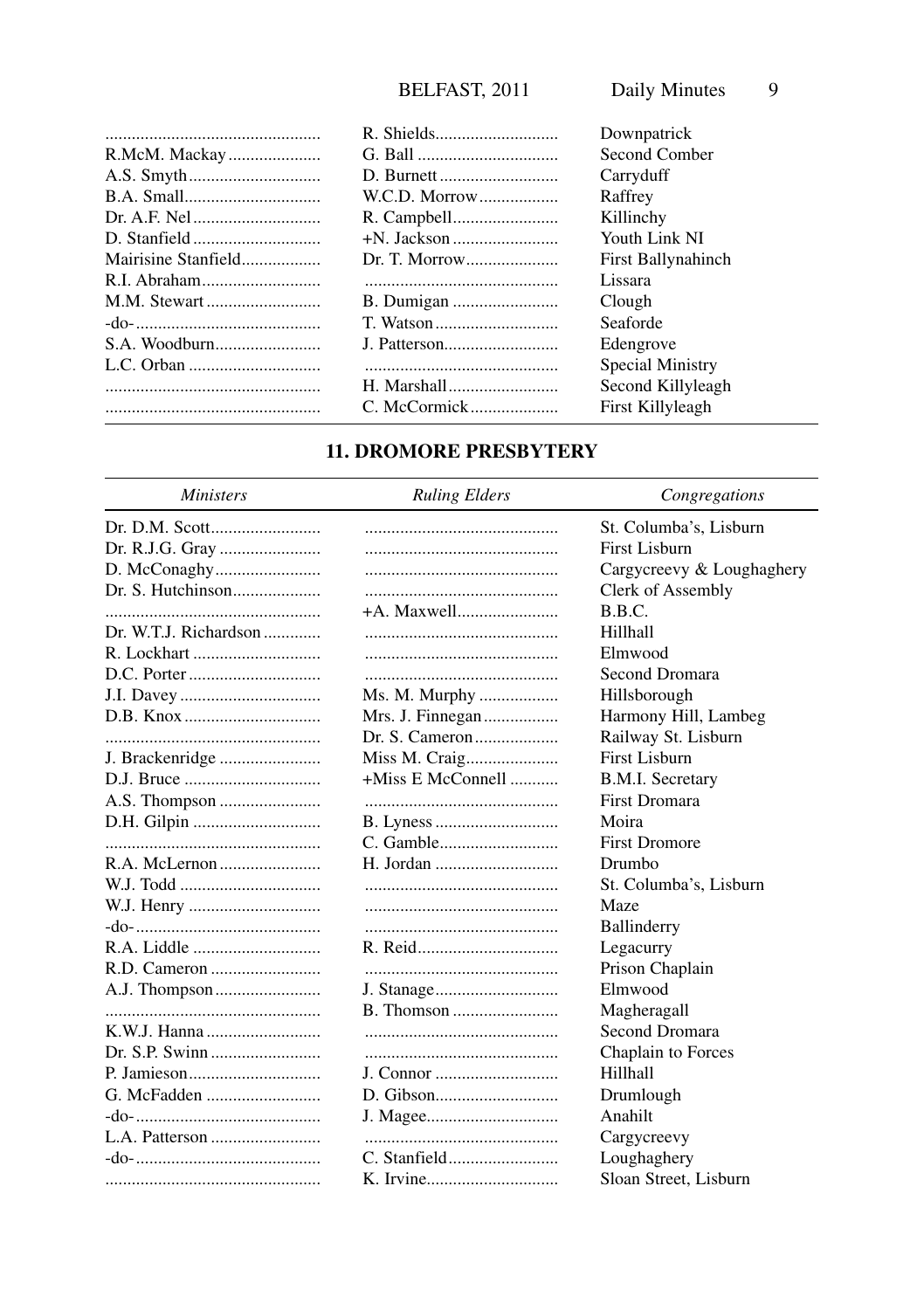| | | |
|---|---|---|
| | R. Shields | Downpatrick |
| R.McM. Mackay | G. Ball | Second Comber |
| A.S. Smyth | D. Burnett | Carryduff |
| B.A. Small | W.C.D. Morrow | Raffrey |
| Dr. A.F. Nel | R. Campbell | Killinchy |
| D. Stanfield | +N. Jackson | Youth Link NI |
| Mairisine Stanfield | Dr. T. Morrow | First Ballynahinch |
| R.I. Abraham | | Lissara |
| M.M. Stewart | B. Dumigan | Clough |
| -do- | T. Watson | Seaforde |
| S.A. Woodburn | J. Patterson | Edengrove |
| L.C. Orban | | Special Ministry |
| | H. Marshall | Second Killyleagh |
| | C. McCormick | First Killyleagh |

## 11. DROMORE PRESBYTERY

| *Ministers* | *Ruling Elders* | *Congregations* |
|---|---|---|
| Dr. D.M. Scott | | St. Columba's, Lisburn |
| Dr. R.J.G. Gray | | First Lisburn |
| D. McConaghy | | Cargycreevy & Loughaghery |
| Dr. S. Hutchinson | | Clerk of Assembly |
| | +A. Maxwell | B.B.C. |
| Dr. W.T.J. Richardson | | Hillhall |
| R. Lockhart | | Elmwood |
| D.C. Porter | | Second Dromara |
| J.I. Davey | Ms. M. Murphy | Hillsborough |
| D.B. Knox | Mrs. J. Finnegan | Harmony Hill, Lambeg |
| | Dr. S. Cameron | Railway St. Lisburn |
| J. Brackenridge | Miss M. Craig | First Lisburn |
| D.J. Bruce | +Miss E McConnell | B.M.I. Secretary |
| A.S. Thompson | | First Dromara |
| D.H. Gilpin | B. Lyness | Moira |
| | C. Gamble | First Dromore |
| R.A. McLernon | H. Jordan | Drumbo |
| W.J. Todd | | St. Columba's, Lisburn |
| W.J. Henry | | Maze |
| -do- | | Ballinderry |
| R.A. Liddle | R. Reid | Legacurry |
| R.D. Cameron | | Prison Chaplain |
| A.J. Thompson | J. Stanage | Elmwood |
| | B. Thomson | Magheragall |
| K.W.J. Hanna | | Second Dromara |
| Dr. S.P. Swinn | | Chaplain to Forces |
| P. Jamieson | J. Connor | Hillhall |
| G. McFadden | D. Gibson | Drumlough |
| -do- | J. Magee | Anahilt |
| L.A. Patterson | | Cargycreevy |
| -do- | C. Stanfield | Loughaghery |
| | K. Irvine | Sloan Street, Lisburn |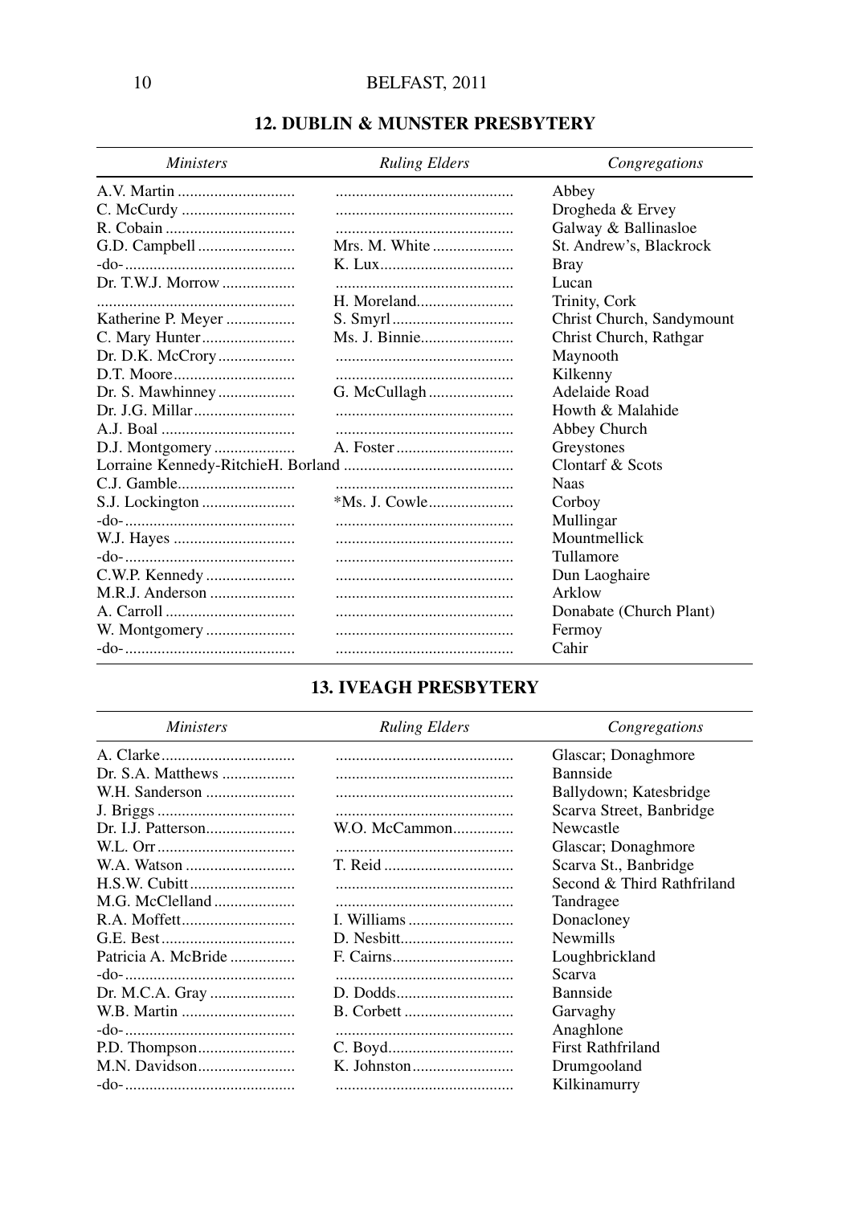## 12. DUBLIN & MUNSTER PRESBYTERY

| *Ministers* | *Ruling Elders* | *Congregations* |
|---|---|---|
| A.V. Martin | | Abbey |
| C. McCurdy | | Drogheda & Ervey |
| R. Cobain | | Galway & Ballinasloe |
| G.D. Campbell | Mrs. M. White | St. Andrew's, Blackrock |
| -do- | K. Lux | Bray |
| Dr. T.W.J. Morrow | | Lucan |
| | H. Moreland | Trinity, Cork |
| Katherine P. Meyer | S. Smyrl | Christ Church, Sandymount |
| C. Mary Hunter | Ms. J. Binnie | Christ Church, Rathgar |
| Dr. D.K. McCrory | | Maynooth |
| D.T. Moore | | Kilkenny |
| Dr. S. Mawhinney | G. McCullagh | Adelaide Road |
| Dr. J.G. Millar | | Howth & Malahide |
| A.J. Boal | | Abbey Church |
| D.J. Montgomery | A. Foster | Greystones |
| Lorraine Kennedy-RitchieH. Borland | | Clontarf & Scots |
| C.J. Gamble | | Naas |
| S.J. Lockington | *Ms. J. Cowle | Corboy |
| -do- | | Mullingar |
| W.J. Hayes | | Mountmellick |
| -do- | | Tullamore |
| C.W.P. Kennedy | | Dun Laoghaire |
| M.R.J. Anderson | | Arklow |
| A. Carroll | | Donabate (Church Plant) |
| W. Montgomery | | Fermoy |
| -do- | | Cahir |

## 13. IVEAGH PRESBYTERY

| *Ministers* | *Ruling Elders* | *Congregations* |
|---|---|---|
| A. Clarke | | Glascar; Donaghmore |
| Dr. S.A. Matthews | | Bannside |
| W.H. Sanderson | | Ballydown; Katesbridge |
| J. Briggs | | Scarva Street, Banbridge |
| Dr. I.J. Patterson | W.O. McCammon | Newcastle |
| W.L. Orr | | Glascar; Donaghmore |
| W.A. Watson | T. Reid | Scarva St., Banbridge |
| H.S.W. Cubitt | | Second & Third Rathfriland |
| M.G. McClelland | | Tandragee |
| R.A. Moffett | I. Williams | Donacloney |
| G.E. Best | D. Nesbitt | Newmills |
| Patricia A. McBride | F. Cairns | Loughbrickland |
| -do- | | Scarva |
| Dr. M.C.A. Gray | D. Dodds | Bannside |
| W.B. Martin | B. Corbett | Garvaghy |
| -do- | | Anaghlone |
| P.D. Thompson | C. Boyd | First Rathfriland |
| M.N. Davidson | K. Johnston | Drumgooland |
| -do- | | Kilkinamurry |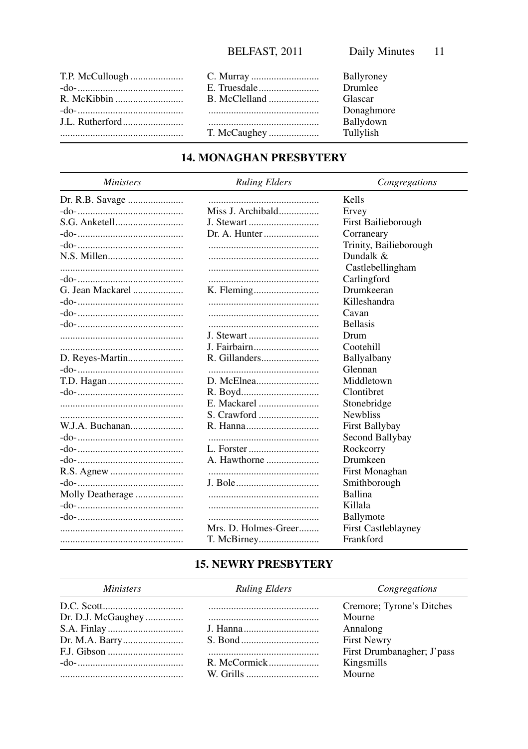| | | |
|---|---|---|
| T.P. McCullough | C. Murray | Ballyroney |
| -do- | E. Truesdale | Drumlee |
| R. McKibbin | B. McClelland | Glascar |
| -do- | | Donaghmore |
| J.L. Rutherford | | Ballydown |
| | T. McCaughey | Tullylish |

## 14. MONAGHAN PRESBYTERY

| *Ministers* | *Ruling Elders* | *Congregations* |
|---|---|---|
| Dr. R.B. Savage | | Kells |
| -do- | Miss J. Archibald | Ervey |
| S.G. Anketell | J. Stewart | First Bailieborough |
| -do- | Dr. A. Hunter | Corraneary |
| -do- | | Trinity, Bailieborough |
| N.S. Millen | | Dundalk & Castlebellingham |
| -do- | | Carlingford |
| G. Jean Mackarel | K. Fleming | Drumkeeran |
| -do- | | Killeshandra |
| -do- | | Cavan |
| -do- | | Bellasis |
| | J. Stewart | Drum |
| | J. Fairbairn | Cootehill |
| D. Reyes-Martin | R. Gillanders | Ballyalbany |
| -do- | | Glennan |
| T.D. Hagan | D. McElnea | Middletown |
| -do- | R. Boyd | Clontibret |
| | E. Mackarel | Stonebridge |
| | S. Crawford | Newbliss |
| W.J.A. Buchanan | R. Hanna | First Ballybay |
| -do- | | Second Ballybay |
| -do- | L. Forster | Rockcorry |
| -do- | A. Hawthorne | Drumkeen |
| R.S. Agnew | | First Monaghan |
| -do- | J. Bole | Smithborough |
| Molly Deatherage | | Ballina |
| -do- | | Killala |
| -do- | | Ballymote |
| | Mrs. D. Holmes-Greer | First Castleblayney |
| | T. McBirney | Frankford |

## 15. NEWRY PRESBYTERY

| *Ministers* | *Ruling Elders* | *Congregations* |
|---|---|---|
| D.C. Scott | | Cremore; Tyrone's Ditches |
| Dr. D.J. McGaughey | | Mourne |
| S.A. Finlay | J. Hanna | Annalong |
| Dr. M.A. Barry | S. Bond | First Newry |
| F.J. Gibson | | First Drumbanagher; J'pass |
| -do- | R. McCormick | Kingsmills |
| | W. Grills | Mourne |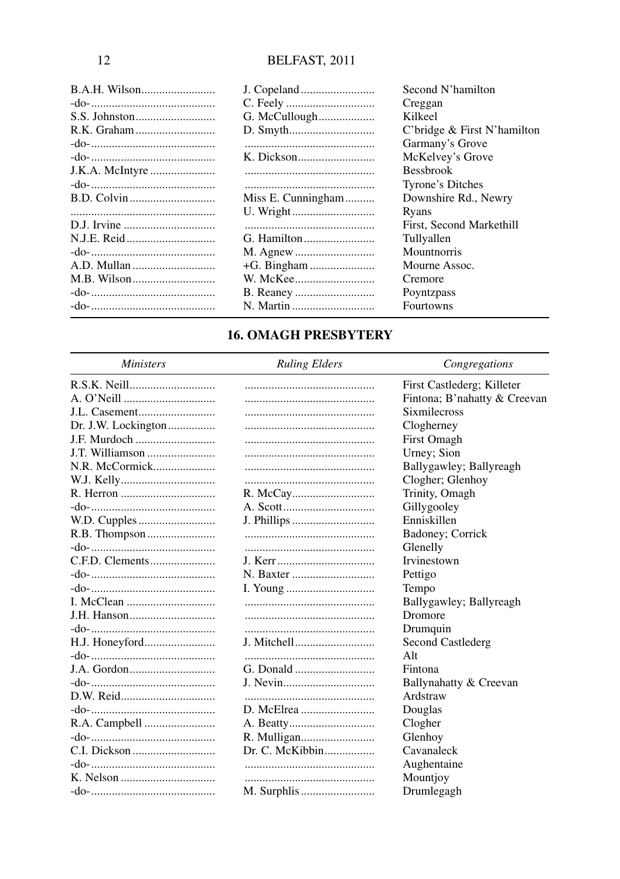| | | |
|---|---|---|
| B.A.H. Wilson | J. Copeland | Second N'hamilton |
| -do- | C. Feely | Creggan |
| S.S. Johnston | G. McCullough | Kilkeel |
| R.K. Graham | D. Smyth | C'bridge & First N'hamilton |
| -do- | | Garmany's Grove |
| -do- | K. Dickson | McKelvey's Grove |
| J.K.A. McIntyre | | Bessbrook |
| -do- | | Tyrone's Ditches |
| B.D. Colvin | Miss E. Cunningham | Downshire Rd., Newry |
| | U. Wright | Ryans |
| D.J. Irvine | | First, Second Markethill |
| N.J.E. Reid | G. Hamilton | Tullyallen |
| -do- | M. Agnew | Mountnorris |
| A.D. Mullan | +G. Bingham | Mourne Assoc. |
| M.B. Wilson | W. McKee | Cremore |
| -do- | B. Reaney | Poyntzpass |
| -do- | N. Martin | Fourtowns |

## 16. OMAGH PRESBYTERY

| *Ministers* | *Ruling Elders* | *Congregations* |
|---|---|---|
| R.S.K. Neill | | First Castlederg; Killeter |
| A. O'Neill | | Fintona; B'nahatty & Creevan |
| J.L. Casement | | Sixmilecross |
| Dr. J.W. Lockington | | Clogherney |
| J.F. Murdoch | | First Omagh |
| J.T. Williamson | | Urney; Sion |
| N.R. McCormick | | Ballygawley; Ballyreagh |
| W.J. Kelly | | Clogher; Glenhoy |
| R. Herron | R. McCay | Trinity, Omagh |
| -do- | A. Scott | Gillygooley |
| W.D. Cupples | J. Phillips | Enniskillen |
| R.B. Thompson | | Badoney; Corrick |
| -do- | | Glenelly |
| C.F.D. Clements | J. Kerr | Irvinestown |
| -do- | N. Baxter | Pettigo |
| -do- | I. Young | Tempo |
| I. McClean | | Ballygawley; Ballyreagh |
| J.H. Hanson | | Dromore |
| -do- | | Drumquin |
| H.J. Honeyford | J. Mitchell | Second Castlederg |
| -do- | | Alt |
| J.A. Gordon | G. Donald | Fintona |
| -do- | J. Nevin | Ballynahatty & Creevan |
| D.W. Reid | | Ardstraw |
| -do- | D. McElrea | Douglas |
| R.A. Campbell | A. Beatty | Clogher |
| -do- | R. Mulligan | Glenhoy |
| C.I. Dickson | Dr. C. McKibbin | Cavanaleck |
| -do- | | Aughentaine |
| K. Nelson | | Mountjoy |
| -do- | M. Surphlis | Drumlegagh |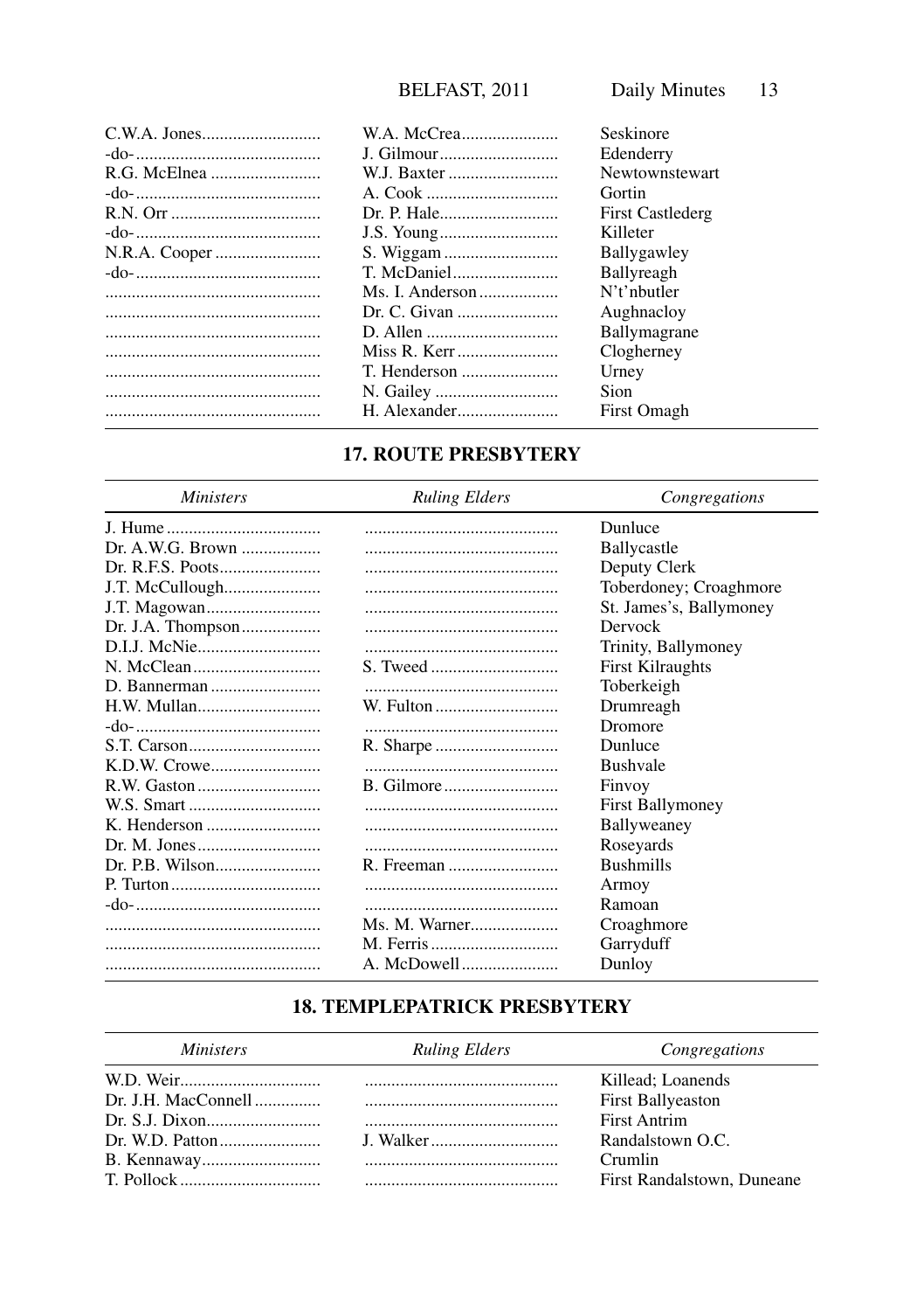| | | |
|---|---|---|
| C.W.A. Jones.......................... | W.A. McCrea...................... | Seskinore |
| -do-.......................................... | J. Gilmour.......................... | Edenderry |
| R.G. McElnea ......................... | W.J. Baxter ......................... | Newtownstewart |
| -do-.......................................... | A. Cook ............................. | Gortin |
| R.N. Orr ................................. | Dr. P. Hale........................... | First Castlederg |
| -do-.......................................... | J.S. Young.......................... | Killeter |
| N.R.A. Cooper ........................ | S. Wiggam .......................... | Ballygawley |
| -do-.......................................... | T. McDaniel........................ | Ballyreagh |
| ................................................ | Ms. I. Anderson ................. | N't'nbutler |
| ................................................ | Dr. C. Givan ...................... | Aughnacloy |
| ................................................ | D. Allen ............................. | Ballymagrane |
| ................................................ | Miss R. Kerr ....................... | Clogherney |
| ................................................ | T. Henderson ...................... | Urney |
| ................................................ | N. Gailey ............................ | Sion |
| ................................................ | H. Alexander....................... | First Omagh |

## 17. ROUTE PRESBYTERY

| *Ministers* | *Ruling Elders* | *Congregations* |
|---|---|---|
| J. Hume .................................. | ........................................... | Dunluce |
| Dr. A.W.G. Brown .................. | ........................................... | Ballycastle |
| Dr. R.F.S. Poots...................... | ........................................... | Deputy Clerk |
| J.T. McCullough...................... | ........................................... | Toberdoney; Croaghmore |
| J.T. Magowan.......................... | ........................................... | St. James's, Ballymoney |
| Dr. J.A. Thompson.................. | ........................................... | Dervock |
| D.I.J. McNie............................ | ........................................... | Trinity, Ballymoney |
| N. McClean............................. | S. Tweed ............................ | First Kilraughts |
| D. Bannerman ......................... | ........................................... | Toberkeigh |
| H.W. Mullan............................ | W. Fulton ........................... | Drumreagh |
| -do-.......................................... | ........................................... | Dromore |
| S.T. Carson............................. | R. Sharpe ........................... | Dunluce |
| K.D.W. Crowe......................... | ........................................... | Bushvale |
| R.W. Gaston ........................... | B. Gilmore.......................... | Finvoy |
| W.S. Smart ............................. | ........................................... | First Ballymoney |
| K. Henderson .......................... | ........................................... | Ballyweaney |
| Dr. M. Jones............................ | ........................................... | Roseyards |
| Dr. P.B. Wilson........................ | R. Freeman ......................... | Bushmills |
| P. Turton ................................. | ........................................... | Armoy |
| -do-.......................................... | ........................................... | Ramoan |
| ................................................ | Ms. M. Warner.................... | Croaghmore |
| ................................................ | M. Ferris ............................ | Garryduff |
| ................................................ | A. McDowell...................... | Dunloy |

## 18. TEMPLEPATRICK PRESBYTERY

| *Ministers* | *Ruling Elders* | *Congregations* |
|---|---|---|
| W.D. Weir............................... | ........................................... | Killead; Loanends |
| Dr. J.H. MacConnell ............... | ........................................... | First Ballyeaston |
| Dr. S.J. Dixon.......................... | ........................................... | First Antrim |
| Dr. W.D. Patton....................... | J. Walker............................ | Randalstown O.C. |
| B. Kennaway........................... | ........................................... | Crumlin |
| T. Pollock ............................... | ........................................... | First Randalstown, Duneane |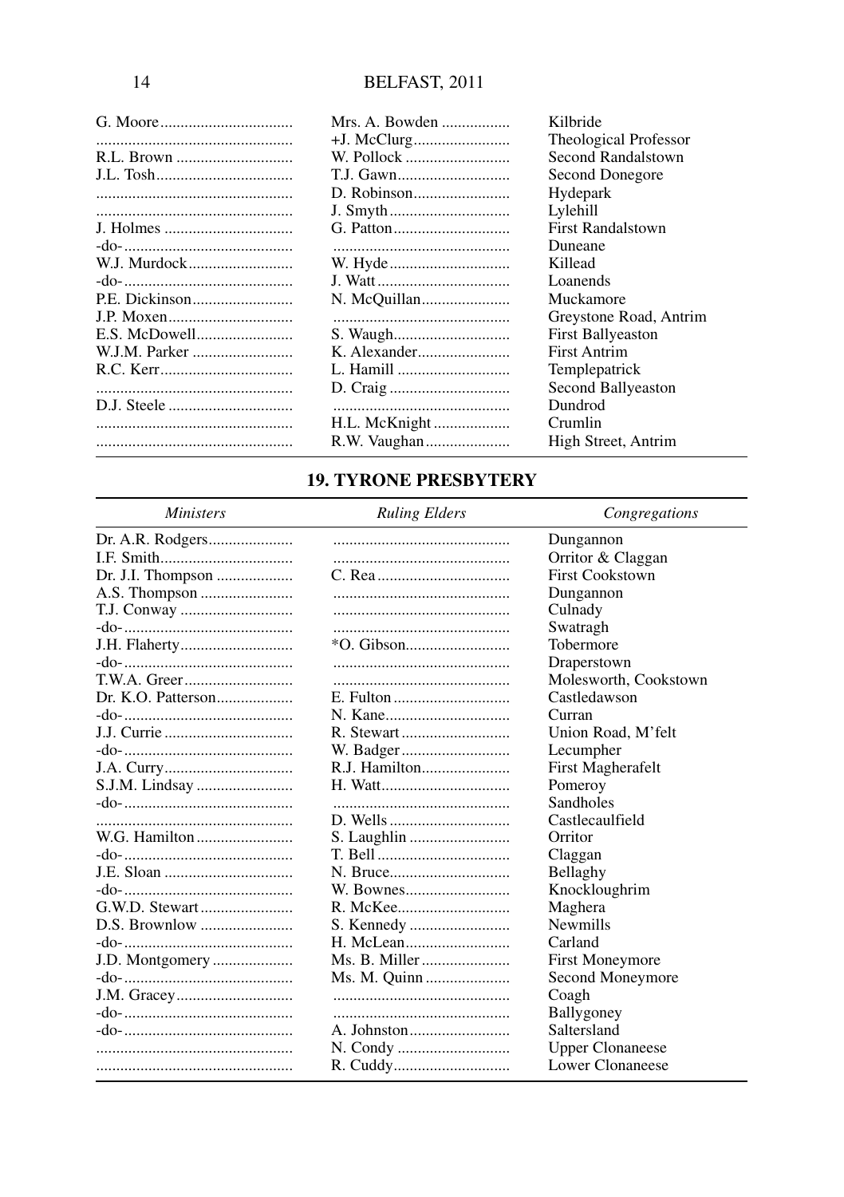| | | |
|---|---|---|
| G. Moore | Mrs. A. Bowden | Kilbride |
| | +J. McClurg | Theological Professor |
| R.L. Brown | W. Pollock | Second Randalstown |
| J.L. Tosh | T.J. Gawn | Second Donegore |
| | D. Robinson | Hydepark |
| | J. Smyth | Lylehill |
| J. Holmes | G. Patton | First Randalstown |
| -do- | | Duneane |
| W.J. Murdock | W. Hyde | Killead |
| -do- | J. Watt | Loanends |
| P.E. Dickinson | N. McQuillan | Muckamore |
| J.P. Moxen | | Greystone Road, Antrim |
| E.S. McDowell | S. Waugh | First Ballyeaston |
| W.J.M. Parker | K. Alexander | First Antrim |
| R.C. Kerr | L. Hamill | Templepatrick |
| | D. Craig | Second Ballyeaston |
| D.J. Steele | | Dundrod |
| | H.L. McKnight | Crumlin |
| | R.W. Vaughan | High Street, Antrim |

## 19. TYRONE PRESBYTERY

| *Ministers* | *Ruling Elders* | *Congregations* |
|---|---|---|
| Dr. A.R. Rodgers | | Dungannon |
| I.F. Smith | | Orritor & Claggan |
| Dr. J.I. Thompson | C. Rea | First Cookstown |
| A.S. Thompson | | Dungannon |
| T.J. Conway | | Culnady |
| -do- | | Swatragh |
| J.H. Flaherty | *O. Gibson | Tobermore |
| -do- | | Draperstown |
| T.W.A. Greer | | Molesworth, Cookstown |
| Dr. K.O. Patterson | E. Fulton | Castledawson |
| -do- | N. Kane | Curran |
| J.J. Currie | R. Stewart | Union Road, M'felt |
| -do- | W. Badger | Lecumpher |
| J.A. Curry | R.J. Hamilton | First Magherafelt |
| S.J.M. Lindsay | H. Watt | Pomeroy |
| -do- | | Sandholes |
| | D. Wells | Castlecaulfield |
| W.G. Hamilton | S. Laughlin | Orritor |
| -do- | T. Bell | Claggan |
| J.E. Sloan | N. Bruce | Bellaghy |
| -do- | W. Bownes | Knockloughrim |
| G.W.D. Stewart | R. McKee | Maghera |
| D.S. Brownlow | S. Kennedy | Newmills |
| -do- | H. McLean | Carland |
| J.D. Montgomery | Ms. B. Miller | First Moneymore |
| -do- | Ms. M. Quinn | Second Moneymore |
| J.M. Gracey | | Coagh |
| -do- | | Ballygoney |
| -do- | A. Johnston | Saltersland |
| | N. Condy | Upper Clonaneese |
| | R. Cuddy | Lower Clonaneese |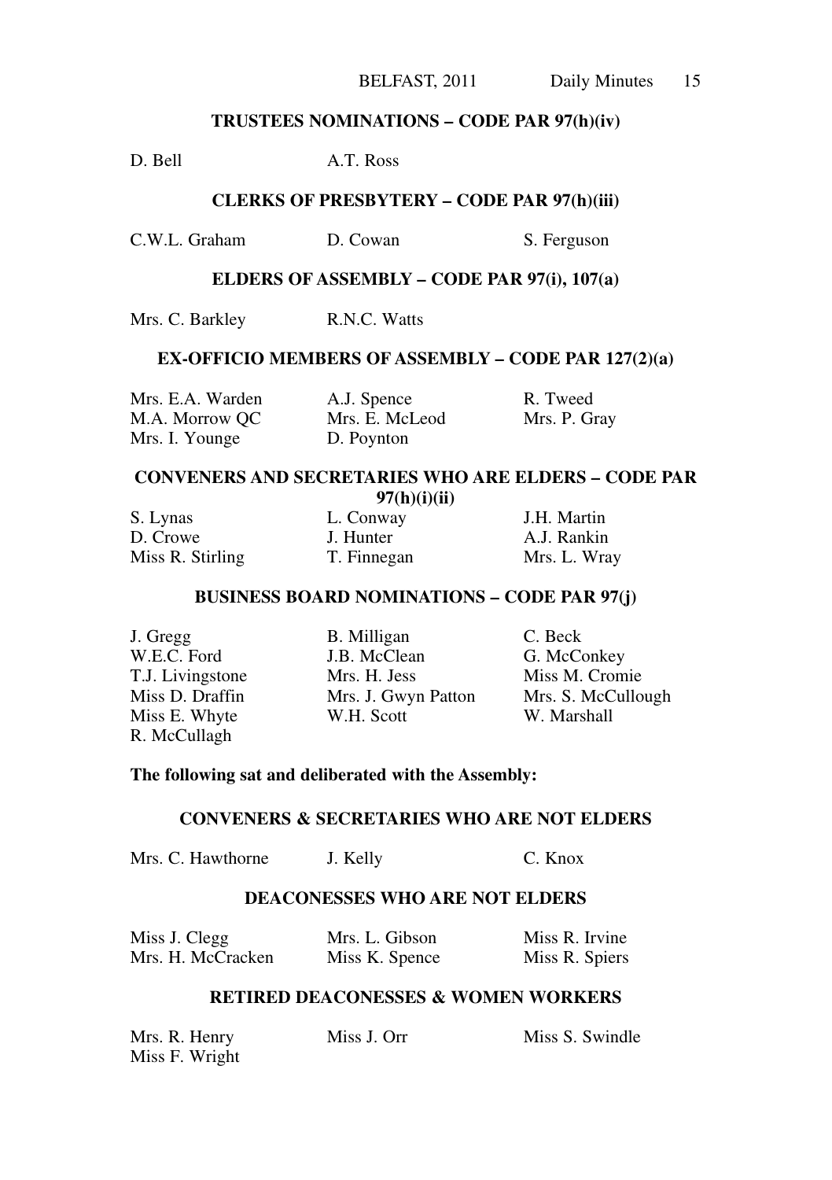### TRUSTEES NOMINATIONS – CODE PAR 97(h)(iv)

D. Bell
A.T. Ross

### CLERKS OF PRESBYTERY – CODE PAR 97(h)(iii)

C.W.L. Graham
D. Cowan
S. Ferguson

### ELDERS OF ASSEMBLY – CODE PAR 97(i), 107(a)

Mrs. C. Barkley
R.N.C. Watts

### EX-OFFICIO MEMBERS OF ASSEMBLY – CODE PAR 127(2)(a)

Mrs. E.A. Warden
A.J. Spence
R. Tweed
M.A. Morrow QC
Mrs. E. McLeod
Mrs. P. Gray
Mrs. I. Younge
D. Poynton

### CONVENERS AND SECRETARIES WHO ARE ELDERS – CODE PAR 97(h)(i)(ii)

S. Lynas
L. Conway
J.H. Martin
D. Crowe
J. Hunter
A.J. Rankin
Miss R. Stirling
T. Finnegan
Mrs. L. Wray

### BUSINESS BOARD NOMINATIONS – CODE PAR 97(j)

J. Gregg
B. Milligan
C. Beck
W.E.C. Ford
J.B. McClean
G. McConkey
T.J. Livingstone
Mrs. H. Jess
Miss M. Cromie
Miss D. Draffin
Mrs. J. Gwyn Patton
Mrs. S. McCullough
Miss E. Whyte
W.H. Scott
W. Marshall
R. McCullagh

**The following sat and deliberated with the Assembly:**

### CONVENERS & SECRETARIES WHO ARE NOT ELDERS

Mrs. C. Hawthorne
J. Kelly
C. Knox

### DEACONESSES WHO ARE NOT ELDERS

Miss J. Clegg
Mrs. L. Gibson
Miss R. Irvine
Mrs. H. McCracken
Miss K. Spence
Miss R. Spiers

### RETIRED DEACONESSES & WOMEN WORKERS

Mrs. R. Henry
Miss J. Orr
Miss S. Swindle
Miss F. Wright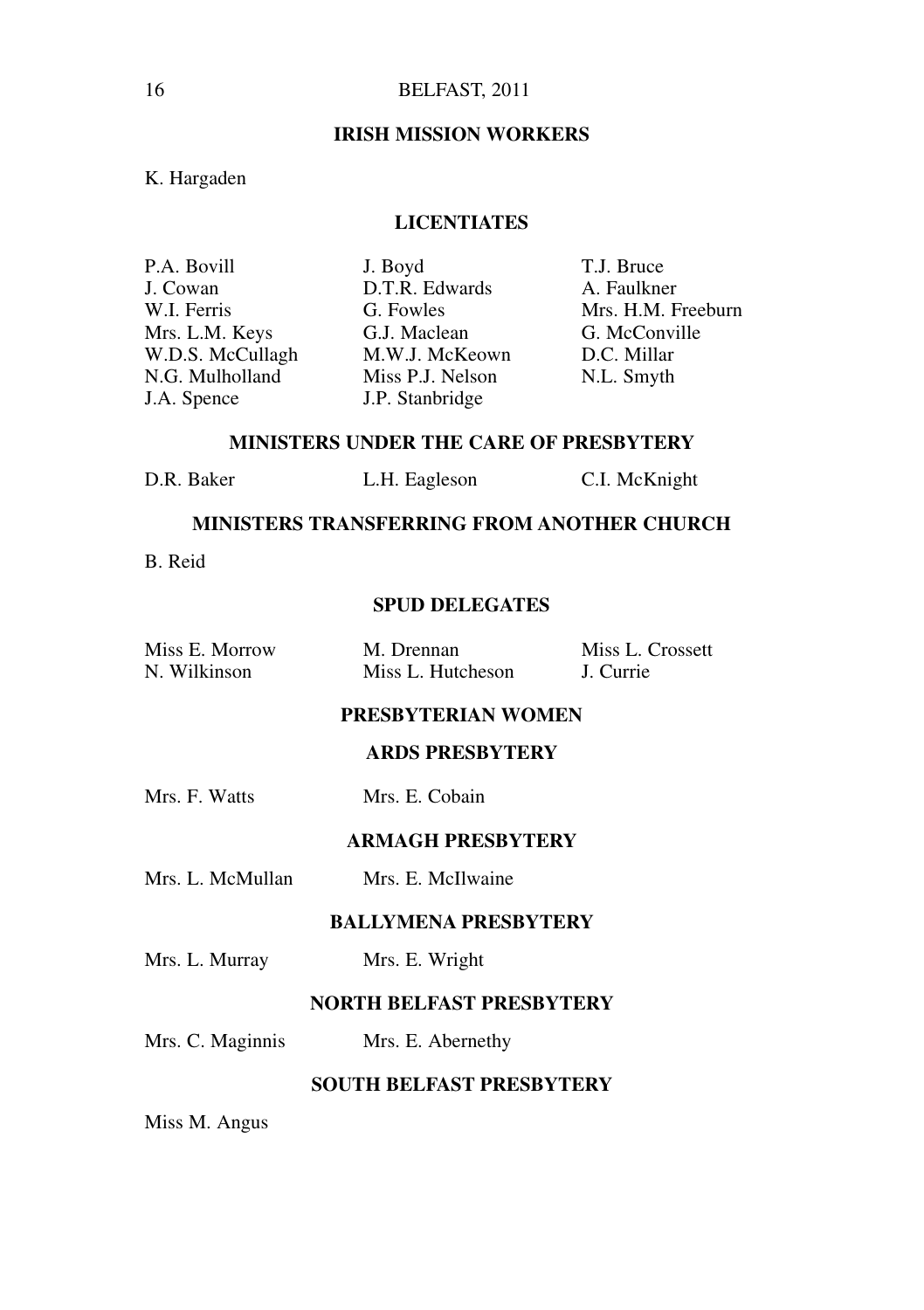## IRISH MISSION WORKERS

K. Hargaden

## LICENTIATES

P.A. Bovill
J. Boyd
T.J. Bruce
J. Cowan
D.T.R. Edwards
A. Faulkner
W.I. Ferris
G. Fowles
Mrs. H.M. Freeburn
Mrs. L.M. Keys
G.J. Maclean
G. McConville
W.D.S. McCullagh
M.W.J. McKeown
D.C. Millar
N.G. Mulholland
Miss P.J. Nelson
N.L. Smyth
J.A. Spence
J.P. Stanbridge

## MINISTERS UNDER THE CARE OF PRESBYTERY

D.R. Baker
L.H. Eagleson
C.I. McKnight

## MINISTERS TRANSFERRING FROM ANOTHER CHURCH

B. Reid

## SPUD DELEGATES

Miss E. Morrow
M. Drennan
Miss L. Crossett
N. Wilkinson
Miss L. Hutcheson
J. Currie

## PRESBYTERIAN WOMEN

### ARDS PRESBYTERY

Mrs. F. Watts
Mrs. E. Cobain

### ARMAGH PRESBYTERY

Mrs. L. McMullan
Mrs. E. McIlwaine

### BALLYMENA PRESBYTERY

Mrs. L. Murray
Mrs. E. Wright

### NORTH BELFAST PRESBYTERY

Mrs. C. Maginnis
Mrs. E. Abernethy

### SOUTH BELFAST PRESBYTERY

Miss M. Angus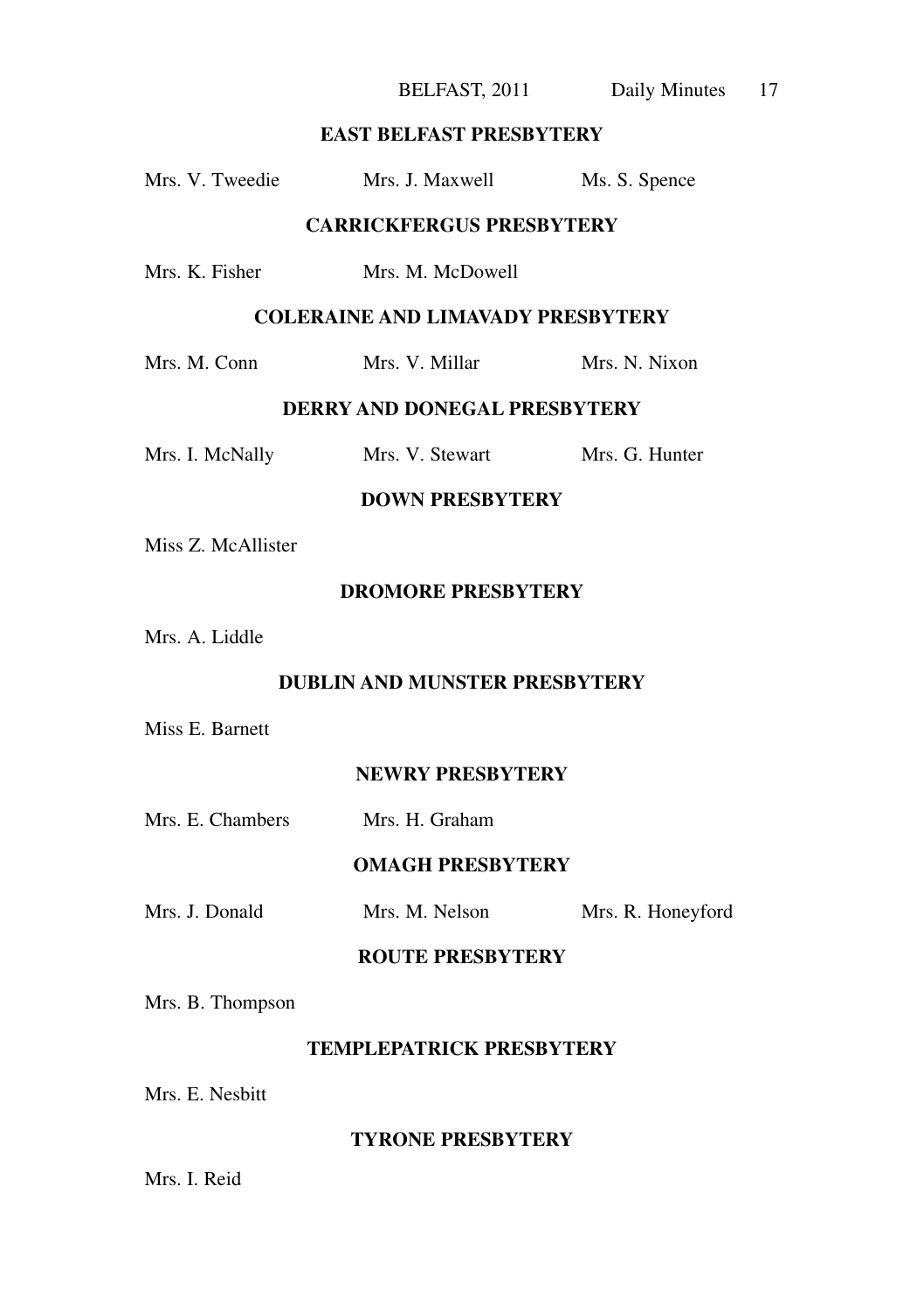### EAST BELFAST PRESBYTERY

Mrs. V. Tweedie Mrs. J. Maxwell Ms. S. Spence

### CARRICKFERGUS PRESBYTERY

Mrs. K. Fisher Mrs. M. McDowell

### COLERAINE AND LIMAVADY PRESBYTERY

Mrs. M. Conn Mrs. V. Millar Mrs. N. Nixon

### DERRY AND DONEGAL PRESBYTERY

Mrs. I. McNally Mrs. V. Stewart Mrs. G. Hunter

### DOWN PRESBYTERY

Miss Z. McAllister

### DROMORE PRESBYTERY

Mrs. A. Liddle

### DUBLIN AND MUNSTER PRESBYTERY

Miss E. Barnett

### NEWRY PRESBYTERY

Mrs. E. Chambers Mrs. H. Graham

### OMAGH PRESBYTERY

Mrs. J. Donald Mrs. M. Nelson Mrs. R. Honeyford

### ROUTE PRESBYTERY

Mrs. B. Thompson

### TEMPLEPATRICK PRESBYTERY

Mrs. E. Nesbitt

### TYRONE PRESBYTERY

Mrs. I. Reid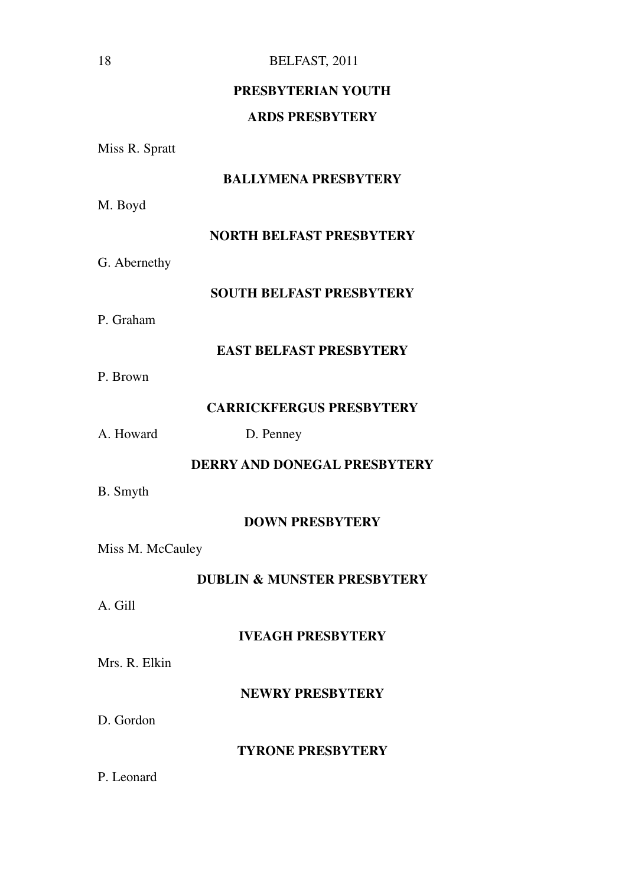## PRESBYTERIAN YOUTH

### ARDS PRESBYTERY

Miss R. Spratt

### BALLYMENA PRESBYTERY

M. Boyd

### NORTH BELFAST PRESBYTERY

G. Abernethy

### SOUTH BELFAST PRESBYTERY

P. Graham

### EAST BELFAST PRESBYTERY

P. Brown

### CARRICKFERGUS PRESBYTERY

A. Howard D. Penney

### DERRY AND DONEGAL PRESBYTERY

B. Smyth

### DOWN PRESBYTERY

Miss M. McCauley

### DUBLIN & MUNSTER PRESBYTERY

A. Gill

### IVEAGH PRESBYTERY

Mrs. R. Elkin

### NEWRY PRESBYTERY

D. Gordon

### TYRONE PRESBYTERY

P. Leonard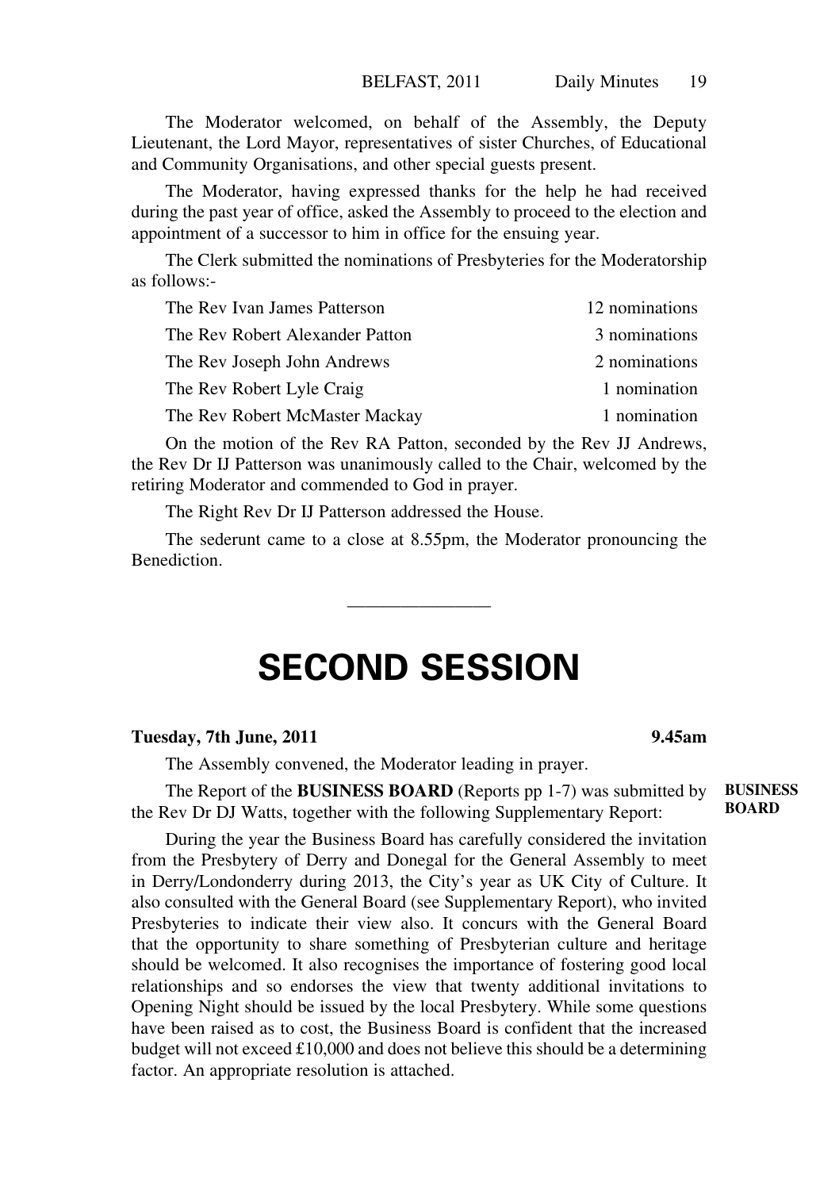The Moderator welcomed, on behalf of the Assembly, the Deputy Lieutenant, the Lord Mayor, representatives of sister Churches, of Educational and Community Organisations, and other special guests present.

The Moderator, having expressed thanks for the help he had received during the past year of office, asked the Assembly to proceed to the election and appointment of a successor to him in office for the ensuing year.

The Clerk submitted the nominations of Presbyteries for the Moderatorship as follows:-

| | |
|---|---|
| The Rev Ivan James Patterson | 12 nominations |
| The Rev Robert Alexander Patton | 3 nominations |
| The Rev Joseph John Andrews | 2 nominations |
| The Rev Robert Lyle Craig | 1 nomination |
| The Rev Robert McMaster Mackay | 1 nomination |

On the motion of the Rev RA Patton, seconded by the Rev JJ Andrews, the Rev Dr IJ Patterson was unanimously called to the Chair, welcomed by the retiring Moderator and commended to God in prayer.

The Right Rev Dr IJ Patterson addressed the House.

The sederunt came to a close at 8.55pm, the Moderator pronouncing the Benediction.

---

# SECOND SESSION

**Tuesday, 7th June, 2011** **9.45am**

The Assembly convened, the Moderator leading in prayer.

**BUSINESS BOARD**

The Report of the **BUSINESS BOARD** (Reports pp 1-7) was submitted by the Rev Dr DJ Watts, together with the following Supplementary Report:

During the year the Business Board has carefully considered the invitation from the Presbytery of Derry and Donegal for the General Assembly to meet in Derry/Londonderry during 2013, the City's year as UK City of Culture. It also consulted with the General Board (see Supplementary Report), who invited Presbyteries to indicate their view also. It concurs with the General Board that the opportunity to share something of Presbyterian culture and heritage should be welcomed. It also recognises the importance of fostering good local relationships and so endorses the view that twenty additional invitations to Opening Night should be issued by the local Presbytery. While some questions have been raised as to cost, the Business Board is confident that the increased budget will not exceed £10,000 and does not believe this should be a determining factor. An appropriate resolution is attached.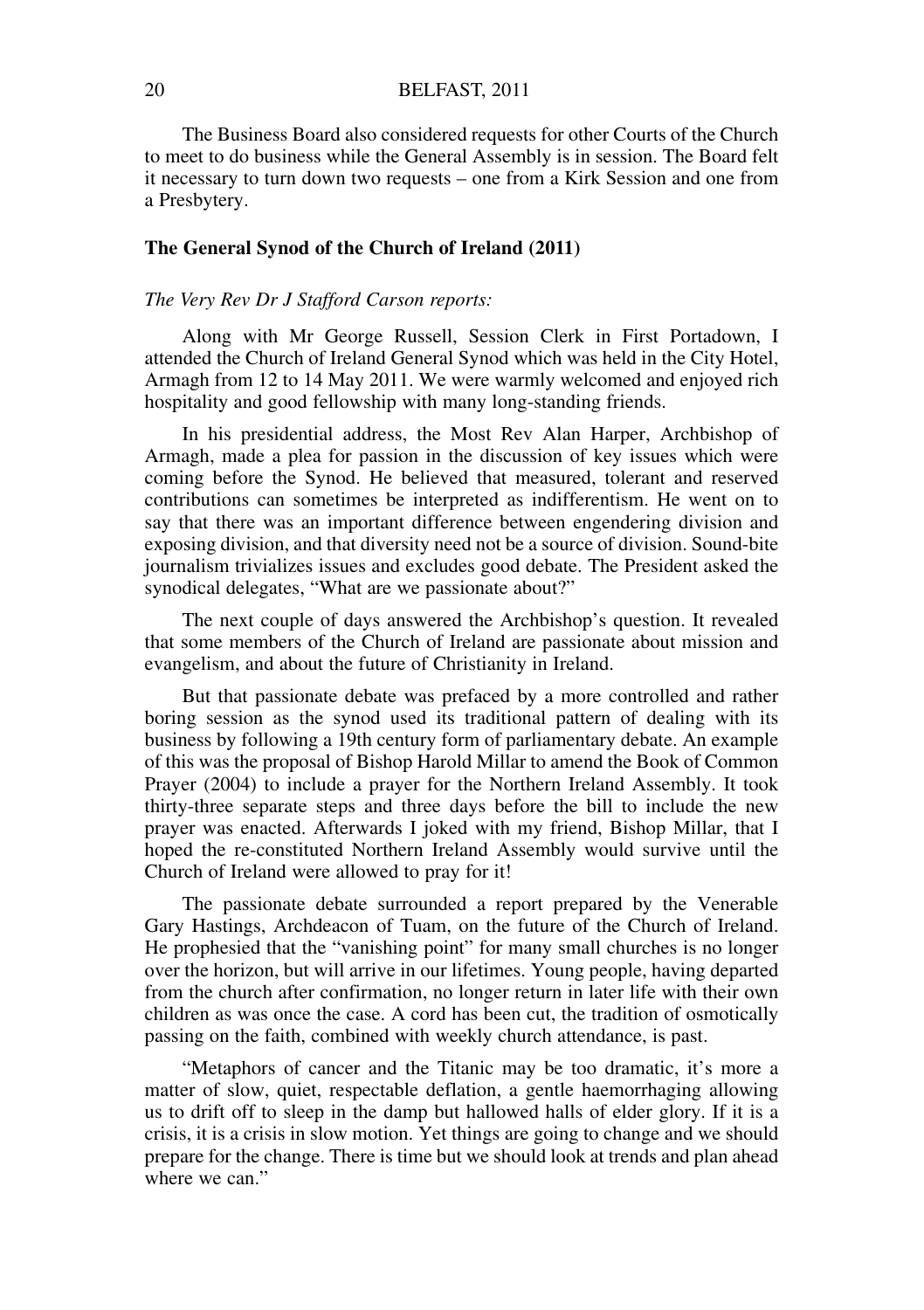The Business Board also considered requests for other Courts of the Church to meet to do business while the General Assembly is in session. The Board felt it necessary to turn down two requests – one from a Kirk Session and one from a Presbytery.

### The General Synod of the Church of Ireland (2011)

*The Very Rev Dr J Stafford Carson reports:*

Along with Mr George Russell, Session Clerk in First Portadown, I attended the Church of Ireland General Synod which was held in the City Hotel, Armagh from 12 to 14 May 2011. We were warmly welcomed and enjoyed rich hospitality and good fellowship with many long-standing friends.

In his presidential address, the Most Rev Alan Harper, Archbishop of Armagh, made a plea for passion in the discussion of key issues which were coming before the Synod. He believed that measured, tolerant and reserved contributions can sometimes be interpreted as indifferentism. He went on to say that there was an important difference between engendering division and exposing division, and that diversity need not be a source of division. Sound-bite journalism trivializes issues and excludes good debate. The President asked the synodical delegates, "What are we passionate about?"

The next couple of days answered the Archbishop's question. It revealed that some members of the Church of Ireland are passionate about mission and evangelism, and about the future of Christianity in Ireland.

But that passionate debate was prefaced by a more controlled and rather boring session as the synod used its traditional pattern of dealing with its business by following a 19th century form of parliamentary debate. An example of this was the proposal of Bishop Harold Millar to amend the Book of Common Prayer (2004) to include a prayer for the Northern Ireland Assembly. It took thirty-three separate steps and three days before the bill to include the new prayer was enacted. Afterwards I joked with my friend, Bishop Millar, that I hoped the re-constituted Northern Ireland Assembly would survive until the Church of Ireland were allowed to pray for it!

The passionate debate surrounded a report prepared by the Venerable Gary Hastings, Archdeacon of Tuam, on the future of the Church of Ireland. He prophesied that the "vanishing point" for many small churches is no longer over the horizon, but will arrive in our lifetimes. Young people, having departed from the church after confirmation, no longer return in later life with their own children as was once the case. A cord has been cut, the tradition of osmotically passing on the faith, combined with weekly church attendance, is past.

"Metaphors of cancer and the Titanic may be too dramatic, it's more a matter of slow, quiet, respectable deflation, a gentle haemorrhaging allowing us to drift off to sleep in the damp but hallowed halls of elder glory. If it is a crisis, it is a crisis in slow motion. Yet things are going to change and we should prepare for the change. There is time but we should look at trends and plan ahead where we can."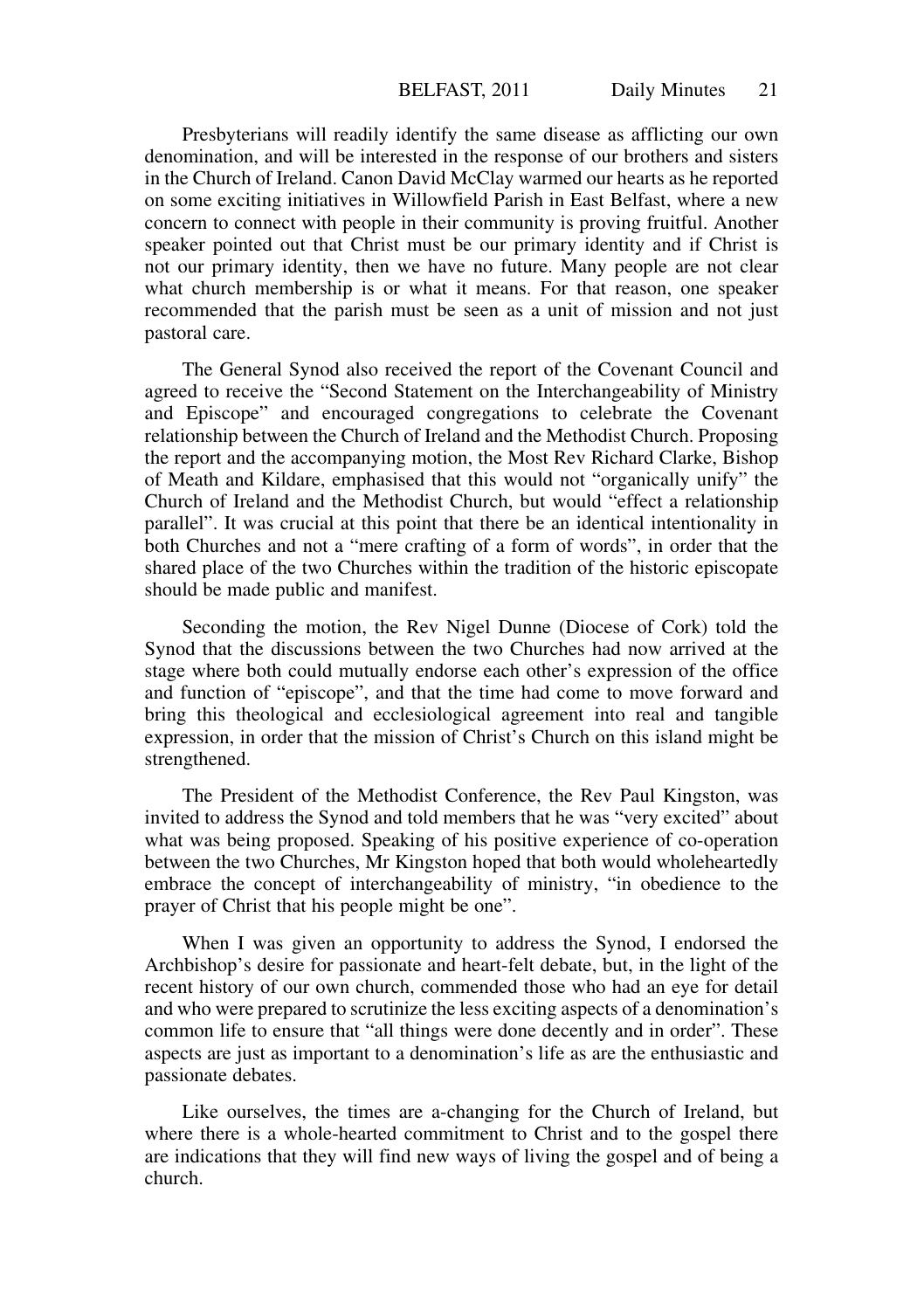Presbyterians will readily identify the same disease as afflicting our own denomination, and will be interested in the response of our brothers and sisters in the Church of Ireland. Canon David McClay warmed our hearts as he reported on some exciting initiatives in Willowfield Parish in East Belfast, where a new concern to connect with people in their community is proving fruitful. Another speaker pointed out that Christ must be our primary identity and if Christ is not our primary identity, then we have no future. Many people are not clear what church membership is or what it means. For that reason, one speaker recommended that the parish must be seen as a unit of mission and not just pastoral care.

The General Synod also received the report of the Covenant Council and agreed to receive the "Second Statement on the Interchangeability of Ministry and Episcope" and encouraged congregations to celebrate the Covenant relationship between the Church of Ireland and the Methodist Church. Proposing the report and the accompanying motion, the Most Rev Richard Clarke, Bishop of Meath and Kildare, emphasised that this would not "organically unify" the Church of Ireland and the Methodist Church, but would "effect a relationship parallel". It was crucial at this point that there be an identical intentionality in both Churches and not a "mere crafting of a form of words", in order that the shared place of the two Churches within the tradition of the historic episcopate should be made public and manifest.

Seconding the motion, the Rev Nigel Dunne (Diocese of Cork) told the Synod that the discussions between the two Churches had now arrived at the stage where both could mutually endorse each other's expression of the office and function of "episcope", and that the time had come to move forward and bring this theological and ecclesiological agreement into real and tangible expression, in order that the mission of Christ's Church on this island might be strengthened.

The President of the Methodist Conference, the Rev Paul Kingston, was invited to address the Synod and told members that he was "very excited" about what was being proposed. Speaking of his positive experience of co-operation between the two Churches, Mr Kingston hoped that both would wholeheartedly embrace the concept of interchangeability of ministry, "in obedience to the prayer of Christ that his people might be one".

When I was given an opportunity to address the Synod, I endorsed the Archbishop's desire for passionate and heart-felt debate, but, in the light of the recent history of our own church, commended those who had an eye for detail and who were prepared to scrutinize the less exciting aspects of a denomination's common life to ensure that "all things were done decently and in order". These aspects are just as important to a denomination's life as are the enthusiastic and passionate debates.

Like ourselves, the times are a-changing for the Church of Ireland, but where there is a whole-hearted commitment to Christ and to the gospel there are indications that they will find new ways of living the gospel and of being a church.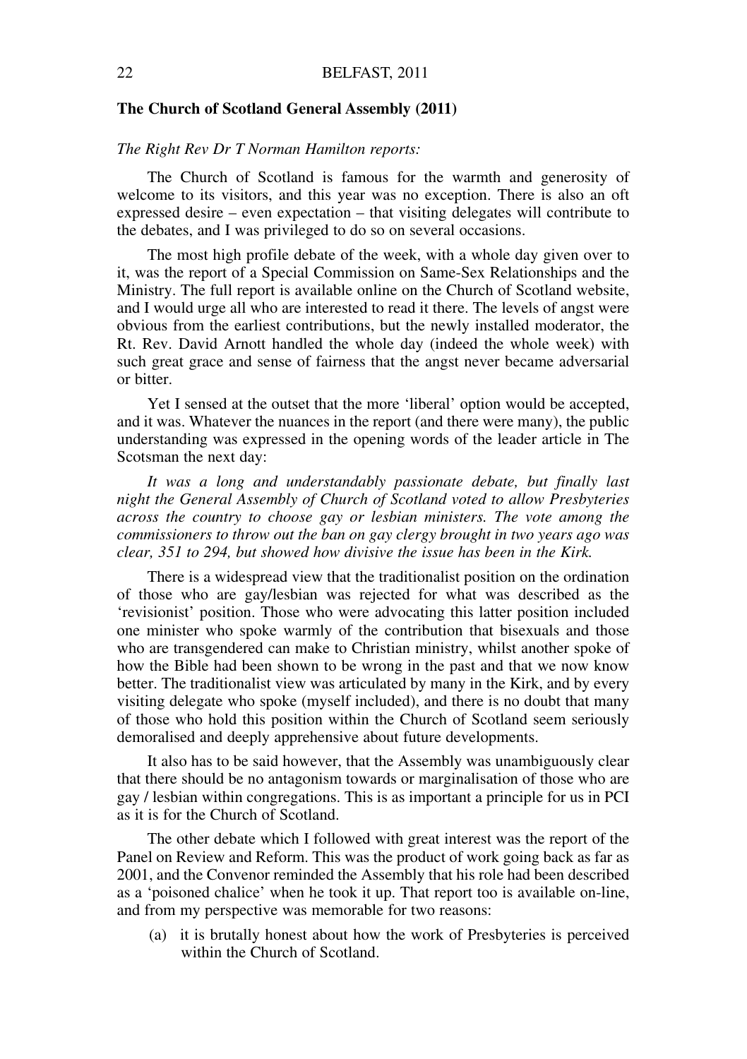## The Church of Scotland General Assembly (2011)

*The Right Rev Dr T Norman Hamilton reports:*

The Church of Scotland is famous for the warmth and generosity of welcome to its visitors, and this year was no exception. There is also an oft expressed desire – even expectation – that visiting delegates will contribute to the debates, and I was privileged to do so on several occasions.

The most high profile debate of the week, with a whole day given over to it, was the report of a Special Commission on Same-Sex Relationships and the Ministry. The full report is available online on the Church of Scotland website, and I would urge all who are interested to read it there. The levels of angst were obvious from the earliest contributions, but the newly installed moderator, the Rt. Rev. David Arnott handled the whole day (indeed the whole week) with such great grace and sense of fairness that the angst never became adversarial or bitter.

Yet I sensed at the outset that the more 'liberal' option would be accepted, and it was. Whatever the nuances in the report (and there were many), the public understanding was expressed in the opening words of the leader article in The Scotsman the next day:

*It was a long and understandably passionate debate, but finally last night the General Assembly of Church of Scotland voted to allow Presbyteries across the country to choose gay or lesbian ministers. The vote among the commissioners to throw out the ban on gay clergy brought in two years ago was clear, 351 to 294, but showed how divisive the issue has been in the Kirk.*

There is a widespread view that the traditionalist position on the ordination of those who are gay/lesbian was rejected for what was described as the 'revisionist' position. Those who were advocating this latter position included one minister who spoke warmly of the contribution that bisexuals and those who are transgendered can make to Christian ministry, whilst another spoke of how the Bible had been shown to be wrong in the past and that we now know better. The traditionalist view was articulated by many in the Kirk, and by every visiting delegate who spoke (myself included), and there is no doubt that many of those who hold this position within the Church of Scotland seem seriously demoralised and deeply apprehensive about future developments.

It also has to be said however, that the Assembly was unambiguously clear that there should be no antagonism towards or marginalisation of those who are gay / lesbian within congregations. This is as important a principle for us in PCI as it is for the Church of Scotland.

The other debate which I followed with great interest was the report of the Panel on Review and Reform. This was the product of work going back as far as 2001, and the Convenor reminded the Assembly that his role had been described as a 'poisoned chalice' when he took it up. That report too is available on-line, and from my perspective was memorable for two reasons:

(a) it is brutally honest about how the work of Presbyteries is perceived within the Church of Scotland.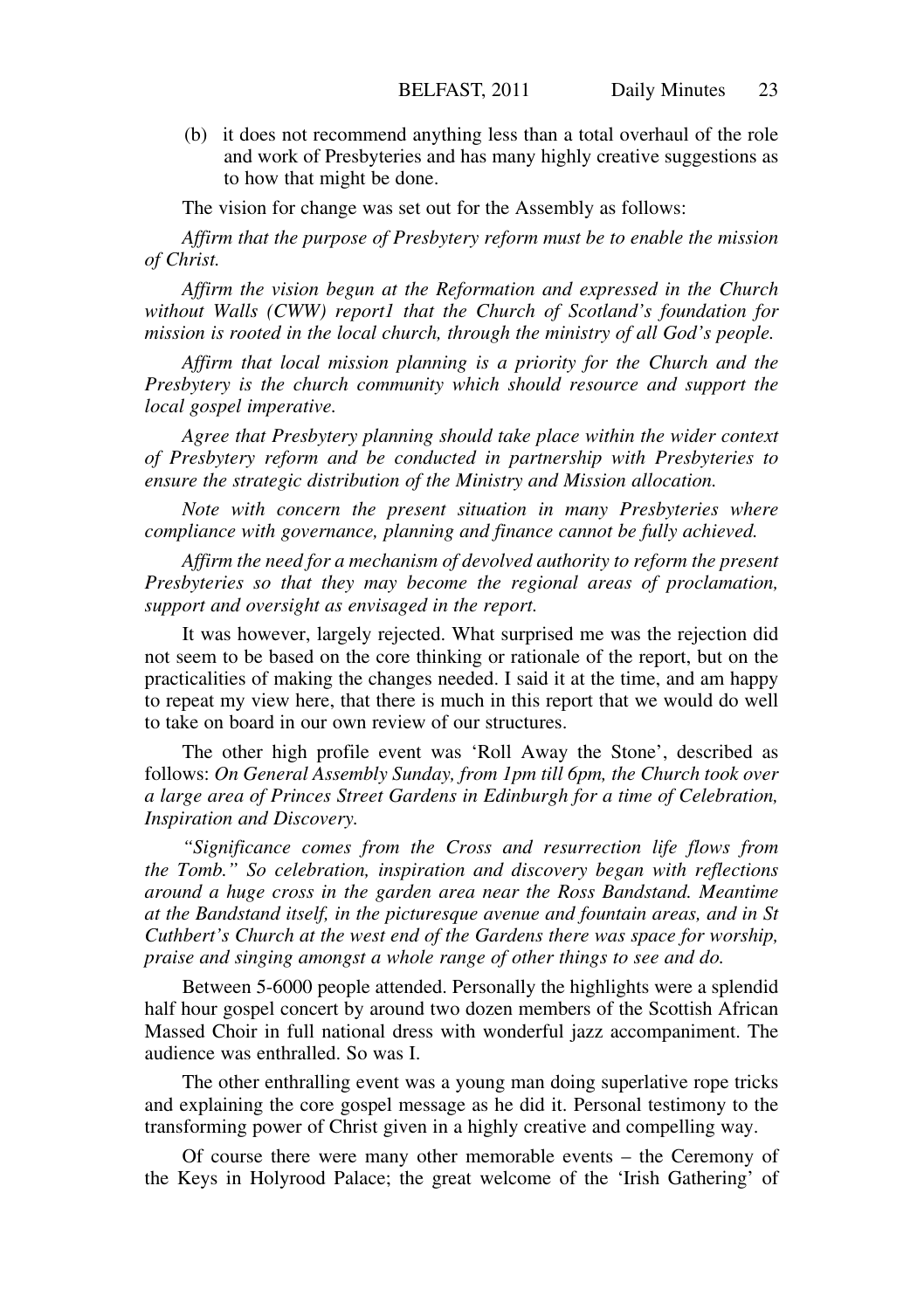(b) it does not recommend anything less than a total overhaul of the role and work of Presbyteries and has many highly creative suggestions as to how that might be done.

The vision for change was set out for the Assembly as follows:

*Affirm that the purpose of Presbytery reform must be to enable the mission of Christ.*

*Affirm the vision begun at the Reformation and expressed in the Church without Walls (CWW) report1 that the Church of Scotland's foundation for mission is rooted in the local church, through the ministry of all God's people.*

*Affirm that local mission planning is a priority for the Church and the Presbytery is the church community which should resource and support the local gospel imperative.*

*Agree that Presbytery planning should take place within the wider context of Presbytery reform and be conducted in partnership with Presbyteries to ensure the strategic distribution of the Ministry and Mission allocation.*

*Note with concern the present situation in many Presbyteries where compliance with governance, planning and finance cannot be fully achieved.*

*Affirm the need for a mechanism of devolved authority to reform the present Presbyteries so that they may become the regional areas of proclamation, support and oversight as envisaged in the report.*

It was however, largely rejected. What surprised me was the rejection did not seem to be based on the core thinking or rationale of the report, but on the practicalities of making the changes needed. I said it at the time, and am happy to repeat my view here, that there is much in this report that we would do well to take on board in our own review of our structures.

The other high profile event was 'Roll Away the Stone', described as follows: *On General Assembly Sunday, from 1pm till 6pm, the Church took over a large area of Princes Street Gardens in Edinburgh for a time of Celebration, Inspiration and Discovery.*

*"Significance comes from the Cross and resurrection life flows from the Tomb." So celebration, inspiration and discovery began with reflections around a huge cross in the garden area near the Ross Bandstand. Meantime at the Bandstand itself, in the picturesque avenue and fountain areas, and in St Cuthbert's Church at the west end of the Gardens there was space for worship, praise and singing amongst a whole range of other things to see and do.*

Between 5-6000 people attended. Personally the highlights were a splendid half hour gospel concert by around two dozen members of the Scottish African Massed Choir in full national dress with wonderful jazz accompaniment. The audience was enthralled. So was I.

The other enthralling event was a young man doing superlative rope tricks and explaining the core gospel message as he did it. Personal testimony to the transforming power of Christ given in a highly creative and compelling way.

Of course there were many other memorable events – the Ceremony of the Keys in Holyrood Palace; the great welcome of the 'Irish Gathering' of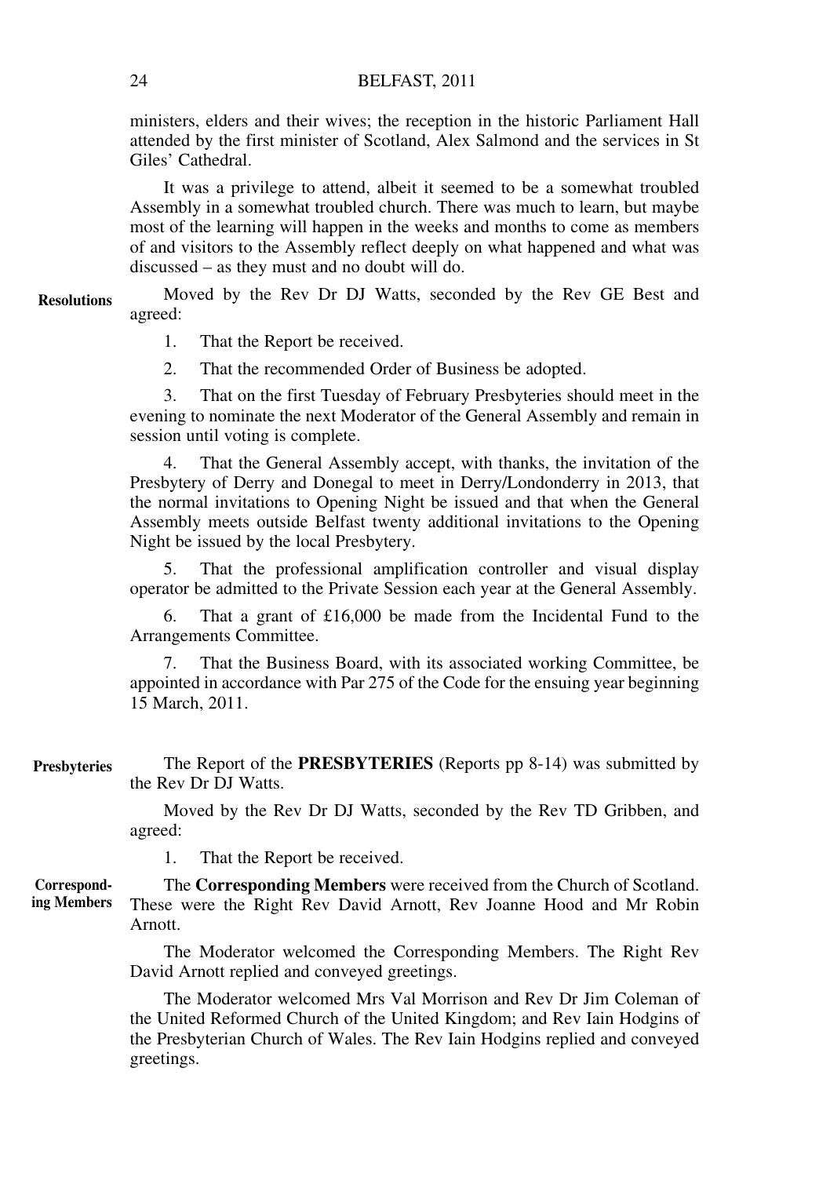ministers, elders and their wives; the reception in the historic Parliament Hall attended by the first minister of Scotland, Alex Salmond and the services in St Giles' Cathedral.

It was a privilege to attend, albeit it seemed to be a somewhat troubled Assembly in a somewhat troubled church. There was much to learn, but maybe most of the learning will happen in the weeks and months to come as members of and visitors to the Assembly reflect deeply on what happened and what was discussed – as they must and no doubt will do.

**Resolutions**

Moved by the Rev Dr DJ Watts, seconded by the Rev GE Best and agreed:

1. That the Report be received.

2. That the recommended Order of Business be adopted.

3. That on the first Tuesday of February Presbyteries should meet in the evening to nominate the next Moderator of the General Assembly and remain in session until voting is complete.

4. That the General Assembly accept, with thanks, the invitation of the Presbytery of Derry and Donegal to meet in Derry/Londonderry in 2013, that the normal invitations to Opening Night be issued and that when the General Assembly meets outside Belfast twenty additional invitations to the Opening Night be issued by the local Presbytery.

5. That the professional amplification controller and visual display operator be admitted to the Private Session each year at the General Assembly.

6. That a grant of £16,000 be made from the Incidental Fund to the Arrangements Committee.

7. That the Business Board, with its associated working Committee, be appointed in accordance with Par 275 of the Code for the ensuing year beginning 15 March, 2011.

**Presbyteries**

The Report of the **PRESBYTERIES** (Reports pp 8-14) was submitted by the Rev Dr DJ Watts.

Moved by the Rev Dr DJ Watts, seconded by the Rev TD Gribben, and agreed:

1. That the Report be received.

**Corresponding Members**

The **Corresponding Members** were received from the Church of Scotland. These were the Right Rev David Arnott, Rev Joanne Hood and Mr Robin Arnott.

The Moderator welcomed the Corresponding Members. The Right Rev David Arnott replied and conveyed greetings.

The Moderator welcomed Mrs Val Morrison and Rev Dr Jim Coleman of the United Reformed Church of the United Kingdom; and Rev Iain Hodgins of the Presbyterian Church of Wales. The Rev Iain Hodgins replied and conveyed greetings.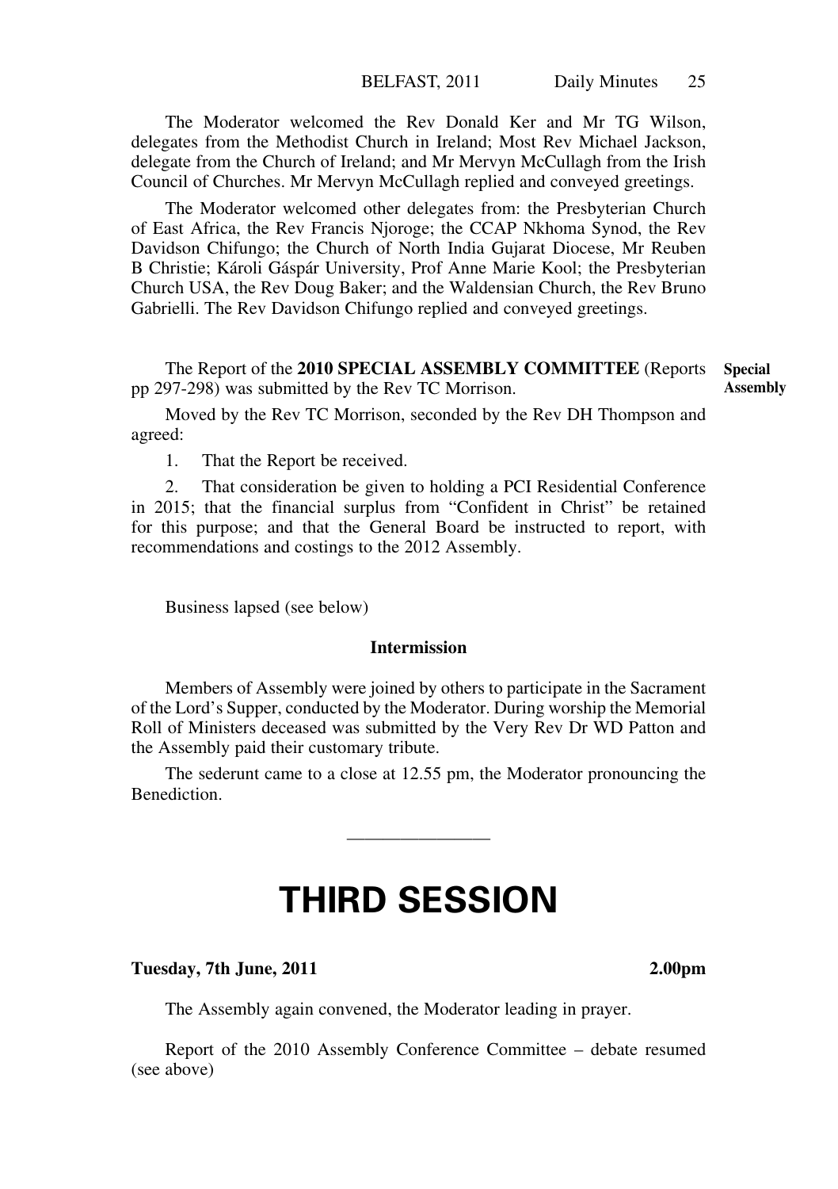The Moderator welcomed the Rev Donald Ker and Mr TG Wilson, delegates from the Methodist Church in Ireland; Most Rev Michael Jackson, delegate from the Church of Ireland; and Mr Mervyn McCullagh from the Irish Council of Churches. Mr Mervyn McCullagh replied and conveyed greetings.

The Moderator welcomed other delegates from: the Presbyterian Church of East Africa, the Rev Francis Njoroge; the CCAP Nkhoma Synod, the Rev Davidson Chifungo; the Church of North India Gujarat Diocese, Mr Reuben B Christie; Károli Gáspár University, Prof Anne Marie Kool; the Presbyterian Church USA, the Rev Doug Baker; and the Waldensian Church, the Rev Bruno Gabrielli. The Rev Davidson Chifungo replied and conveyed greetings.

**Special Assembly**

The Report of the **2010 SPECIAL ASSEMBLY COMMITTEE** (Reports pp 297-298) was submitted by the Rev TC Morrison.

Moved by the Rev TC Morrison, seconded by the Rev DH Thompson and agreed:

1. That the Report be received.

2. That consideration be given to holding a PCI Residential Conference in 2015; that the financial surplus from "Confident in Christ" be retained for this purpose; and that the General Board be instructed to report, with recommendations and costings to the 2012 Assembly.

Business lapsed (see below)

**Intermission**

Members of Assembly were joined by others to participate in the Sacrament of the Lord's Supper, conducted by the Moderator. During worship the Memorial Roll of Ministers deceased was submitted by the Very Rev Dr WD Patton and the Assembly paid their customary tribute.

The sederunt came to a close at 12.55 pm, the Moderator pronouncing the Benediction.

---

# THIRD SESSION

**Tuesday, 7th June, 2011** **2.00pm**

The Assembly again convened, the Moderator leading in prayer.

Report of the 2010 Assembly Conference Committee – debate resumed (see above)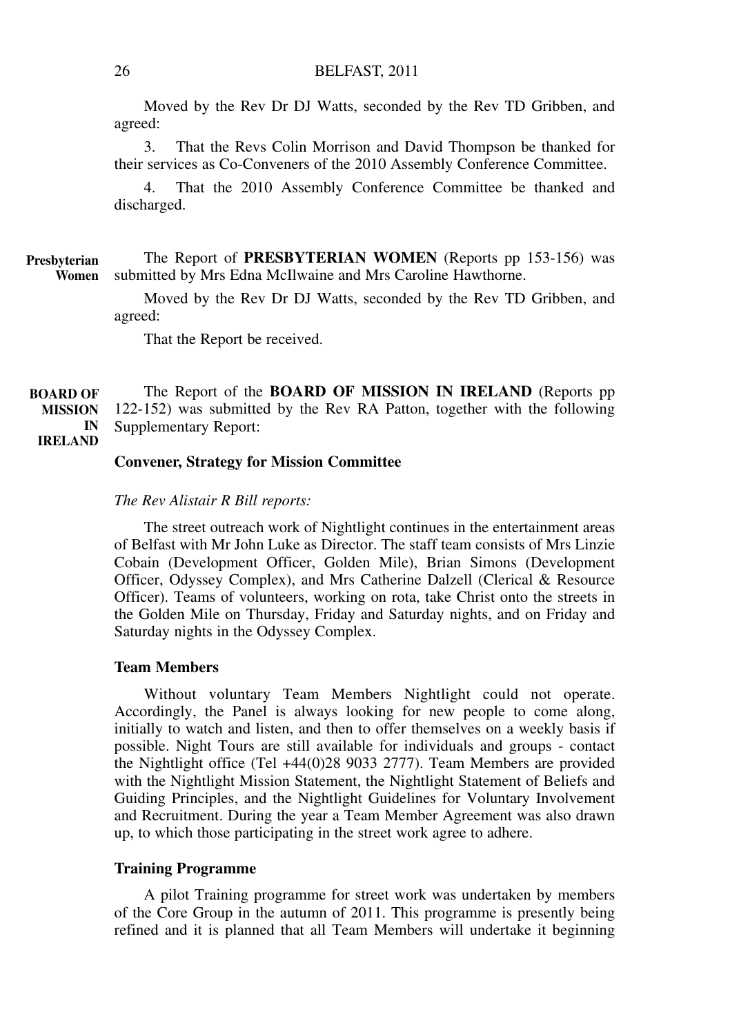Moved by the Rev Dr DJ Watts, seconded by the Rev TD Gribben, and agreed:

3. That the Revs Colin Morrison and David Thompson be thanked for their services as Co-Conveners of the 2010 Assembly Conference Committee.

4. That the 2010 Assembly Conference Committee be thanked and discharged.

**Presbyterian Women**

The Report of **PRESBYTERIAN WOMEN** (Reports pp 153-156) was submitted by Mrs Edna McIlwaine and Mrs Caroline Hawthorne.

Moved by the Rev Dr DJ Watts, seconded by the Rev TD Gribben, and agreed:

That the Report be received.

**BOARD OF MISSION IN IRELAND**

The Report of the **BOARD OF MISSION IN IRELAND** (Reports pp 122-152) was submitted by the Rev RA Patton, together with the following Supplementary Report:

**Convener, Strategy for Mission Committee**

*The Rev Alistair R Bill reports:*

The street outreach work of Nightlight continues in the entertainment areas of Belfast with Mr John Luke as Director. The staff team consists of Mrs Linzie Cobain (Development Officer, Golden Mile), Brian Simons (Development Officer, Odyssey Complex), and Mrs Catherine Dalzell (Clerical & Resource Officer). Teams of volunteers, working on rota, take Christ onto the streets in the Golden Mile on Thursday, Friday and Saturday nights, and on Friday and Saturday nights in the Odyssey Complex.

**Team Members**

Without voluntary Team Members Nightlight could not operate. Accordingly, the Panel is always looking for new people to come along, initially to watch and listen, and then to offer themselves on a weekly basis if possible. Night Tours are still available for individuals and groups - contact the Nightlight office (Tel +44(0)28 9033 2777). Team Members are provided with the Nightlight Mission Statement, the Nightlight Statement of Beliefs and Guiding Principles, and the Nightlight Guidelines for Voluntary Involvement and Recruitment. During the year a Team Member Agreement was also drawn up, to which those participating in the street work agree to adhere.

**Training Programme**

A pilot Training programme for street work was undertaken by members of the Core Group in the autumn of 2011. This programme is presently being refined and it is planned that all Team Members will undertake it beginning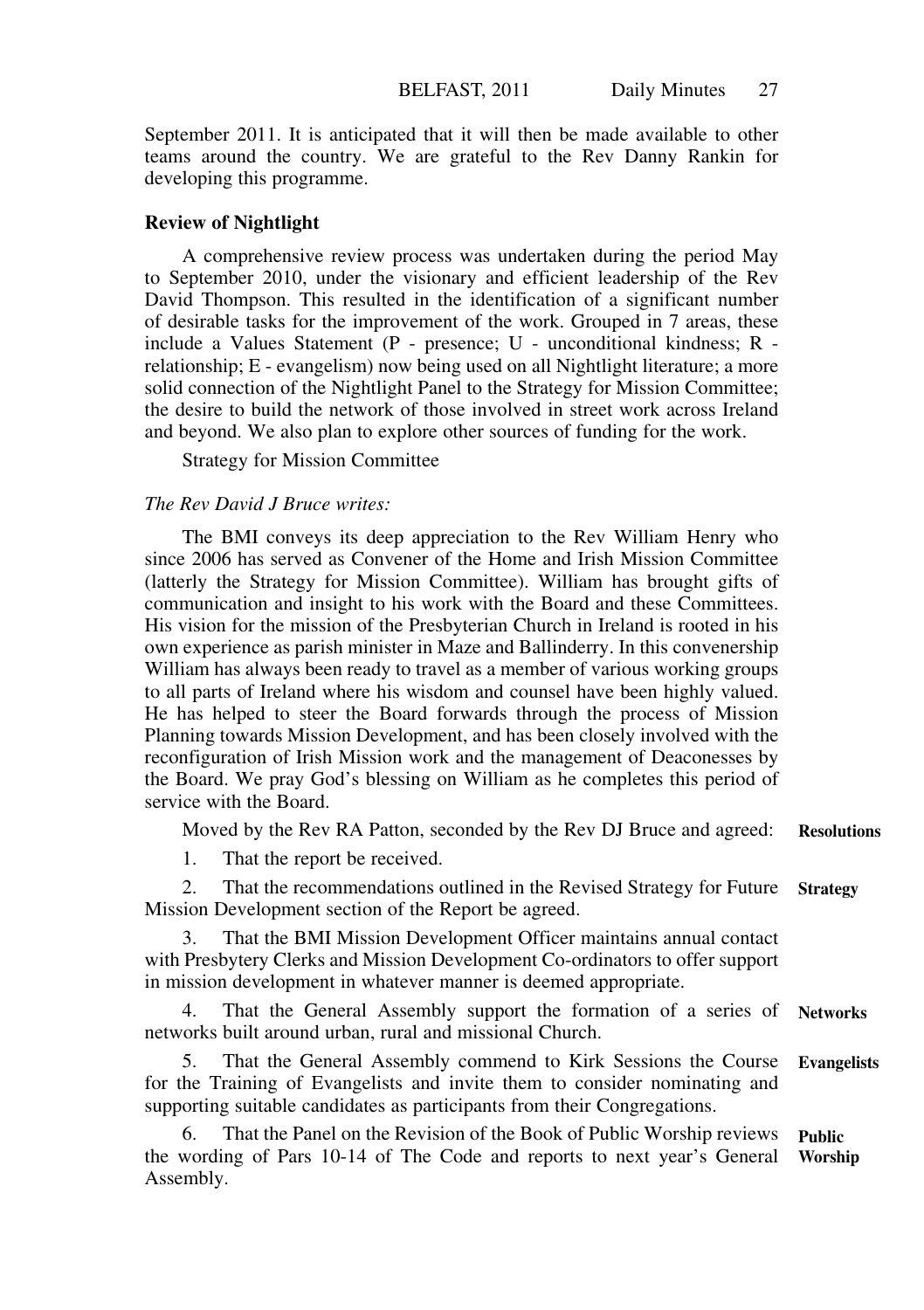September 2011. It is anticipated that it will then be made available to other teams around the country. We are grateful to the Rev Danny Rankin for developing this programme.

**Review of Nightlight**

A comprehensive review process was undertaken during the period May to September 2010, under the visionary and efficient leadership of the Rev David Thompson. This resulted in the identification of a significant number of desirable tasks for the improvement of the work. Grouped in 7 areas, these include a Values Statement (P - presence; U - unconditional kindness; R - relationship; E - evangelism) now being used on all Nightlight literature; a more solid connection of the Nightlight Panel to the Strategy for Mission Committee; the desire to build the network of those involved in street work across Ireland and beyond. We also plan to explore other sources of funding for the work.

Strategy for Mission Committee

*The Rev David J Bruce writes:*

The BMI conveys its deep appreciation to the Rev William Henry who since 2006 has served as Convener of the Home and Irish Mission Committee (latterly the Strategy for Mission Committee). William has brought gifts of communication and insight to his work with the Board and these Committees. His vision for the mission of the Presbyterian Church in Ireland is rooted in his own experience as parish minister in Maze and Ballinderry. In this convenership William has always been ready to travel as a member of various working groups to all parts of Ireland where his wisdom and counsel have been highly valued. He has helped to steer the Board forwards through the process of Mission Planning towards Mission Development, and has been closely involved with the reconfiguration of Irish Mission work and the management of Deaconesses by the Board. We pray God's blessing on William as he completes this period of service with the Board.

**Resolutions**

Moved by the Rev RA Patton, seconded by the Rev DJ Bruce and agreed:

1. That the report be received.

**Strategy**

2. That the recommendations outlined in the Revised Strategy for Future Mission Development section of the Report be agreed.

3. That the BMI Mission Development Officer maintains annual contact with Presbytery Clerks and Mission Development Co-ordinators to offer support in mission development in whatever manner is deemed appropriate.

**Networks**

4. That the General Assembly support the formation of a series of networks built around urban, rural and missional Church.

**Evangelists**

5. That the General Assembly commend to Kirk Sessions the Course for the Training of Evangelists and invite them to consider nominating and supporting suitable candidates as participants from their Congregations.

**Public Worship**

6. That the Panel on the Revision of the Book of Public Worship reviews the wording of Pars 10-14 of The Code and reports to next year's General Assembly.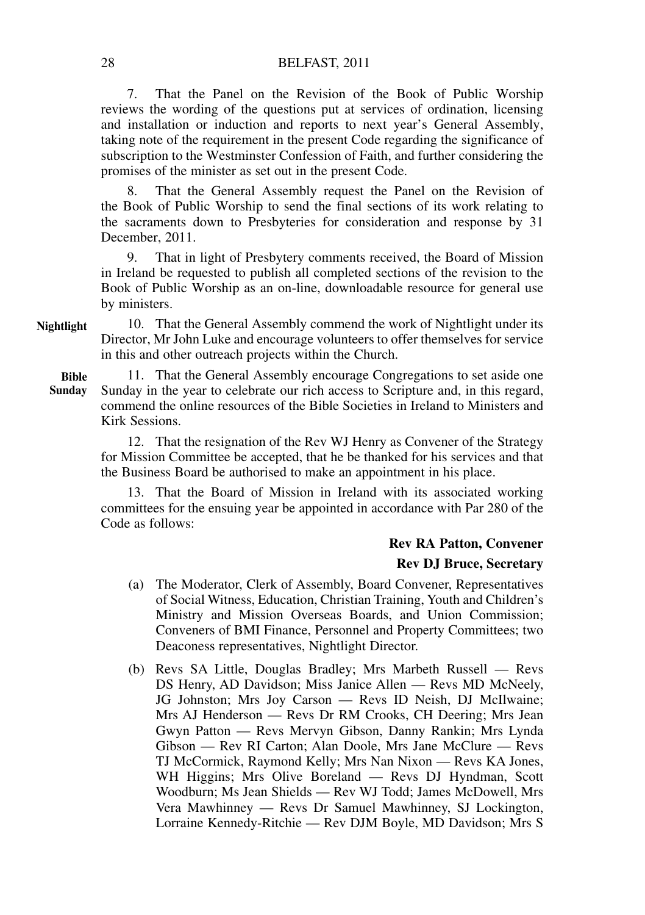7. That the Panel on the Revision of the Book of Public Worship reviews the wording of the questions put at services of ordination, licensing and installation or induction and reports to next year's General Assembly, taking note of the requirement in the present Code regarding the significance of subscription to the Westminster Confession of Faith, and further considering the promises of the minister as set out in the present Code.

8. That the General Assembly request the Panel on the Revision of the Book of Public Worship to send the final sections of its work relating to the sacraments down to Presbyteries for consideration and response by 31 December, 2011.

9. That in light of Presbytery comments received, the Board of Mission in Ireland be requested to publish all completed sections of the revision to the Book of Public Worship as an on-line, downloadable resource for general use by ministers.

**Nightlight**

10. That the General Assembly commend the work of Nightlight under its Director, Mr John Luke and encourage volunteers to offer themselves for service in this and other outreach projects within the Church.

**Bible Sunday**

11. That the General Assembly encourage Congregations to set aside one Sunday in the year to celebrate our rich access to Scripture and, in this regard, commend the online resources of the Bible Societies in Ireland to Ministers and Kirk Sessions.

12. That the resignation of the Rev WJ Henry as Convener of the Strategy for Mission Committee be accepted, that he be thanked for his services and that the Business Board be authorised to make an appointment in his place.

13. That the Board of Mission in Ireland with its associated working committees for the ensuing year be appointed in accordance with Par 280 of the Code as follows:

**Rev RA Patton, Convener**

**Rev DJ Bruce, Secretary**

(a) The Moderator, Clerk of Assembly, Board Convener, Representatives of Social Witness, Education, Christian Training, Youth and Children's Ministry and Mission Overseas Boards, and Union Commission; Conveners of BMI Finance, Personnel and Property Committees; two Deaconess representatives, Nightlight Director.

(b) Revs SA Little, Douglas Bradley; Mrs Marbeth Russell — Revs DS Henry, AD Davidson; Miss Janice Allen — Revs MD McNeely, JG Johnston; Mrs Joy Carson — Revs ID Neish, DJ McIlwaine; Mrs AJ Henderson — Revs Dr RM Crooks, CH Deering; Mrs Jean Gwyn Patton — Revs Mervyn Gibson, Danny Rankin; Mrs Lynda Gibson — Rev RI Carton; Alan Doole, Mrs Jane McClure — Revs TJ McCormick, Raymond Kelly; Mrs Nan Nixon — Revs KA Jones, WH Higgins; Mrs Olive Boreland — Revs DJ Hyndman, Scott Woodburn; Ms Jean Shields — Rev WJ Todd; James McDowell, Mrs Vera Mawhinney — Revs Dr Samuel Mawhinney, SJ Lockington, Lorraine Kennedy-Ritchie — Rev DJM Boyle, MD Davidson; Mrs S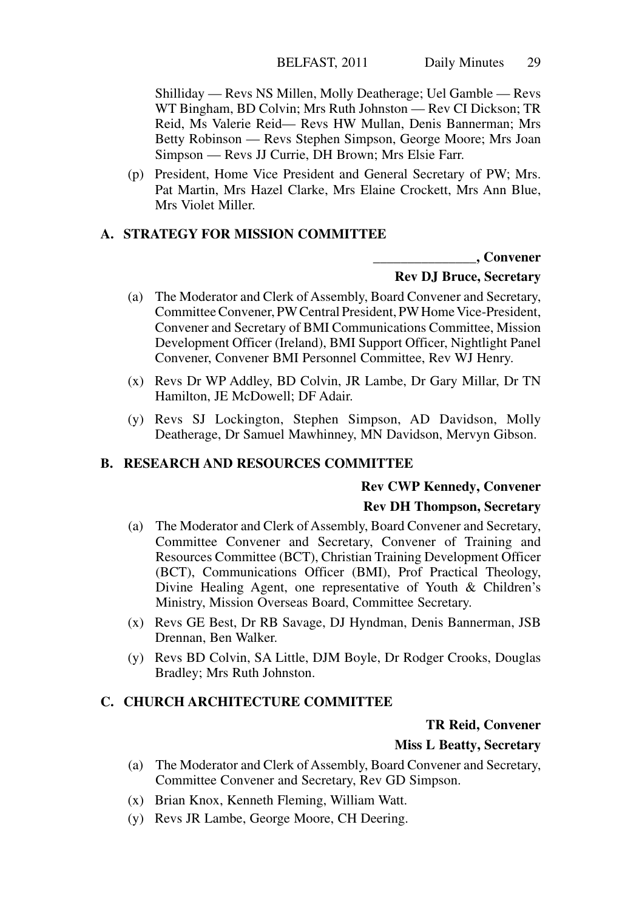Shilliday — Revs NS Millen, Molly Deatherage; Uel Gamble — Revs WT Bingham, BD Colvin; Mrs Ruth Johnston — Rev CI Dickson; TR Reid, Ms Valerie Reid— Revs HW Mullan, Denis Bannerman; Mrs Betty Robinson — Revs Stephen Simpson, George Moore; Mrs Joan Simpson — Revs JJ Currie, DH Brown; Mrs Elsie Farr.

(p) President, Home Vice President and General Secretary of PW; Mrs. Pat Martin, Mrs Hazel Clarke, Mrs Elaine Crockett, Mrs Ann Blue, Mrs Violet Miller.

## A. STRATEGY FOR MISSION COMMITTEE

**_______________, Convener**

**Rev DJ Bruce, Secretary**

(a) The Moderator and Clerk of Assembly, Board Convener and Secretary, Committee Convener, PW Central President, PW Home Vice-President, Convener and Secretary of BMI Communications Committee, Mission Development Officer (Ireland), BMI Support Officer, Nightlight Panel Convener, Convener BMI Personnel Committee, Rev WJ Henry.

(x) Revs Dr WP Addley, BD Colvin, JR Lambe, Dr Gary Millar, Dr TN Hamilton, JE McDowell; DF Adair.

(y) Revs SJ Lockington, Stephen Simpson, AD Davidson, Molly Deatherage, Dr Samuel Mawhinney, MN Davidson, Mervyn Gibson.

## B. RESEARCH AND RESOURCES COMMITTEE

**Rev CWP Kennedy, Convener**

**Rev DH Thompson, Secretary**

(a) The Moderator and Clerk of Assembly, Board Convener and Secretary, Committee Convener and Secretary, Convener of Training and Resources Committee (BCT), Christian Training Development Officer (BCT), Communications Officer (BMI), Prof Practical Theology, Divine Healing Agent, one representative of Youth & Children's Ministry, Mission Overseas Board, Committee Secretary.

(x) Revs GE Best, Dr RB Savage, DJ Hyndman, Denis Bannerman, JSB Drennan, Ben Walker.

(y) Revs BD Colvin, SA Little, DJM Boyle, Dr Rodger Crooks, Douglas Bradley; Mrs Ruth Johnston.

## C. CHURCH ARCHITECTURE COMMITTEE

**TR Reid, Convener**

**Miss L Beatty, Secretary**

(a) The Moderator and Clerk of Assembly, Board Convener and Secretary, Committee Convener and Secretary, Rev GD Simpson.

(x) Brian Knox, Kenneth Fleming, William Watt.

(y) Revs JR Lambe, George Moore, CH Deering.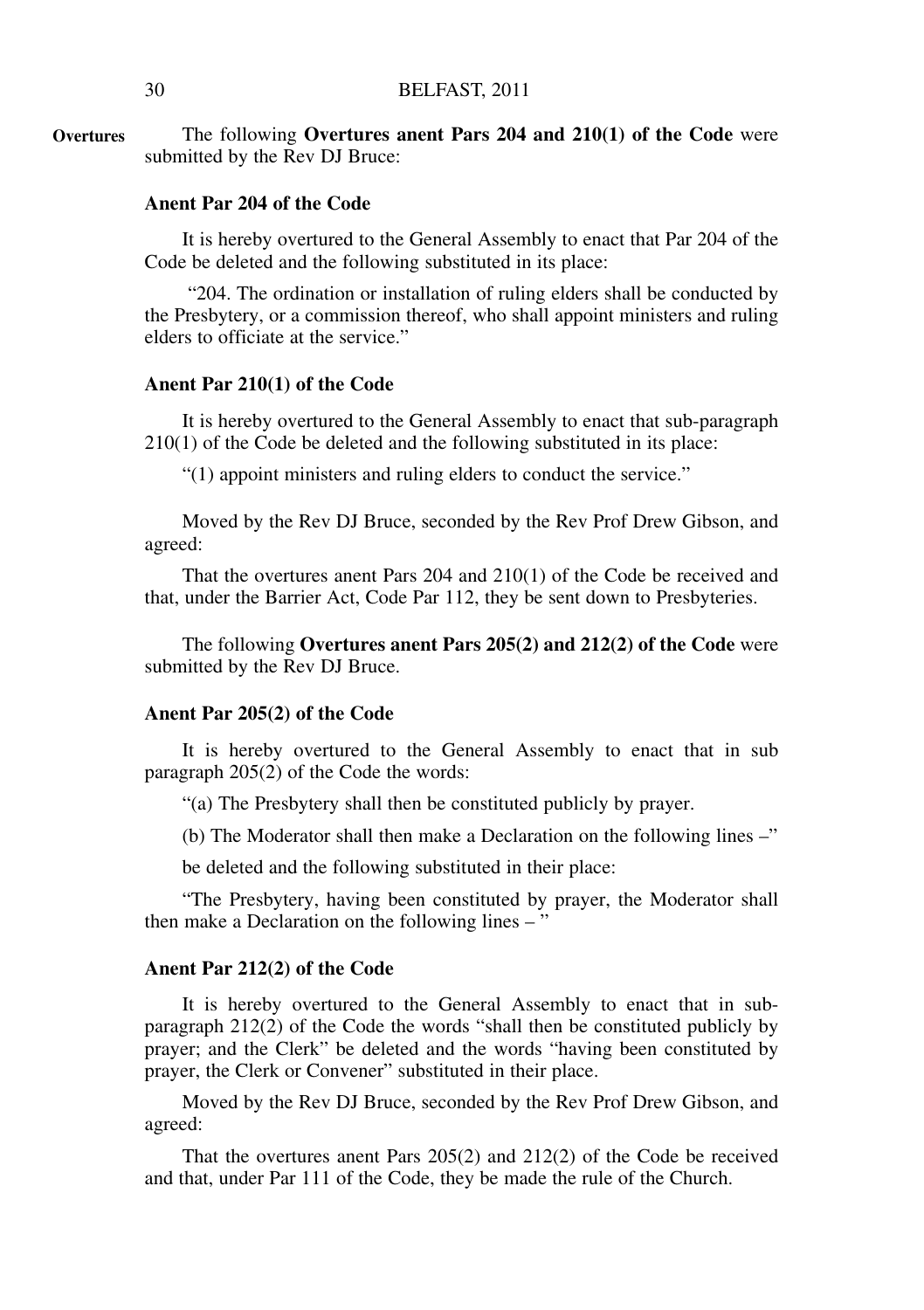**Overtures**

The following **Overtures anent Pars 204 and 210(1) of the Code** were submitted by the Rev DJ Bruce:

**Anent Par 204 of the Code**

It is hereby overtured to the General Assembly to enact that Par 204 of the Code be deleted and the following substituted in its place:

"204. The ordination or installation of ruling elders shall be conducted by the Presbytery, or a commission thereof, who shall appoint ministers and ruling elders to officiate at the service."

**Anent Par 210(1) of the Code**

It is hereby overtured to the General Assembly to enact that sub-paragraph 210(1) of the Code be deleted and the following substituted in its place:

"(1) appoint ministers and ruling elders to conduct the service."

Moved by the Rev DJ Bruce, seconded by the Rev Prof Drew Gibson, and agreed:

That the overtures anent Pars 204 and 210(1) of the Code be received and that, under the Barrier Act, Code Par 112, they be sent down to Presbyteries.

The following **Overtures anent Pars 205(2) and 212(2) of the Code** were submitted by the Rev DJ Bruce.

**Anent Par 205(2) of the Code**

It is hereby overtured to the General Assembly to enact that in sub paragraph 205(2) of the Code the words:

"(a) The Presbytery shall then be constituted publicly by prayer.

(b) The Moderator shall then make a Declaration on the following lines –"

be deleted and the following substituted in their place:

"The Presbytery, having been constituted by prayer, the Moderator shall then make a Declaration on the following lines – "

**Anent Par 212(2) of the Code**

It is hereby overtured to the General Assembly to enact that in sub-paragraph 212(2) of the Code the words "shall then be constituted publicly by prayer; and the Clerk" be deleted and the words "having been constituted by prayer, the Clerk or Convener" substituted in their place.

Moved by the Rev DJ Bruce, seconded by the Rev Prof Drew Gibson, and agreed:

That the overtures anent Pars 205(2) and 212(2) of the Code be received and that, under Par 111 of the Code, they be made the rule of the Church.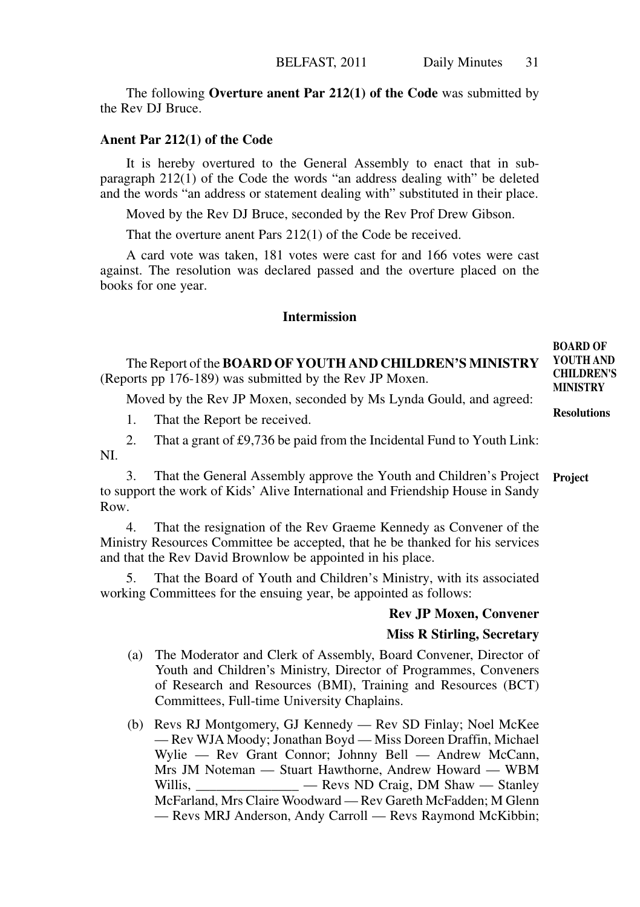The following **Overture anent Par 212(1) of the Code** was submitted by the Rev DJ Bruce.

**Anent Par 212(1) of the Code**

It is hereby overtured to the General Assembly to enact that in sub-paragraph 212(1) of the Code the words "an address dealing with" be deleted and the words "an address or statement dealing with" substituted in their place.

Moved by the Rev DJ Bruce, seconded by the Rev Prof Drew Gibson.

That the overture anent Pars 212(1) of the Code be received.

A card vote was taken, 181 votes were cast for and 166 votes were cast against. The resolution was declared passed and the overture placed on the books for one year.

**Intermission**

**BOARD OF YOUTH AND CHILDREN'S MINISTRY**

The Report of the **BOARD OF YOUTH AND CHILDREN'S MINISTRY** (Reports pp 176-189) was submitted by the Rev JP Moxen.

Moved by the Rev JP Moxen, seconded by Ms Lynda Gould, and agreed:

**Resolutions**

1. That the Report be received.

2. That a grant of £9,736 be paid from the Incidental Fund to Youth Link: NI.

**Project**

3. That the General Assembly approve the Youth and Children's Project to support the work of Kids' Alive International and Friendship House in Sandy Row.

4. That the resignation of the Rev Graeme Kennedy as Convener of the Ministry Resources Committee be accepted, that he be thanked for his services and that the Rev David Brownlow be appointed in his place.

5. That the Board of Youth and Children's Ministry, with its associated working Committees for the ensuing year, be appointed as follows:

**Rev JP Moxen, Convener**

**Miss R Stirling, Secretary**

(a) The Moderator and Clerk of Assembly, Board Convener, Director of Youth and Children's Ministry, Director of Programmes, Conveners of Research and Resources (BMI), Training and Resources (BCT) Committees, Full-time University Chaplains.

(b) Revs RJ Montgomery, GJ Kennedy — Rev SD Finlay; Noel McKee — Rev WJA Moody; Jonathan Boyd — Miss Doreen Draffin, Michael Wylie — Rev Grant Connor; Johnny Bell — Andrew McCann, Mrs JM Noteman — Stuart Hawthorne, Andrew Howard — WBM Willis, _______________ — Revs ND Craig, DM Shaw — Stanley McFarland, Mrs Claire Woodward — Rev Gareth McFadden; M Glenn — Revs MRJ Anderson, Andy Carroll — Revs Raymond McKibbin;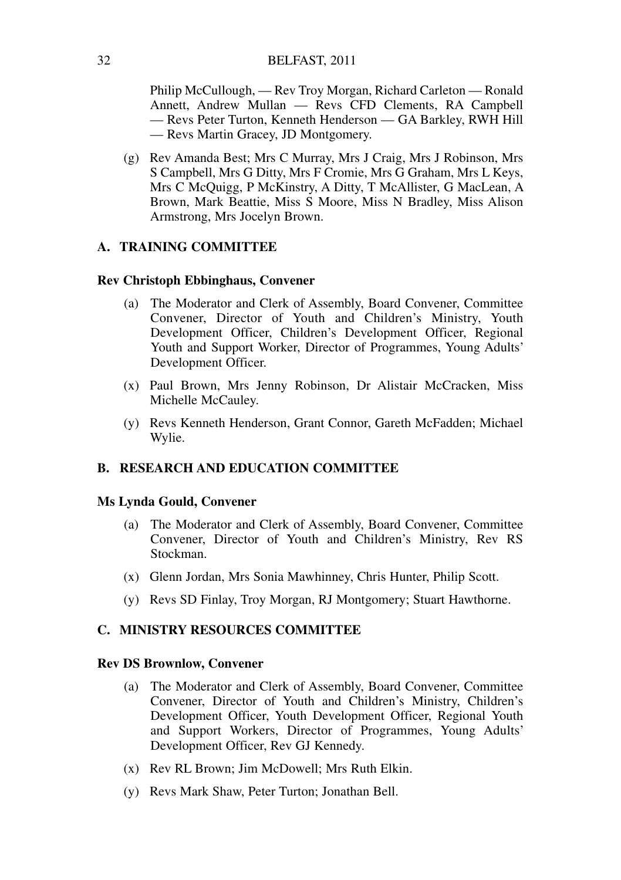Philip McCullough, — Rev Troy Morgan, Richard Carleton — Ronald Annett, Andrew Mullan — Revs CFD Clements, RA Campbell — Revs Peter Turton, Kenneth Henderson — GA Barkley, RWH Hill — Revs Martin Gracey, JD Montgomery.

(g) Rev Amanda Best; Mrs C Murray, Mrs J Craig, Mrs J Robinson, Mrs S Campbell, Mrs G Ditty, Mrs F Cromie, Mrs G Graham, Mrs L Keys, Mrs C McQuigg, P McKinstry, A Ditty, T McAllister, G MacLean, A Brown, Mark Beattie, Miss S Moore, Miss N Bradley, Miss Alison Armstrong, Mrs Jocelyn Brown.

## A. TRAINING COMMITTEE

**Rev Christoph Ebbinghaus, Convener**

(a) The Moderator and Clerk of Assembly, Board Convener, Committee Convener, Director of Youth and Children's Ministry, Youth Development Officer, Children's Development Officer, Regional Youth and Support Worker, Director of Programmes, Young Adults' Development Officer.

(x) Paul Brown, Mrs Jenny Robinson, Dr Alistair McCracken, Miss Michelle McCauley.

(y) Revs Kenneth Henderson, Grant Connor, Gareth McFadden; Michael Wylie.

## B. RESEARCH AND EDUCATION COMMITTEE

**Ms Lynda Gould, Convener**

(a) The Moderator and Clerk of Assembly, Board Convener, Committee Convener, Director of Youth and Children's Ministry, Rev RS Stockman.

(x) Glenn Jordan, Mrs Sonia Mawhinney, Chris Hunter, Philip Scott.

(y) Revs SD Finlay, Troy Morgan, RJ Montgomery; Stuart Hawthorne.

## C. MINISTRY RESOURCES COMMITTEE

**Rev DS Brownlow, Convener**

(a) The Moderator and Clerk of Assembly, Board Convener, Committee Convener, Director of Youth and Children's Ministry, Children's Development Officer, Youth Development Officer, Regional Youth and Support Workers, Director of Programmes, Young Adults' Development Officer, Rev GJ Kennedy.

(x) Rev RL Brown; Jim McDowell; Mrs Ruth Elkin.

(y) Revs Mark Shaw, Peter Turton; Jonathan Bell.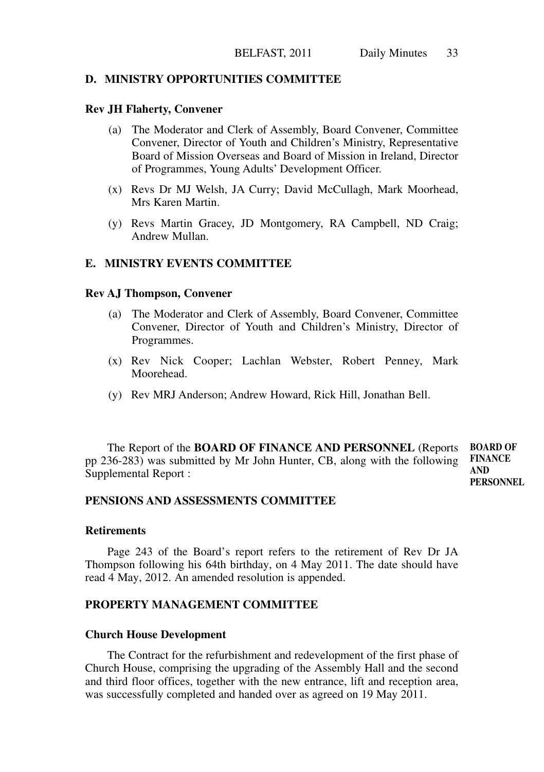## D. MINISTRY OPPORTUNITIES COMMITTEE

**Rev JH Flaherty, Convener**

(a) The Moderator and Clerk of Assembly, Board Convener, Committee Convener, Director of Youth and Children's Ministry, Representative Board of Mission Overseas and Board of Mission in Ireland, Director of Programmes, Young Adults' Development Officer.

(x) Revs Dr MJ Welsh, JA Curry; David McCullagh, Mark Moorhead, Mrs Karen Martin.

(y) Revs Martin Gracey, JD Montgomery, RA Campbell, ND Craig; Andrew Mullan.

## E. MINISTRY EVENTS COMMITTEE

**Rev AJ Thompson, Convener**

(a) The Moderator and Clerk of Assembly, Board Convener, Committee Convener, Director of Youth and Children's Ministry, Director of Programmes.

(x) Rev Nick Cooper; Lachlan Webster, Robert Penney, Mark Moorehead.

(y) Rev MRJ Anderson; Andrew Howard, Rick Hill, Jonathan Bell.

**BOARD OF FINANCE AND PERSONNEL**

The Report of the **BOARD OF FINANCE AND PERSONNEL** (Reports pp 236-283) was submitted by Mr John Hunter, CB, along with the following Supplemental Report :

## PENSIONS AND ASSESSMENTS COMMITTEE

**Retirements**

Page 243 of the Board's report refers to the retirement of Rev Dr JA Thompson following his 64th birthday, on 4 May 2011. The date should have read 4 May, 2012. An amended resolution is appended.

## PROPERTY MANAGEMENT COMMITTEE

**Church House Development**

The Contract for the refurbishment and redevelopment of the first phase of Church House, comprising the upgrading of the Assembly Hall and the second and third floor offices, together with the new entrance, lift and reception area, was successfully completed and handed over as agreed on 19 May 2011.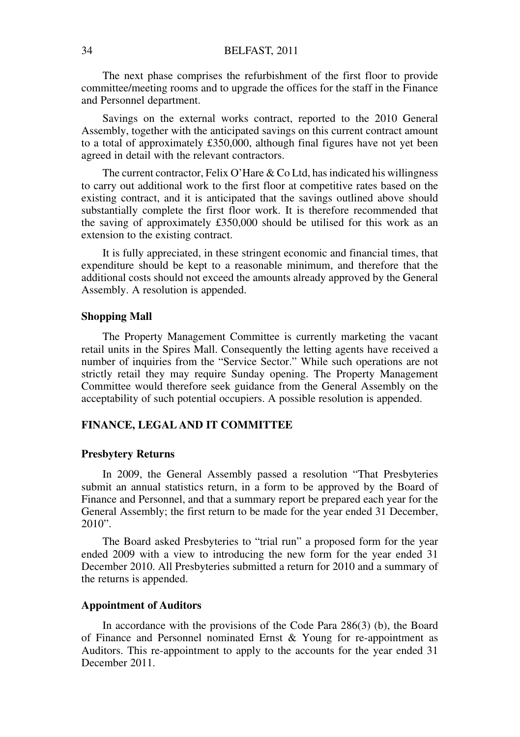The next phase comprises the refurbishment of the first floor to provide committee/meeting rooms and to upgrade the offices for the staff in the Finance and Personnel department.

Savings on the external works contract, reported to the 2010 General Assembly, together with the anticipated savings on this current contract amount to a total of approximately £350,000, although final figures have not yet been agreed in detail with the relevant contractors.

The current contractor, Felix O'Hare & Co Ltd, has indicated his willingness to carry out additional work to the first floor at competitive rates based on the existing contract, and it is anticipated that the savings outlined above should substantially complete the first floor work. It is therefore recommended that the saving of approximately £350,000 should be utilised for this work as an extension to the existing contract.

It is fully appreciated, in these stringent economic and financial times, that expenditure should be kept to a reasonable minimum, and therefore that the additional costs should not exceed the amounts already approved by the General Assembly. A resolution is appended.

### Shopping Mall

The Property Management Committee is currently marketing the vacant retail units in the Spires Mall. Consequently the letting agents have received a number of inquiries from the "Service Sector." While such operations are not strictly retail they may require Sunday opening. The Property Management Committee would therefore seek guidance from the General Assembly on the acceptability of such potential occupiers. A possible resolution is appended.

## FINANCE, LEGAL AND IT COMMITTEE

### Presbytery Returns

In 2009, the General Assembly passed a resolution "That Presbyteries submit an annual statistics return, in a form to be approved by the Board of Finance and Personnel, and that a summary report be prepared each year for the General Assembly; the first return to be made for the year ended 31 December, 2010".

The Board asked Presbyteries to "trial run" a proposed form for the year ended 2009 with a view to introducing the new form for the year ended 31 December 2010. All Presbyteries submitted a return for 2010 and a summary of the returns is appended.

### Appointment of Auditors

In accordance with the provisions of the Code Para 286(3) (b), the Board of Finance and Personnel nominated Ernst & Young for re-appointment as Auditors. This re-appointment to apply to the accounts for the year ended 31 December 2011.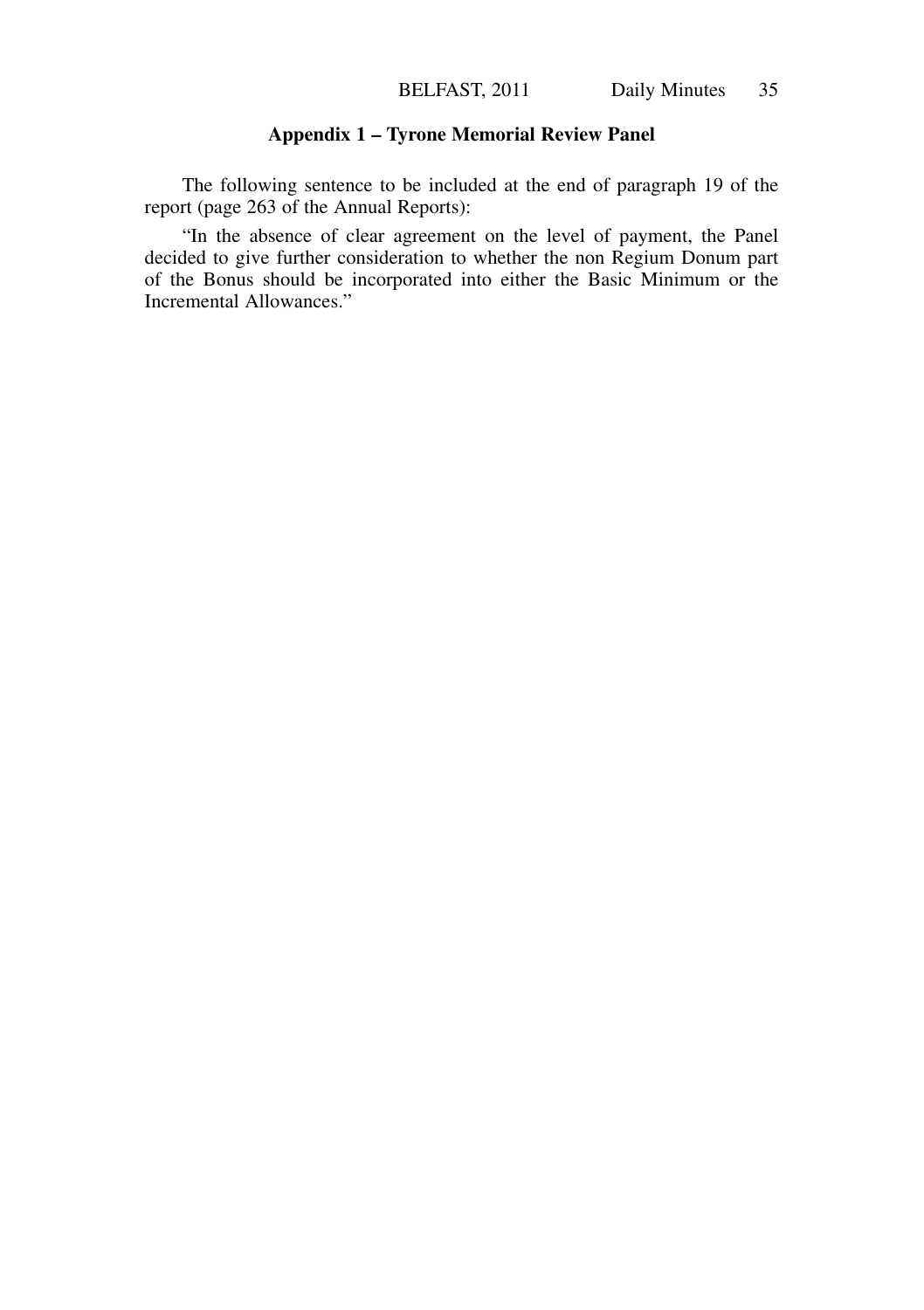## Appendix 1 – Tyrone Memorial Review Panel

The following sentence to be included at the end of paragraph 19 of the report (page 263 of the Annual Reports):

"In the absence of clear agreement on the level of payment, the Panel decided to give further consideration to whether the non Regium Donum part of the Bonus should be incorporated into either the Basic Minimum or the Incremental Allowances."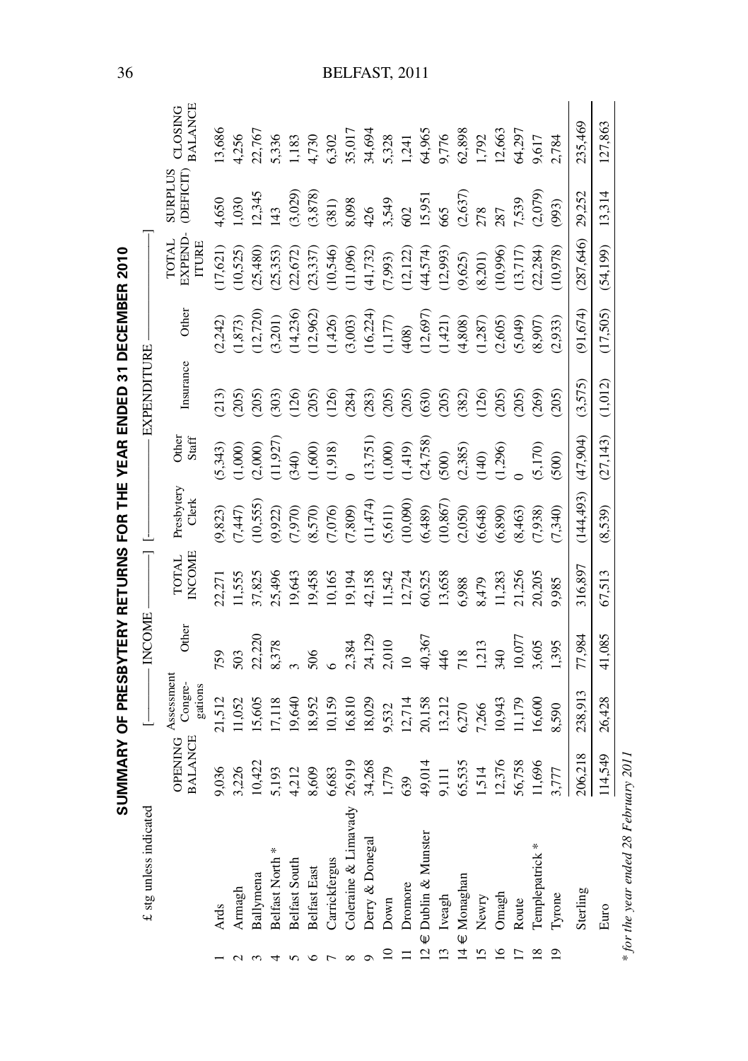# SUMMARY OF PRESBYTERY RETURNS FOR THE YEAR ENDED 31 DECEMBER 2010

£ stg unless indicated

| | | | INCOME | | | EXPENDITURE | | | | | | | |
|---|---|---|---|---|---|---|---|---|---|---|---|---|---|
| | | OPENING BALANCE | Assessment Congre-gations | Other | TOTAL INCOME | Presbytery Clerk | Other Staff | Insurance | Other | TOTAL EXPEND-ITURE | SURPLUS (DEFICIT) | CLOSING BALANCE |
| 1 | Ards | 9,036 | 21,512 | 759 | 22,271 | (9,823) | (5,343) | (213) | (2,242) | (17,621) | 4,650 | 13,686 |
| 2 | Armagh | 3,226 | 11,052 | 503 | 11,555 | (7,447) | (1,000) | (205) | (1,873) | (10,525) | 1,030 | 4,256 |
| 3 | Ballymena | 10,422 | 15,605 | 22,220 | 37,825 | (10,555) | (2,000) | (205) | (12,720) | (25,480) | 12,345 | 22,767 |
| 4 | Belfast North * | 5,193 | 17,118 | 8,378 | 25,496 | (9,922) | (11,927) | (303) | (3,201) | (25,353) | 143 | 5,336 |
| 5 | Belfast South | 4,212 | 19,640 | 3 | 19,643 | (7,970) | (340) | (126) | (14,236) | (22,672) | (3,029) | 1,183 |
| 6 | Belfast East | 8,609 | 18,952 | 506 | 19,458 | (8,570) | (1,600) | (205) | (12,962) | (23,337) | (3,878) | 4,730 |
| 7 | Carrickfergus | 6,683 | 10,159 | 6 | 10,165 | (7,076) | (1,918) | (126) | (1,426) | (10,546) | (381) | 6,302 |
| 8 | Coleraine & Limavady | 26,919 | 16,810 | 2,384 | 19,194 | (7,809) | 0 | (284) | (3,003) | (11,096) | 8,098 | 35,017 |
| 9 | Derry & Donegal | 34,268 | 18,029 | 24,129 | 42,158 | (11,474) | (13,751) | (283) | (16,224) | (41,732) | 426 | 34,694 |
| 10 | Down | 1,779 | 9,532 | 2,010 | 11,542 | (5,611) | (1,000) | (205) | (1,177) | (7,993) | 3,549 | 5,328 |
| 11 | Dromore | 639 | 12,714 | 10 | 12,724 | (10,090) | (1,419) | (205) | (408) | (12,122) | 602 | 1,241 |
| 12 | € Dublin & Munster | 49,014 | 20,158 | 40,367 | 60,525 | (6,489) | (24,758) | (630) | (12,697) | (44,574) | 15,951 | 64,965 |
| 13 | Iveagh | 9,111 | 13,212 | 446 | 13,658 | (10,867) | (500) | (205) | (1,421) | (12,993) | 665 | 9,776 |
| 14 | € Monaghan | 65,535 | 6,270 | 718 | 6,988 | (2,050) | (2,385) | (382) | (4,808) | (9,625) | (2,637) | 62,898 |
| 15 | Newry | 1,514 | 7,266 | 1,213 | 8,479 | (6,648) | (140) | (126) | (1,287) | (8,201) | 278 | 1,792 |
| 16 | Omagh | 12,376 | 10,943 | 340 | 11,283 | (6,890) | (1,296) | (205) | (2,605) | (10,996) | 287 | 12,663 |
| 17 | Route | 56,758 | 11,179 | 10,077 | 21,256 | (8,463) | 0 | (205) | (5,049) | (13,717) | 7,539 | 64,297 |
| 18 | Templepatrick * | 11,696 | 16,600 | 3,605 | 20,205 | (7,938) | (5,170) | (269) | (8,907) | (22,284) | (2,079) | 9,617 |
| 19 | Tyrone | 3,777 | 8,590 | 1,395 | 9,985 | (7,340) | (500) | (205) | (2,933) | (10,978) | (993) | 2,784 |
| | Sterling | 206,218 | 238,913 | 77,984 | 316,897 | (144,493) | (47,904) | (3,575) | (91,674) | (287,646) | 29,252 | 235,469 |
| | Euro | 114,549 | 26,428 | 41,085 | 67,513 | (8,539) | (27,143) | (1,012) | (17,505) | (54,199) | 13,314 | 127,863 |

*\* for the year ended 28 February 2011*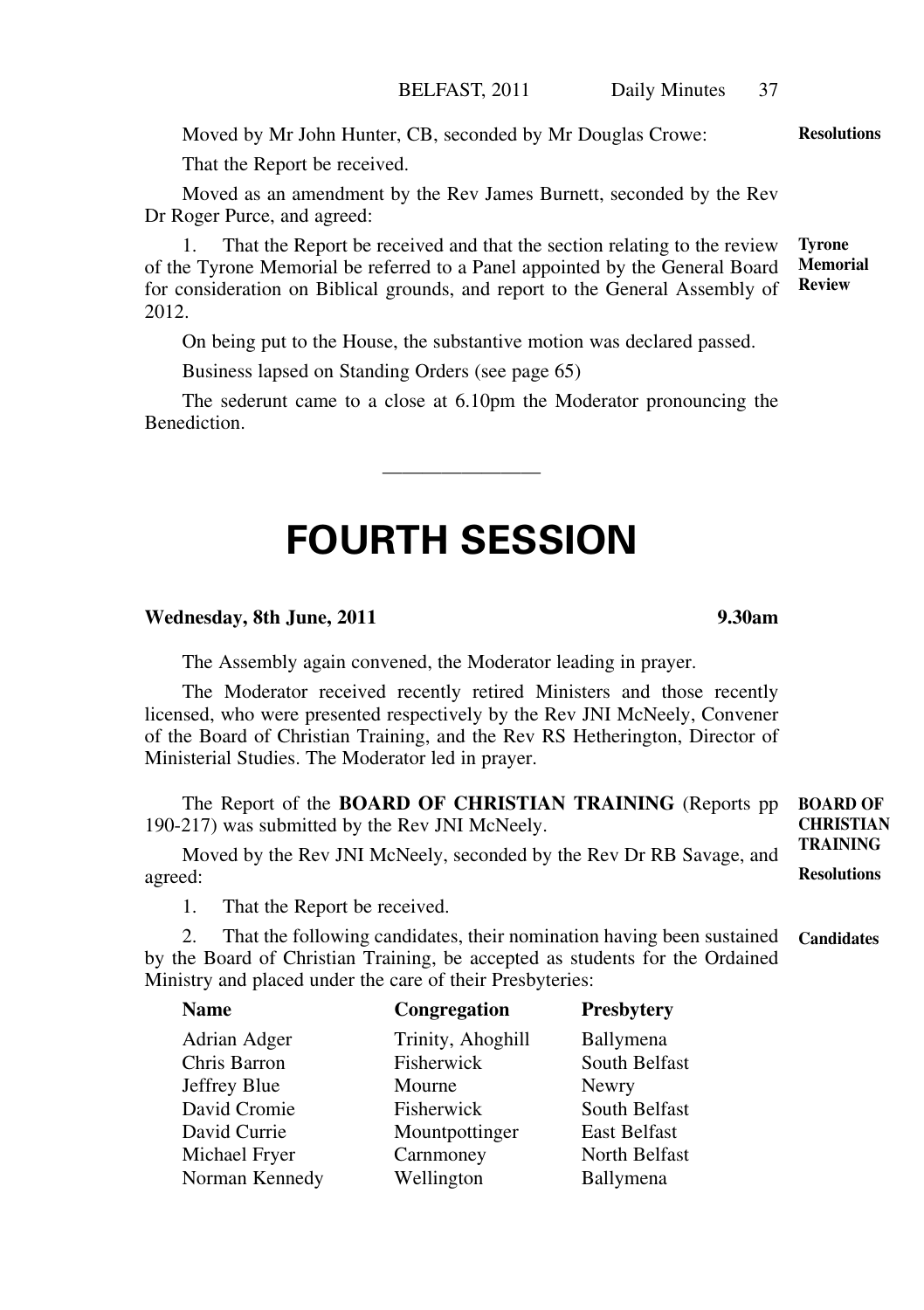Moved by Mr John Hunter, CB, seconded by Mr Douglas Crowe: **Resolutions**

That the Report be received.

Moved as an amendment by the Rev James Burnett, seconded by the Rev Dr Roger Purce, and agreed:

**Tyrone Memorial Review**

1. That the Report be received and that the section relating to the review of the Tyrone Memorial be referred to a Panel appointed by the General Board for consideration on Biblical grounds, and report to the General Assembly of 2012.

On being put to the House, the substantive motion was declared passed.

Business lapsed on Standing Orders (see page 65)

The sederunt came to a close at 6.10pm the Moderator pronouncing the Benediction.

---

# FOURTH SESSION

**Wednesday, 8th June, 2011** **9.30am**

The Assembly again convened, the Moderator leading in prayer.

The Moderator received recently retired Ministers and those recently licensed, who were presented respectively by the Rev JNI McNeely, Convener of the Board of Christian Training, and the Rev RS Hetherington, Director of Ministerial Studies. The Moderator led in prayer.

**BOARD OF CHRISTIAN TRAINING**

The Report of the **BOARD OF CHRISTIAN TRAINING** (Reports pp 190-217) was submitted by the Rev JNI McNeely.

**Resolutions**

Moved by the Rev JNI McNeely, seconded by the Rev Dr RB Savage, and agreed:

1. That the Report be received.

**Candidates**

2. That the following candidates, their nomination having been sustained by the Board of Christian Training, be accepted as students for the Ordained Ministry and placed under the care of their Presbyteries:

| Name | Congregation | Presbytery |
|---|---|---|
| Adrian Adger | Trinity, Ahoghill | Ballymena |
| Chris Barron | Fisherwick | South Belfast |
| Jeffrey Blue | Mourne | Newry |
| David Cromie | Fisherwick | South Belfast |
| David Currie | Mountpottinger | East Belfast |
| Michael Fryer | Carnmoney | North Belfast |
| Norman Kennedy | Wellington | Ballymena |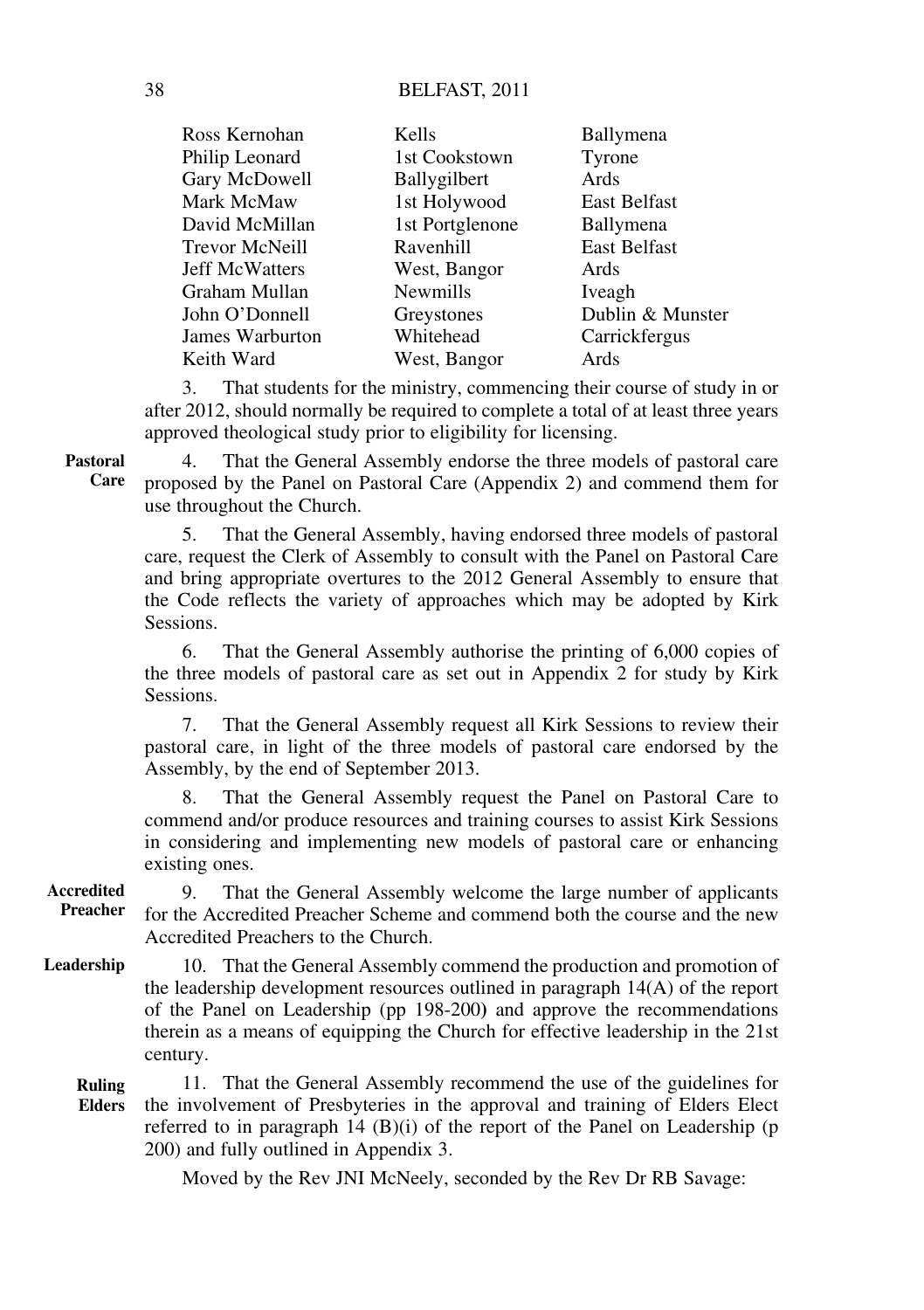| | | |
|---|---|---|
| Ross Kernohan | Kells | Ballymena |
| Philip Leonard | 1st Cookstown | Tyrone |
| Gary McDowell | Ballygilbert | Ards |
| Mark McMaw | 1st Holywood | East Belfast |
| David McMillan | 1st Portglenone | Ballymena |
| Trevor McNeill | Ravenhill | East Belfast |
| Jeff McWatters | West, Bangor | Ards |
| Graham Mullan | Newmills | Iveagh |
| John O'Donnell | Greystones | Dublin & Munster |
| James Warburton | Whitehead | Carrickfergus |
| Keith Ward | West, Bangor | Ards |

3. That students for the ministry, commencing their course of study in or after 2012, should normally be required to complete a total of at least three years approved theological study prior to eligibility for licensing.

**Pastoral Care**

4. That the General Assembly endorse the three models of pastoral care proposed by the Panel on Pastoral Care (Appendix 2) and commend them for use throughout the Church.

5. That the General Assembly, having endorsed three models of pastoral care, request the Clerk of Assembly to consult with the Panel on Pastoral Care and bring appropriate overtures to the 2012 General Assembly to ensure that the Code reflects the variety of approaches which may be adopted by Kirk Sessions.

6. That the General Assembly authorise the printing of 6,000 copies of the three models of pastoral care as set out in Appendix 2 for study by Kirk Sessions.

7. That the General Assembly request all Kirk Sessions to review their pastoral care, in light of the three models of pastoral care endorsed by the Assembly, by the end of September 2013.

8. That the General Assembly request the Panel on Pastoral Care to commend and/or produce resources and training courses to assist Kirk Sessions in considering and implementing new models of pastoral care or enhancing existing ones.

**Accredited Preacher**

9. That the General Assembly welcome the large number of applicants for the Accredited Preacher Scheme and commend both the course and the new Accredited Preachers to the Church.

**Leadership**

10. That the General Assembly commend the production and promotion of the leadership development resources outlined in paragraph 14(A) of the report of the Panel on Leadership (pp 198-200) and approve the recommendations therein as a means of equipping the Church for effective leadership in the 21st century.

**Ruling Elders**

11. That the General Assembly recommend the use of the guidelines for the involvement of Presbyteries in the approval and training of Elders Elect referred to in paragraph 14 (B)(i) of the report of the Panel on Leadership (p 200) and fully outlined in Appendix 3.

Moved by the Rev JNI McNeely, seconded by the Rev Dr RB Savage: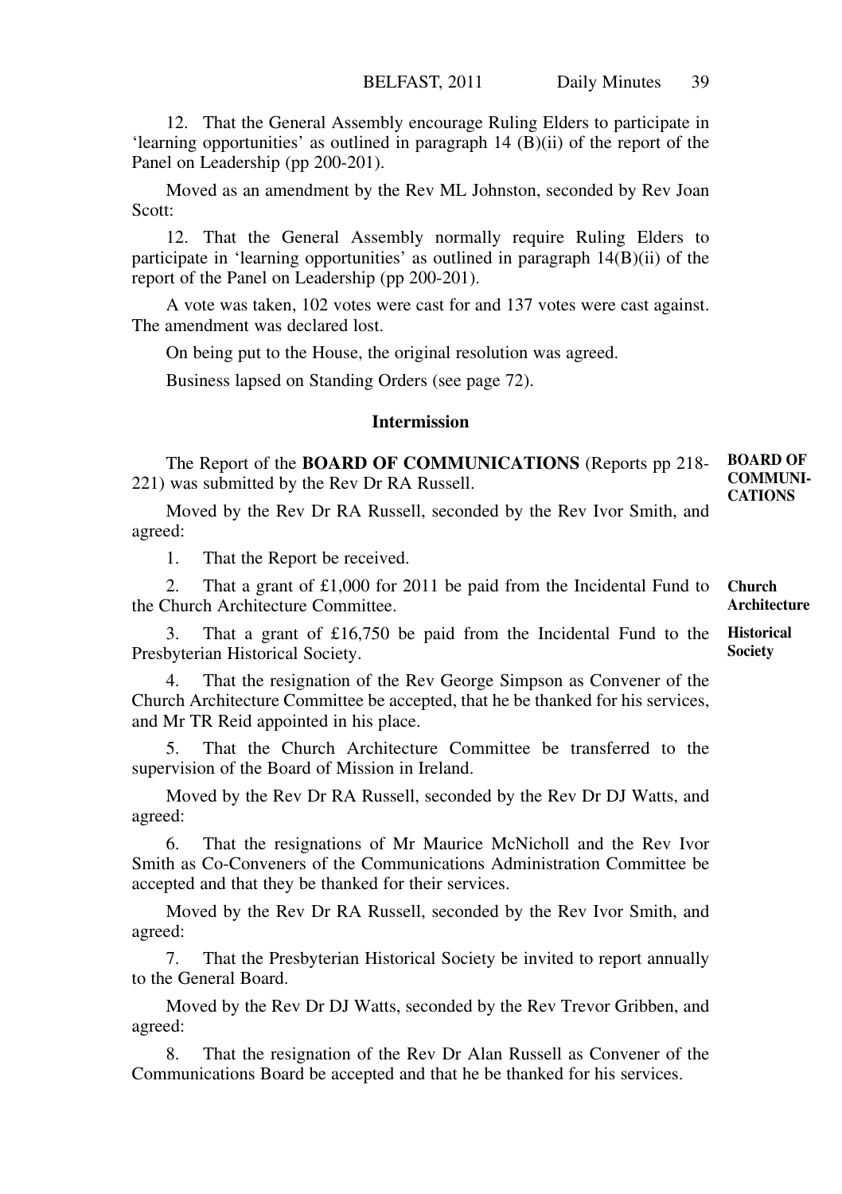12. That the General Assembly encourage Ruling Elders to participate in 'learning opportunities' as outlined in paragraph 14 (B)(ii) of the report of the Panel on Leadership (pp 200-201).

Moved as an amendment by the Rev ML Johnston, seconded by Rev Joan Scott:

12. That the General Assembly normally require Ruling Elders to participate in 'learning opportunities' as outlined in paragraph 14(B)(ii) of the report of the Panel on Leadership (pp 200-201).

A vote was taken, 102 votes were cast for and 137 votes were cast against. The amendment was declared lost.

On being put to the House, the original resolution was agreed.

Business lapsed on Standing Orders (see page 72).

## Intermission

**BOARD OF COMMUNICATIONS**

The Report of the **BOARD OF COMMUNICATIONS** (Reports pp 218-221) was submitted by the Rev Dr RA Russell.

Moved by the Rev Dr RA Russell, seconded by the Rev Ivor Smith, and agreed:

1. That the Report be received.

**Church Architecture**

2. That a grant of £1,000 for 2011 be paid from the Incidental Fund to the Church Architecture Committee.

**Historical Society**

3. That a grant of £16,750 be paid from the Incidental Fund to the Presbyterian Historical Society.

4. That the resignation of the Rev George Simpson as Convener of the Church Architecture Committee be accepted, that he be thanked for his services, and Mr TR Reid appointed in his place.

5. That the Church Architecture Committee be transferred to the supervision of the Board of Mission in Ireland.

Moved by the Rev Dr RA Russell, seconded by the Rev Dr DJ Watts, and agreed:

6. That the resignations of Mr Maurice McNicholl and the Rev Ivor Smith as Co-Conveners of the Communications Administration Committee be accepted and that they be thanked for their services.

Moved by the Rev Dr RA Russell, seconded by the Rev Ivor Smith, and agreed:

7. That the Presbyterian Historical Society be invited to report annually to the General Board.

Moved by the Rev Dr DJ Watts, seconded by the Rev Trevor Gribben, and agreed:

8. That the resignation of the Rev Dr Alan Russell as Convener of the Communications Board be accepted and that he be thanked for his services.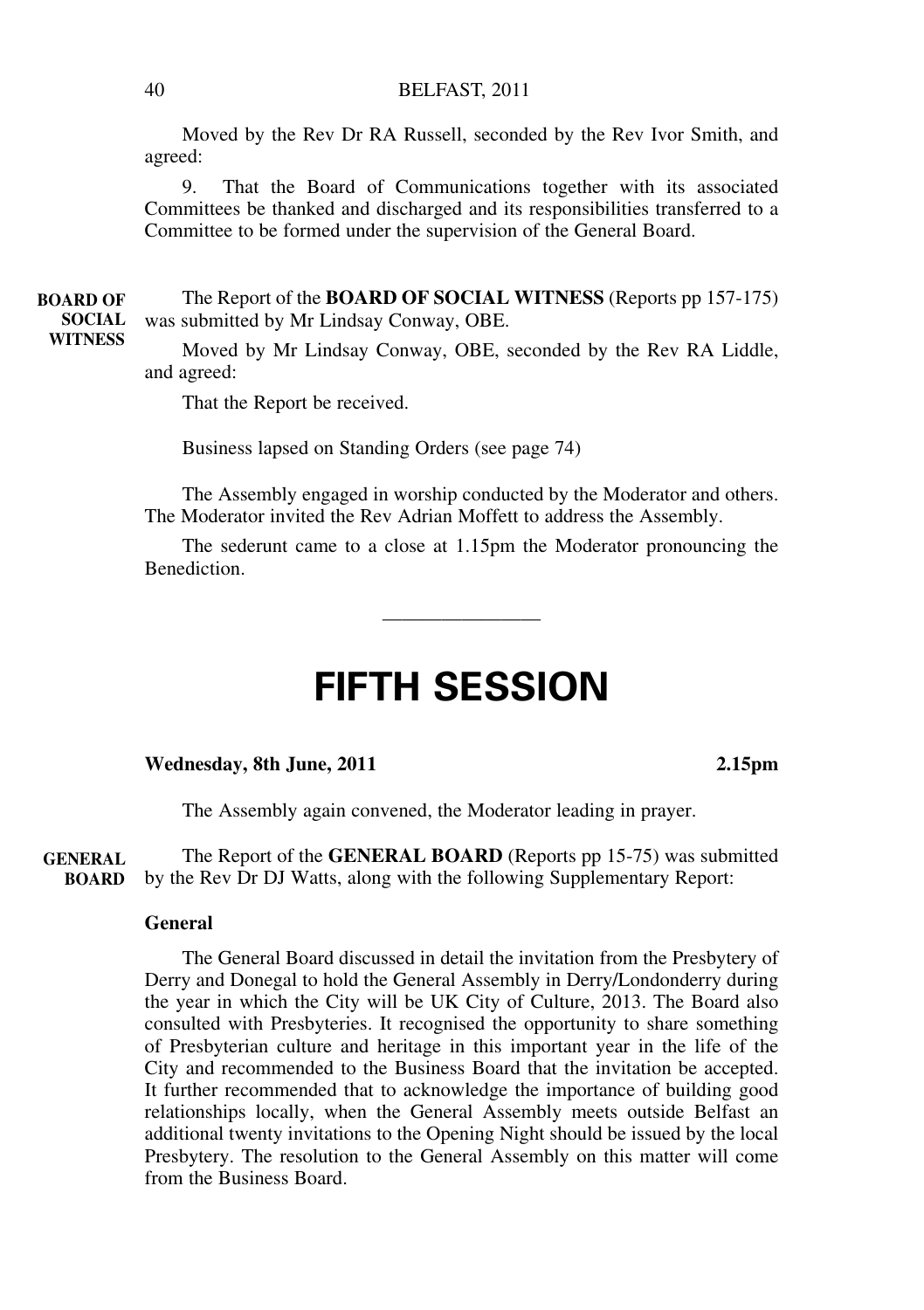Moved by the Rev Dr RA Russell, seconded by the Rev Ivor Smith, and agreed:

9. That the Board of Communications together with its associated Committees be thanked and discharged and its responsibilities transferred to a Committee to be formed under the supervision of the General Board.

**BOARD OF SOCIAL WITNESS**

The Report of the **BOARD OF SOCIAL WITNESS** (Reports pp 157-175) was submitted by Mr Lindsay Conway, OBE.

Moved by Mr Lindsay Conway, OBE, seconded by the Rev RA Liddle, and agreed:

That the Report be received.

Business lapsed on Standing Orders (see page 74)

The Assembly engaged in worship conducted by the Moderator and others. The Moderator invited the Rev Adrian Moffett to address the Assembly.

The sederunt came to a close at 1.15pm the Moderator pronouncing the Benediction.

---

# FIFTH SESSION

**Wednesday, 8th June, 2011** **2.15pm**

The Assembly again convened, the Moderator leading in prayer.

**GENERAL BOARD**

The Report of the **GENERAL BOARD** (Reports pp 15-75) was submitted by the Rev Dr DJ Watts, along with the following Supplementary Report:

**General**

The General Board discussed in detail the invitation from the Presbytery of Derry and Donegal to hold the General Assembly in Derry/Londonderry during the year in which the City will be UK City of Culture, 2013. The Board also consulted with Presbyteries. It recognised the opportunity to share something of Presbyterian culture and heritage in this important year in the life of the City and recommended to the Business Board that the invitation be accepted. It further recommended that to acknowledge the importance of building good relationships locally, when the General Assembly meets outside Belfast an additional twenty invitations to the Opening Night should be issued by the local Presbytery. The resolution to the General Assembly on this matter will come from the Business Board.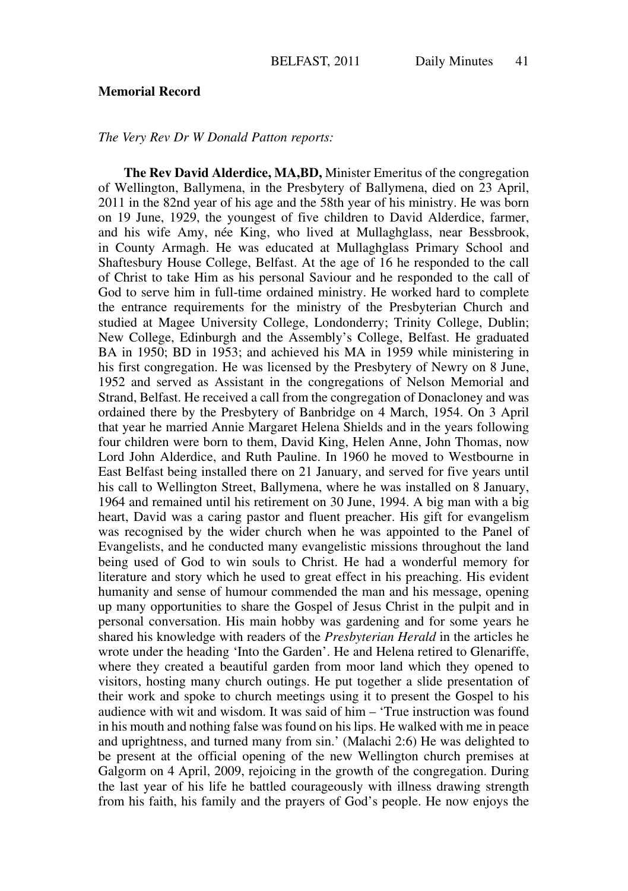**Memorial Record**

*The Very Rev Dr W Donald Patton reports:*

**The Rev David Alderdice, MA,BD,** Minister Emeritus of the congregation of Wellington, Ballymena, in the Presbytery of Ballymena, died on 23 April, 2011 in the 82nd year of his age and the 58th year of his ministry. He was born on 19 June, 1929, the youngest of five children to David Alderdice, farmer, and his wife Amy, née King, who lived at Mullaghglass, near Bessbrook, in County Armagh. He was educated at Mullaghglass Primary School and Shaftesbury House College, Belfast. At the age of 16 he responded to the call of Christ to take Him as his personal Saviour and he responded to the call of God to serve him in full-time ordained ministry. He worked hard to complete the entrance requirements for the ministry of the Presbyterian Church and studied at Magee University College, Londonderry; Trinity College, Dublin; New College, Edinburgh and the Assembly's College, Belfast. He graduated BA in 1950; BD in 1953; and achieved his MA in 1959 while ministering in his first congregation. He was licensed by the Presbytery of Newry on 8 June, 1952 and served as Assistant in the congregations of Nelson Memorial and Strand, Belfast. He received a call from the congregation of Donacloney and was ordained there by the Presbytery of Banbridge on 4 March, 1954. On 3 April that year he married Annie Margaret Helena Shields and in the years following four children were born to them, David King, Helen Anne, John Thomas, now Lord John Alderdice, and Ruth Pauline. In 1960 he moved to Westbourne in East Belfast being installed there on 21 January, and served for five years until his call to Wellington Street, Ballymena, where he was installed on 8 January, 1964 and remained until his retirement on 30 June, 1994. A big man with a big heart, David was a caring pastor and fluent preacher. His gift for evangelism was recognised by the wider church when he was appointed to the Panel of Evangelists, and he conducted many evangelistic missions throughout the land being used of God to win souls to Christ. He had a wonderful memory for literature and story which he used to great effect in his preaching. His evident humanity and sense of humour commended the man and his message, opening up many opportunities to share the Gospel of Jesus Christ in the pulpit and in personal conversation. His main hobby was gardening and for some years he shared his knowledge with readers of the *Presbyterian Herald* in the articles he wrote under the heading 'Into the Garden'. He and Helena retired to Glenariffe, where they created a beautiful garden from moor land which they opened to visitors, hosting many church outings. He put together a slide presentation of their work and spoke to church meetings using it to present the Gospel to his audience with wit and wisdom. It was said of him – 'True instruction was found in his mouth and nothing false was found on his lips. He walked with me in peace and uprightness, and turned many from sin.' (Malachi 2:6) He was delighted to be present at the official opening of the new Wellington church premises at Galgorm on 4 April, 2009, rejoicing in the growth of the congregation. During the last year of his life he battled courageously with illness drawing strength from his faith, his family and the prayers of God's people. He now enjoys the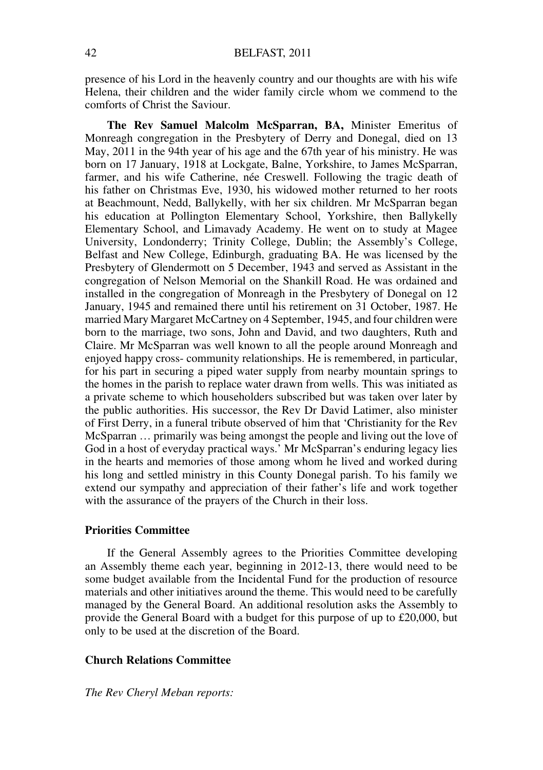presence of his Lord in the heavenly country and our thoughts are with his wife Helena, their children and the wider family circle whom we commend to the comforts of Christ the Saviour.

**The Rev Samuel Malcolm McSparran, BA,** Minister Emeritus of Monreagh congregation in the Presbytery of Derry and Donegal, died on 13 May, 2011 in the 94th year of his age and the 67th year of his ministry. He was born on 17 January, 1918 at Lockgate, Balne, Yorkshire, to James McSparran, farmer, and his wife Catherine, née Creswell. Following the tragic death of his father on Christmas Eve, 1930, his widowed mother returned to her roots at Beachmount, Nedd, Ballykelly, with her six children. Mr McSparran began his education at Pollington Elementary School, Yorkshire, then Ballykelly Elementary School, and Limavady Academy. He went on to study at Magee University, Londonderry; Trinity College, Dublin; the Assembly's College, Belfast and New College, Edinburgh, graduating BA. He was licensed by the Presbytery of Glendermott on 5 December, 1943 and served as Assistant in the congregation of Nelson Memorial on the Shankill Road. He was ordained and installed in the congregation of Monreagh in the Presbytery of Donegal on 12 January, 1945 and remained there until his retirement on 31 October, 1987. He married Mary Margaret McCartney on 4 September, 1945, and four children were born to the marriage, two sons, John and David, and two daughters, Ruth and Claire. Mr McSparran was well known to all the people around Monreagh and enjoyed happy cross- community relationships. He is remembered, in particular, for his part in securing a piped water supply from nearby mountain springs to the homes in the parish to replace water drawn from wells. This was initiated as a private scheme to which householders subscribed but was taken over later by the public authorities. His successor, the Rev Dr David Latimer, also minister of First Derry, in a funeral tribute observed of him that 'Christianity for the Rev McSparran … primarily was being amongst the people and living out the love of God in a host of everyday practical ways.' Mr McSparran's enduring legacy lies in the hearts and memories of those among whom he lived and worked during his long and settled ministry in this County Donegal parish. To his family we extend our sympathy and appreciation of their father's life and work together with the assurance of the prayers of the Church in their loss.

#### Priorities Committee

If the General Assembly agrees to the Priorities Committee developing an Assembly theme each year, beginning in 2012-13, there would need to be some budget available from the Incidental Fund for the production of resource materials and other initiatives around the theme. This would need to be carefully managed by the General Board. An additional resolution asks the Assembly to provide the General Board with a budget for this purpose of up to £20,000, but only to be used at the discretion of the Board.

#### Church Relations Committee

*The Rev Cheryl Meban reports:*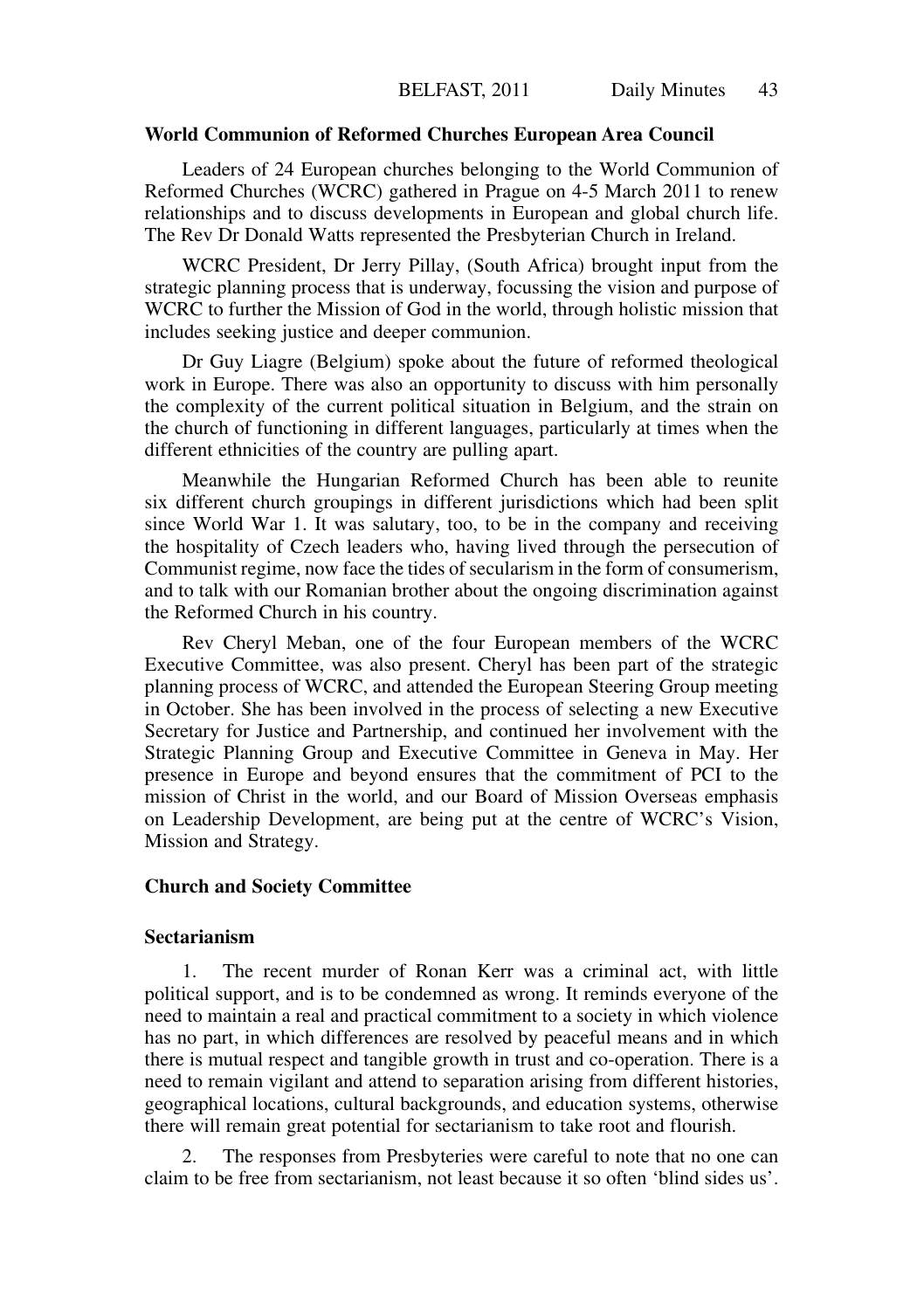### World Communion of Reformed Churches European Area Council

Leaders of 24 European churches belonging to the World Communion of Reformed Churches (WCRC) gathered in Prague on 4-5 March 2011 to renew relationships and to discuss developments in European and global church life. The Rev Dr Donald Watts represented the Presbyterian Church in Ireland.

WCRC President, Dr Jerry Pillay, (South Africa) brought input from the strategic planning process that is underway, focussing the vision and purpose of WCRC to further the Mission of God in the world, through holistic mission that includes seeking justice and deeper communion.

Dr Guy Liagre (Belgium) spoke about the future of reformed theological work in Europe. There was also an opportunity to discuss with him personally the complexity of the current political situation in Belgium, and the strain on the church of functioning in different languages, particularly at times when the different ethnicities of the country are pulling apart.

Meanwhile the Hungarian Reformed Church has been able to reunite six different church groupings in different jurisdictions which had been split since World War 1. It was salutary, too, to be in the company and receiving the hospitality of Czech leaders who, having lived through the persecution of Communist regime, now face the tides of secularism in the form of consumerism, and to talk with our Romanian brother about the ongoing discrimination against the Reformed Church in his country.

Rev Cheryl Meban, one of the four European members of the WCRC Executive Committee, was also present. Cheryl has been part of the strategic planning process of WCRC, and attended the European Steering Group meeting in October. She has been involved in the process of selecting a new Executive Secretary for Justice and Partnership, and continued her involvement with the Strategic Planning Group and Executive Committee in Geneva in May. Her presence in Europe and beyond ensures that the commitment of PCI to the mission of Christ in the world, and our Board of Mission Overseas emphasis on Leadership Development, are being put at the centre of WCRC's Vision, Mission and Strategy.

### Church and Society Committee

#### Sectarianism

1. The recent murder of Ronan Kerr was a criminal act, with little political support, and is to be condemned as wrong. It reminds everyone of the need to maintain a real and practical commitment to a society in which violence has no part, in which differences are resolved by peaceful means and in which there is mutual respect and tangible growth in trust and co-operation. There is a need to remain vigilant and attend to separation arising from different histories, geographical locations, cultural backgrounds, and education systems, otherwise there will remain great potential for sectarianism to take root and flourish.

2. The responses from Presbyteries were careful to note that no one can claim to be free from sectarianism, not least because it so often 'blind sides us'.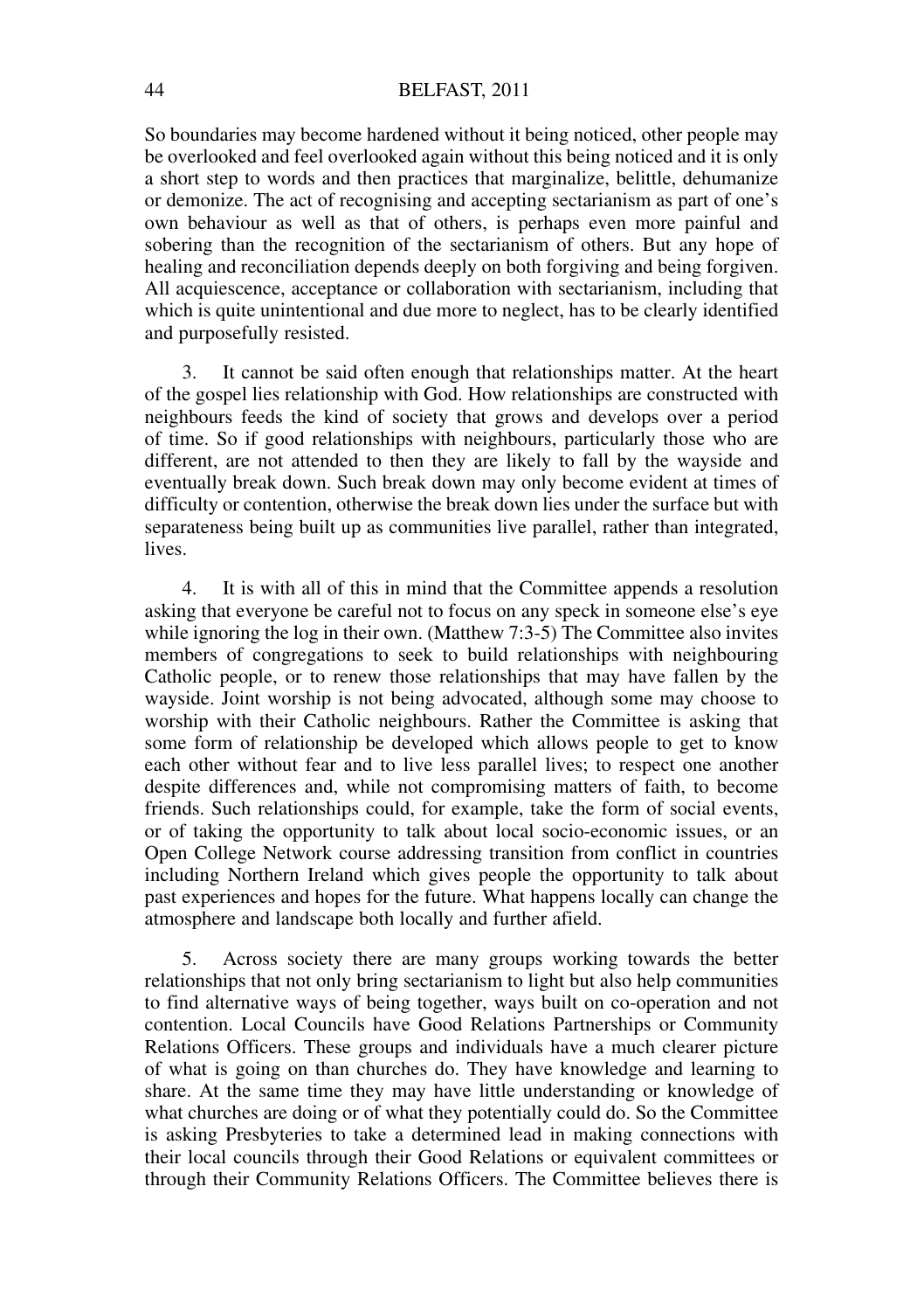So boundaries may become hardened without it being noticed, other people may be overlooked and feel overlooked again without this being noticed and it is only a short step to words and then practices that marginalize, belittle, dehumanize or demonize. The act of recognising and accepting sectarianism as part of one's own behaviour as well as that of others, is perhaps even more painful and sobering than the recognition of the sectarianism of others. But any hope of healing and reconciliation depends deeply on both forgiving and being forgiven. All acquiescence, acceptance or collaboration with sectarianism, including that which is quite unintentional and due more to neglect, has to be clearly identified and purposefully resisted.

3. It cannot be said often enough that relationships matter. At the heart of the gospel lies relationship with God. How relationships are constructed with neighbours feeds the kind of society that grows and develops over a period of time. So if good relationships with neighbours, particularly those who are different, are not attended to then they are likely to fall by the wayside and eventually break down. Such break down may only become evident at times of difficulty or contention, otherwise the break down lies under the surface but with separateness being built up as communities live parallel, rather than integrated, lives.

4. It is with all of this in mind that the Committee appends a resolution asking that everyone be careful not to focus on any speck in someone else's eye while ignoring the log in their own. (Matthew 7:3-5) The Committee also invites members of congregations to seek to build relationships with neighbouring Catholic people, or to renew those relationships that may have fallen by the wayside. Joint worship is not being advocated, although some may choose to worship with their Catholic neighbours. Rather the Committee is asking that some form of relationship be developed which allows people to get to know each other without fear and to live less parallel lives; to respect one another despite differences and, while not compromising matters of faith, to become friends. Such relationships could, for example, take the form of social events, or of taking the opportunity to talk about local socio-economic issues, or an Open College Network course addressing transition from conflict in countries including Northern Ireland which gives people the opportunity to talk about past experiences and hopes for the future. What happens locally can change the atmosphere and landscape both locally and further afield.

5. Across society there are many groups working towards the better relationships that not only bring sectarianism to light but also help communities to find alternative ways of being together, ways built on co-operation and not contention. Local Councils have Good Relations Partnerships or Community Relations Officers. These groups and individuals have a much clearer picture of what is going on than churches do. They have knowledge and learning to share. At the same time they may have little understanding or knowledge of what churches are doing or of what they potentially could do. So the Committee is asking Presbyteries to take a determined lead in making connections with their local councils through their Good Relations or equivalent committees or through their Community Relations Officers. The Committee believes there is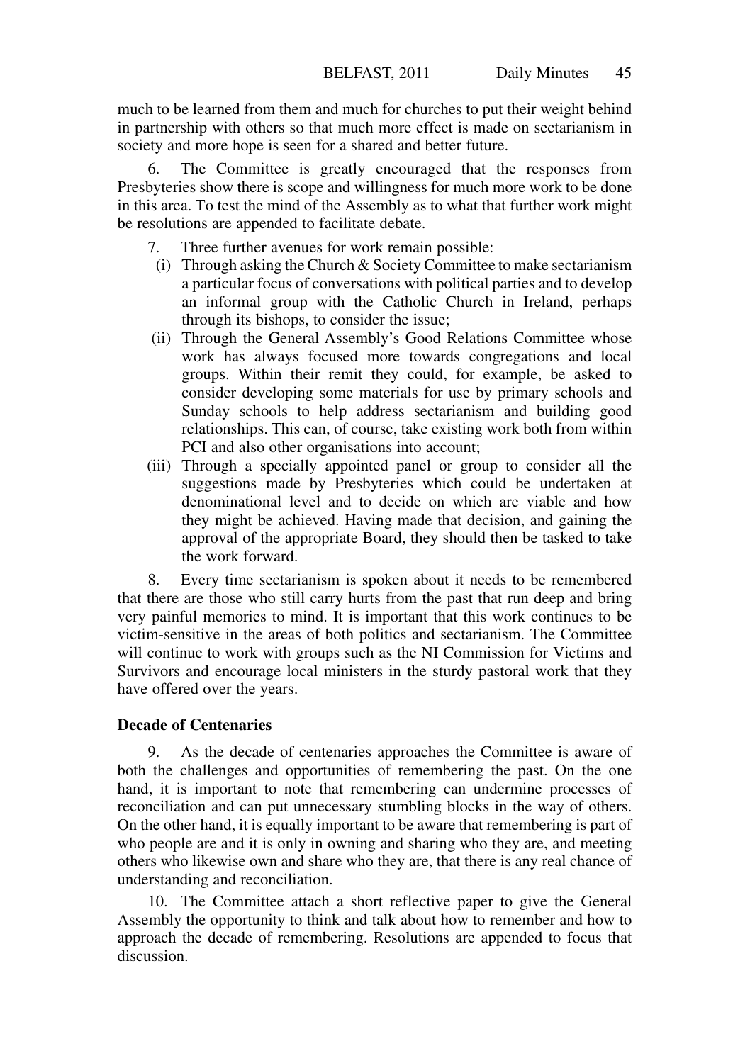much to be learned from them and much for churches to put their weight behind in partnership with others so that much more effect is made on sectarianism in society and more hope is seen for a shared and better future.

6. The Committee is greatly encouraged that the responses from Presbyteries show there is scope and willingness for much more work to be done in this area. To test the mind of the Assembly as to what that further work might be resolutions are appended to facilitate debate.

7. Three further avenues for work remain possible:

(i) Through asking the Church & Society Committee to make sectarianism a particular focus of conversations with political parties and to develop an informal group with the Catholic Church in Ireland, perhaps through its bishops, to consider the issue;

(ii) Through the General Assembly's Good Relations Committee whose work has always focused more towards congregations and local groups. Within their remit they could, for example, be asked to consider developing some materials for use by primary schools and Sunday schools to help address sectarianism and building good relationships. This can, of course, take existing work both from within PCI and also other organisations into account;

(iii) Through a specially appointed panel or group to consider all the suggestions made by Presbyteries which could be undertaken at denominational level and to decide on which are viable and how they might be achieved. Having made that decision, and gaining the approval of the appropriate Board, they should then be tasked to take the work forward.

8. Every time sectarianism is spoken about it needs to be remembered that there are those who still carry hurts from the past that run deep and bring very painful memories to mind. It is important that this work continues to be victim-sensitive in the areas of both politics and sectarianism. The Committee will continue to work with groups such as the NI Commission for Victims and Survivors and encourage local ministers in the sturdy pastoral work that they have offered over the years.

**Decade of Centenaries**

9. As the decade of centenaries approaches the Committee is aware of both the challenges and opportunities of remembering the past. On the one hand, it is important to note that remembering can undermine processes of reconciliation and can put unnecessary stumbling blocks in the way of others. On the other hand, it is equally important to be aware that remembering is part of who people are and it is only in owning and sharing who they are, and meeting others who likewise own and share who they are, that there is any real chance of understanding and reconciliation.

10. The Committee attach a short reflective paper to give the General Assembly the opportunity to think and talk about how to remember and how to approach the decade of remembering. Resolutions are appended to focus that discussion.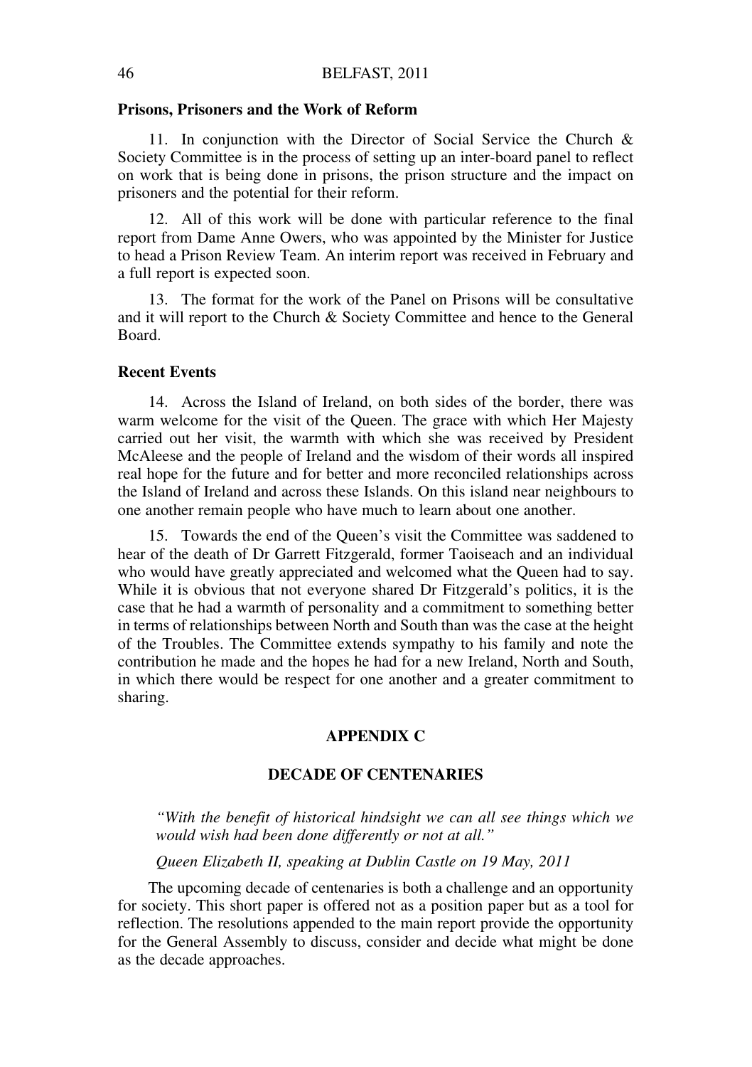**Prisons, Prisoners and the Work of Reform**

11. In conjunction with the Director of Social Service the Church & Society Committee is in the process of setting up an inter-board panel to reflect on work that is being done in prisons, the prison structure and the impact on prisoners and the potential for their reform.

12. All of this work will be done with particular reference to the final report from Dame Anne Owers, who was appointed by the Minister for Justice to head a Prison Review Team. An interim report was received in February and a full report is expected soon.

13. The format for the work of the Panel on Prisons will be consultative and it will report to the Church & Society Committee and hence to the General Board.

**Recent Events**

14. Across the Island of Ireland, on both sides of the border, there was warm welcome for the visit of the Queen. The grace with which Her Majesty carried out her visit, the warmth with which she was received by President McAleese and the people of Ireland and the wisdom of their words all inspired real hope for the future and for better and more reconciled relationships across the Island of Ireland and across these Islands. On this island near neighbours to one another remain people who have much to learn about one another.

15. Towards the end of the Queen's visit the Committee was saddened to hear of the death of Dr Garrett Fitzgerald, former Taoiseach and an individual who would have greatly appreciated and welcomed what the Queen had to say. While it is obvious that not everyone shared Dr Fitzgerald's politics, it is the case that he had a warmth of personality and a commitment to something better in terms of relationships between North and South than was the case at the height of the Troubles. The Committee extends sympathy to his family and note the contribution he made and the hopes he had for a new Ireland, North and South, in which there would be respect for one another and a greater commitment to sharing.

## APPENDIX C

## DECADE OF CENTENARIES

*"With the benefit of historical hindsight we can all see things which we would wish had been done differently or not at all."*

*Queen Elizabeth II, speaking at Dublin Castle on 19 May, 2011*

The upcoming decade of centenaries is both a challenge and an opportunity for society. This short paper is offered not as a position paper but as a tool for reflection. The resolutions appended to the main report provide the opportunity for the General Assembly to discuss, consider and decide what might be done as the decade approaches.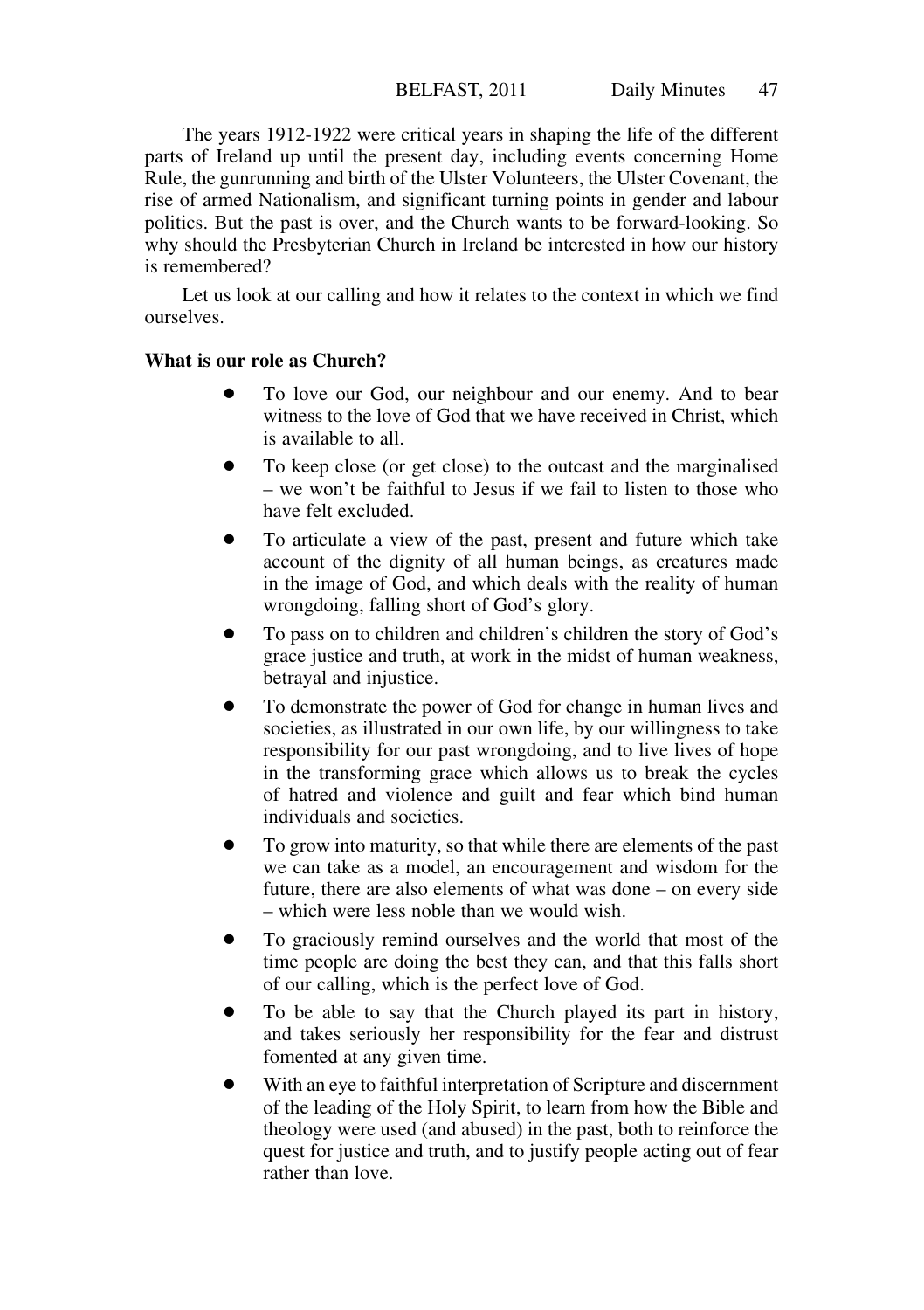The years 1912-1922 were critical years in shaping the life of the different parts of Ireland up until the present day, including events concerning Home Rule, the gunrunning and birth of the Ulster Volunteers, the Ulster Covenant, the rise of armed Nationalism, and significant turning points in gender and labour politics. But the past is over, and the Church wants to be forward-looking. So why should the Presbyterian Church in Ireland be interested in how our history is remembered?

Let us look at our calling and how it relates to the context in which we find ourselves.

**What is our role as Church?**

- To love our God, our neighbour and our enemy. And to bear witness to the love of God that we have received in Christ, which is available to all.
- To keep close (or get close) to the outcast and the marginalised – we won't be faithful to Jesus if we fail to listen to those who have felt excluded.
- To articulate a view of the past, present and future which take account of the dignity of all human beings, as creatures made in the image of God, and which deals with the reality of human wrongdoing, falling short of God's glory.
- To pass on to children and children's children the story of God's grace justice and truth, at work in the midst of human weakness, betrayal and injustice.
- To demonstrate the power of God for change in human lives and societies, as illustrated in our own life, by our willingness to take responsibility for our past wrongdoing, and to live lives of hope in the transforming grace which allows us to break the cycles of hatred and violence and guilt and fear which bind human individuals and societies.
- To grow into maturity, so that while there are elements of the past we can take as a model, an encouragement and wisdom for the future, there are also elements of what was done – on every side – which were less noble than we would wish.
- To graciously remind ourselves and the world that most of the time people are doing the best they can, and that this falls short of our calling, which is the perfect love of God.
- To be able to say that the Church played its part in history, and takes seriously her responsibility for the fear and distrust fomented at any given time.
- With an eye to faithful interpretation of Scripture and discernment of the leading of the Holy Spirit, to learn from how the Bible and theology were used (and abused) in the past, both to reinforce the quest for justice and truth, and to justify people acting out of fear rather than love.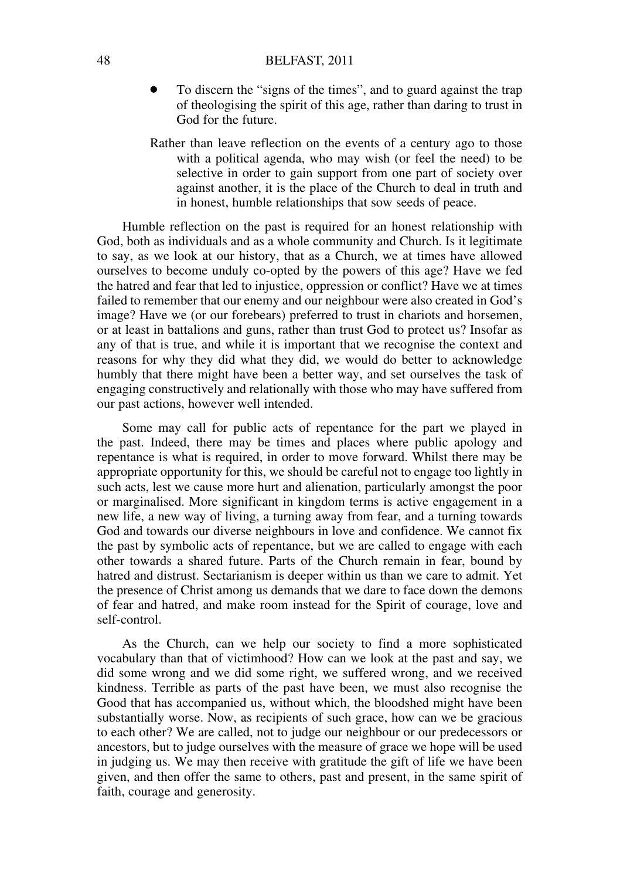- To discern the "signs of the times", and to guard against the trap of theologising the spirit of this age, rather than daring to trust in God for the future.

Rather than leave reflection on the events of a century ago to those with a political agenda, who may wish (or feel the need) to be selective in order to gain support from one part of society over against another, it is the place of the Church to deal in truth and in honest, humble relationships that sow seeds of peace.

Humble reflection on the past is required for an honest relationship with God, both as individuals and as a whole community and Church. Is it legitimate to say, as we look at our history, that as a Church, we at times have allowed ourselves to become unduly co-opted by the powers of this age? Have we fed the hatred and fear that led to injustice, oppression or conflict? Have we at times failed to remember that our enemy and our neighbour were also created in God's image? Have we (or our forebears) preferred to trust in chariots and horsemen, or at least in battalions and guns, rather than trust God to protect us? Insofar as any of that is true, and while it is important that we recognise the context and reasons for why they did what they did, we would do better to acknowledge humbly that there might have been a better way, and set ourselves the task of engaging constructively and relationally with those who may have suffered from our past actions, however well intended.

Some may call for public acts of repentance for the part we played in the past. Indeed, there may be times and places where public apology and repentance is what is required, in order to move forward. Whilst there may be appropriate opportunity for this, we should be careful not to engage too lightly in such acts, lest we cause more hurt and alienation, particularly amongst the poor or marginalised. More significant in kingdom terms is active engagement in a new life, a new way of living, a turning away from fear, and a turning towards God and towards our diverse neighbours in love and confidence. We cannot fix the past by symbolic acts of repentance, but we are called to engage with each other towards a shared future. Parts of the Church remain in fear, bound by hatred and distrust. Sectarianism is deeper within us than we care to admit. Yet the presence of Christ among us demands that we dare to face down the demons of fear and hatred, and make room instead for the Spirit of courage, love and self-control.

As the Church, can we help our society to find a more sophisticated vocabulary than that of victimhood? How can we look at the past and say, we did some wrong and we did some right, we suffered wrong, and we received kindness. Terrible as parts of the past have been, we must also recognise the Good that has accompanied us, without which, the bloodshed might have been substantially worse. Now, as recipients of such grace, how can we be gracious to each other? We are called, not to judge our neighbour or our predecessors or ancestors, but to judge ourselves with the measure of grace we hope will be used in judging us. We may then receive with gratitude the gift of life we have been given, and then offer the same to others, past and present, in the same spirit of faith, courage and generosity.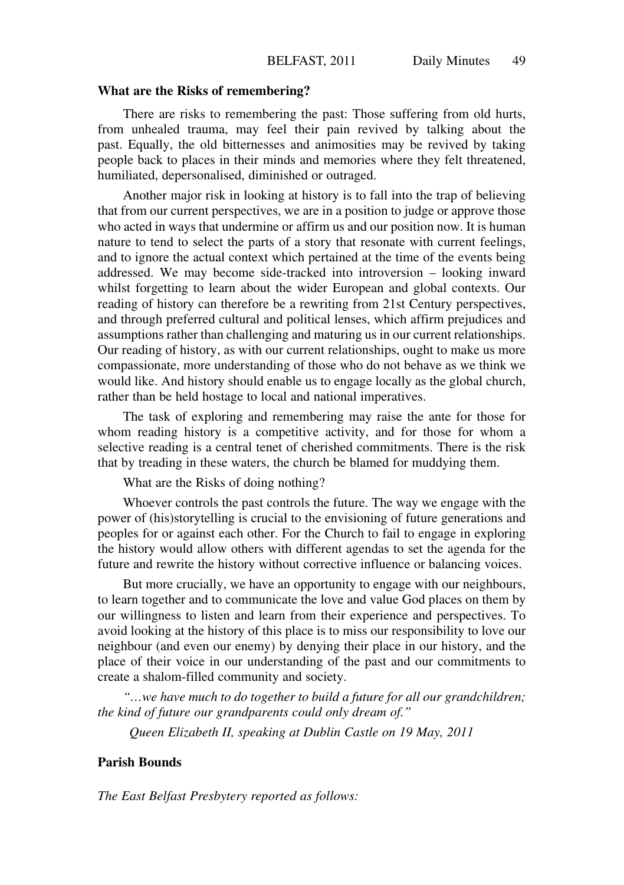**What are the Risks of remembering?**

There are risks to remembering the past: Those suffering from old hurts, from unhealed trauma, may feel their pain revived by talking about the past. Equally, the old bitternesses and animosities may be revived by taking people back to places in their minds and memories where they felt threatened, humiliated, depersonalised, diminished or outraged.

Another major risk in looking at history is to fall into the trap of believing that from our current perspectives, we are in a position to judge or approve those who acted in ways that undermine or affirm us and our position now. It is human nature to tend to select the parts of a story that resonate with current feelings, and to ignore the actual context which pertained at the time of the events being addressed. We may become side-tracked into introversion – looking inward whilst forgetting to learn about the wider European and global contexts. Our reading of history can therefore be a rewriting from 21st Century perspectives, and through preferred cultural and political lenses, which affirm prejudices and assumptions rather than challenging and maturing us in our current relationships. Our reading of history, as with our current relationships, ought to make us more compassionate, more understanding of those who do not behave as we think we would like. And history should enable us to engage locally as the global church, rather than be held hostage to local and national imperatives.

The task of exploring and remembering may raise the ante for those for whom reading history is a competitive activity, and for those for whom a selective reading is a central tenet of cherished commitments. There is the risk that by treading in these waters, the church be blamed for muddying them.

What are the Risks of doing nothing?

Whoever controls the past controls the future. The way we engage with the power of (his)storytelling is crucial to the envisioning of future generations and peoples for or against each other. For the Church to fail to engage in exploring the history would allow others with different agendas to set the agenda for the future and rewrite the history without corrective influence or balancing voices.

But more crucially, we have an opportunity to engage with our neighbours, to learn together and to communicate the love and value God places on them by our willingness to listen and learn from their experience and perspectives. To avoid looking at the history of this place is to miss our responsibility to love our neighbour (and even our enemy) by denying their place in our history, and the place of their voice in our understanding of the past and our commitments to create a shalom-filled community and society.

*"…we have much to do together to build a future for all our grandchildren; the kind of future our grandparents could only dream of."*

*Queen Elizabeth II, speaking at Dublin Castle on 19 May, 2011*

**Parish Bounds**

*The East Belfast Presbytery reported as follows:*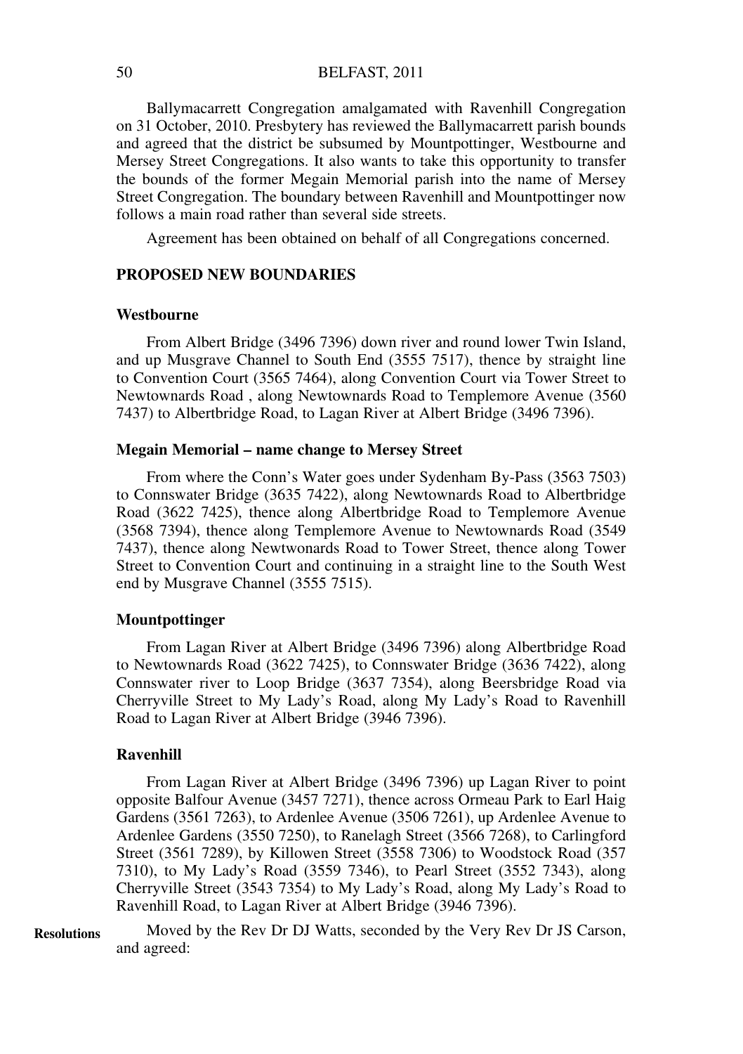Ballymacarrett Congregation amalgamated with Ravenhill Congregation on 31 October, 2010. Presbytery has reviewed the Ballymacarrett parish bounds and agreed that the district be subsumed by Mountpottinger, Westbourne and Mersey Street Congregations. It also wants to take this opportunity to transfer the bounds of the former Megain Memorial parish into the name of Mersey Street Congregation. The boundary between Ravenhill and Mountpottinger now follows a main road rather than several side streets.

Agreement has been obtained on behalf of all Congregations concerned.

**PROPOSED NEW BOUNDARIES**

**Westbourne**

From Albert Bridge (3496 7396) down river and round lower Twin Island, and up Musgrave Channel to South End (3555 7517), thence by straight line to Convention Court (3565 7464), along Convention Court via Tower Street to Newtownards Road , along Newtownards Road to Templemore Avenue (3560 7437) to Albertbridge Road, to Lagan River at Albert Bridge (3496 7396).

**Megain Memorial – name change to Mersey Street**

From where the Conn's Water goes under Sydenham By-Pass (3563 7503) to Connswater Bridge (3635 7422), along Newtownards Road to Albertbridge Road (3622 7425), thence along Albertbridge Road to Templemore Avenue (3568 7394), thence along Templemore Avenue to Newtownards Road (3549 7437), thence along Newtwonards Road to Tower Street, thence along Tower Street to Convention Court and continuing in a straight line to the South West end by Musgrave Channel (3555 7515).

**Mountpottinger**

From Lagan River at Albert Bridge (3496 7396) along Albertbridge Road to Newtownards Road (3622 7425), to Connswater Bridge (3636 7422), along Connswater river to Loop Bridge (3637 7354), along Beersbridge Road via Cherryville Street to My Lady's Road, along My Lady's Road to Ravenhill Road to Lagan River at Albert Bridge (3946 7396).

**Ravenhill**

From Lagan River at Albert Bridge (3496 7396) up Lagan River to point opposite Balfour Avenue (3457 7271), thence across Ormeau Park to Earl Haig Gardens (3561 7263), to Ardenlee Avenue (3506 7261), up Ardenlee Avenue to Ardenlee Gardens (3550 7250), to Ranelagh Street (3566 7268), to Carlingford Street (3561 7289), by Killowen Street (3558 7306) to Woodstock Road (357 7310), to My Lady's Road (3559 7346), to Pearl Street (3552 7343), along Cherryville Street (3543 7354) to My Lady's Road, along My Lady's Road to Ravenhill Road, to Lagan River at Albert Bridge (3946 7396).

**Resolutions**

Moved by the Rev Dr DJ Watts, seconded by the Very Rev Dr JS Carson, and agreed: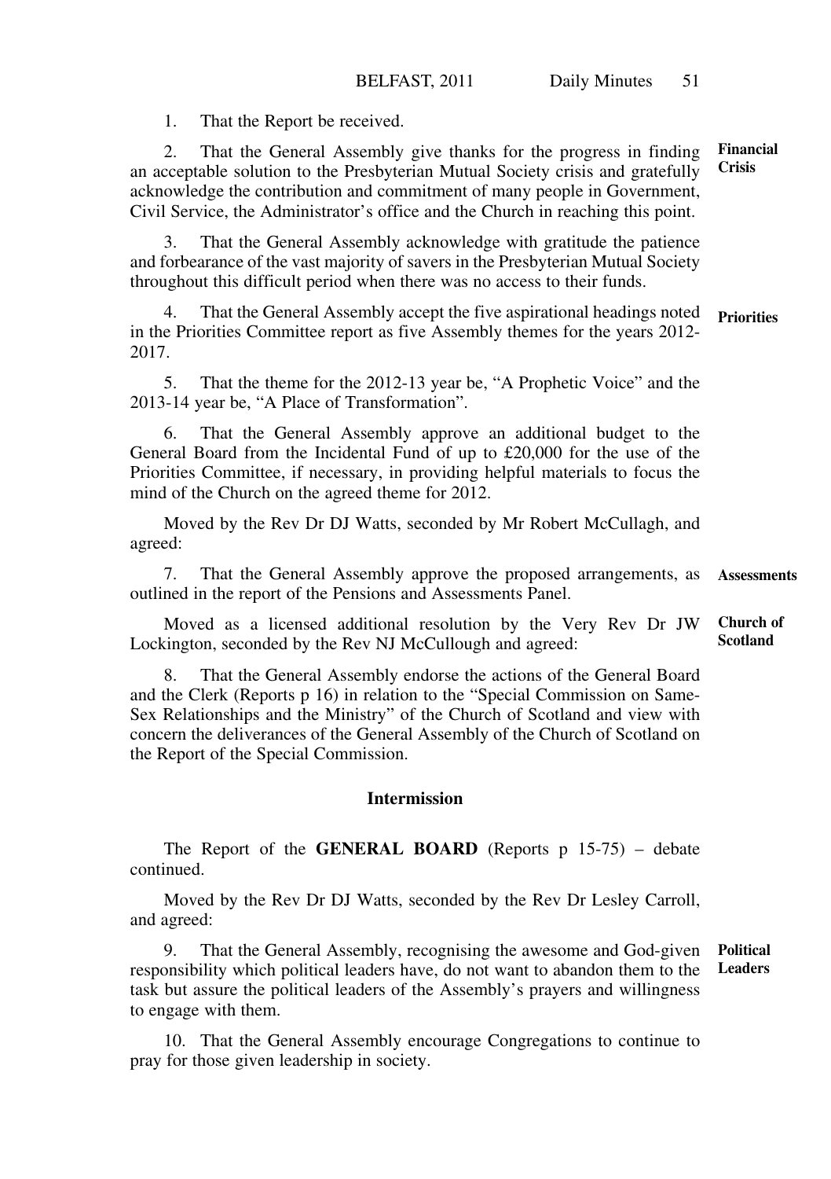1. That the Report be received.

**Financial Crisis**

2. That the General Assembly give thanks for the progress in finding an acceptable solution to the Presbyterian Mutual Society crisis and gratefully acknowledge the contribution and commitment of many people in Government, Civil Service, the Administrator's office and the Church in reaching this point.

3. That the General Assembly acknowledge with gratitude the patience and forbearance of the vast majority of savers in the Presbyterian Mutual Society throughout this difficult period when there was no access to their funds.

**Priorities**

4. That the General Assembly accept the five aspirational headings noted in the Priorities Committee report as five Assembly themes for the years 2012-2017.

5. That the theme for the 2012-13 year be, "A Prophetic Voice" and the 2013-14 year be, "A Place of Transformation".

6. That the General Assembly approve an additional budget to the General Board from the Incidental Fund of up to £20,000 for the use of the Priorities Committee, if necessary, in providing helpful materials to focus the mind of the Church on the agreed theme for 2012.

Moved by the Rev Dr DJ Watts, seconded by Mr Robert McCullagh, and agreed:

**Assessments**

7. That the General Assembly approve the proposed arrangements, as outlined in the report of the Pensions and Assessments Panel.

**Church of Scotland**

Moved as a licensed additional resolution by the Very Rev Dr JW Lockington, seconded by the Rev NJ McCullough and agreed:

8. That the General Assembly endorse the actions of the General Board and the Clerk (Reports p 16) in relation to the "Special Commission on Same-Sex Relationships and the Ministry" of the Church of Scotland and view with concern the deliverances of the General Assembly of the Church of Scotland on the Report of the Special Commission.

## Intermission

The Report of the **GENERAL BOARD** (Reports p 15-75) – debate continued.

Moved by the Rev Dr DJ Watts, seconded by the Rev Dr Lesley Carroll, and agreed:

**Political Leaders**

9. That the General Assembly, recognising the awesome and God-given responsibility which political leaders have, do not want to abandon them to the task but assure the political leaders of the Assembly's prayers and willingness to engage with them.

10. That the General Assembly encourage Congregations to continue to pray for those given leadership in society.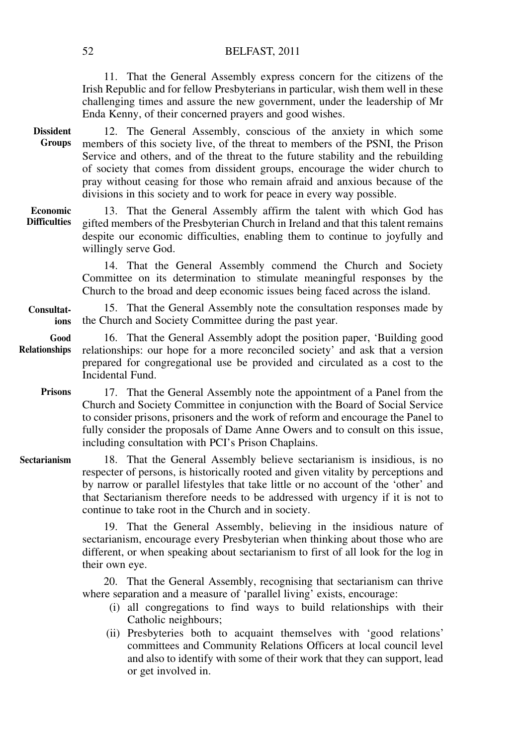11. That the General Assembly express concern for the citizens of the Irish Republic and for fellow Presbyterians in particular, wish them well in these challenging times and assure the new government, under the leadership of Mr Enda Kenny, of their concerned prayers and good wishes.

**Dissident Groups**

12. The General Assembly, conscious of the anxiety in which some members of this society live, of the threat to members of the PSNI, the Prison Service and others, and of the threat to the future stability and the rebuilding of society that comes from dissident groups, encourage the wider church to pray without ceasing for those who remain afraid and anxious because of the divisions in this society and to work for peace in every way possible.

**Economic Difficulties**

13. That the General Assembly affirm the talent with which God has gifted members of the Presbyterian Church in Ireland and that this talent remains despite our economic difficulties, enabling them to continue to joyfully and willingly serve God.

14. That the General Assembly commend the Church and Society Committee on its determination to stimulate meaningful responses by the Church to the broad and deep economic issues being faced across the island.

**Consultations**

15. That the General Assembly note the consultation responses made by the Church and Society Committee during the past year.

**Good Relationships**

16. That the General Assembly adopt the position paper, 'Building good relationships: our hope for a more reconciled society' and ask that a version prepared for congregational use be provided and circulated as a cost to the Incidental Fund.

**Prisons**

17. That the General Assembly note the appointment of a Panel from the Church and Society Committee in conjunction with the Board of Social Service to consider prisons, prisoners and the work of reform and encourage the Panel to fully consider the proposals of Dame Anne Owers and to consult on this issue, including consultation with PCI's Prison Chaplains.

**Sectarianism**

18. That the General Assembly believe sectarianism is insidious, is no respecter of persons, is historically rooted and given vitality by perceptions and by narrow or parallel lifestyles that take little or no account of the 'other' and that Sectarianism therefore needs to be addressed with urgency if it is not to continue to take root in the Church and in society.

19. That the General Assembly, believing in the insidious nature of sectarianism, encourage every Presbyterian when thinking about those who are different, or when speaking about sectarianism to first of all look for the log in their own eye.

20. That the General Assembly, recognising that sectarianism can thrive where separation and a measure of 'parallel living' exists, encourage:

(i) all congregations to find ways to build relationships with their Catholic neighbours;

(ii) Presbyteries both to acquaint themselves with 'good relations' committees and Community Relations Officers at local council level and also to identify with some of their work that they can support, lead or get involved in.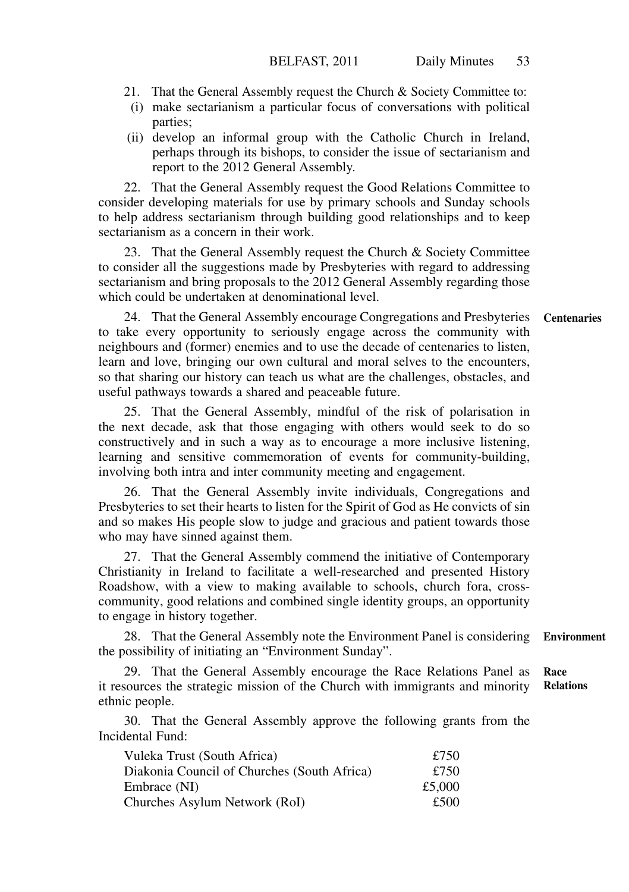21. That the General Assembly request the Church & Society Committee to:

  (i) make sectarianism a particular focus of conversations with political parties;

  (ii) develop an informal group with the Catholic Church in Ireland, perhaps through its bishops, to consider the issue of sectarianism and report to the 2012 General Assembly.

22. That the General Assembly request the Good Relations Committee to consider developing materials for use by primary schools and Sunday schools to help address sectarianism through building good relationships and to keep sectarianism as a concern in their work.

23. That the General Assembly request the Church & Society Committee to consider all the suggestions made by Presbyteries with regard to addressing sectarianism and bring proposals to the 2012 General Assembly regarding those which could be undertaken at denominational level.

**Centenaries**

24. That the General Assembly encourage Congregations and Presbyteries to take every opportunity to seriously engage across the community with neighbours and (former) enemies and to use the decade of centenaries to listen, learn and love, bringing our own cultural and moral selves to the encounters, so that sharing our history can teach us what are the challenges, obstacles, and useful pathways towards a shared and peaceable future.

25. That the General Assembly, mindful of the risk of polarisation in the next decade, ask that those engaging with others would seek to do so constructively and in such a way as to encourage a more inclusive listening, learning and sensitive commemoration of events for community-building, involving both intra and inter community meeting and engagement.

26. That the General Assembly invite individuals, Congregations and Presbyteries to set their hearts to listen for the Spirit of God as He convicts of sin and so makes His people slow to judge and gracious and patient towards those who may have sinned against them.

27. That the General Assembly commend the initiative of Contemporary Christianity in Ireland to facilitate a well-researched and presented History Roadshow, with a view to making available to schools, church fora, cross-community, good relations and combined single identity groups, an opportunity to engage in history together.

**Environment**

28. That the General Assembly note the Environment Panel is considering the possibility of initiating an "Environment Sunday".

**Race Relations**

29. That the General Assembly encourage the Race Relations Panel as it resources the strategic mission of the Church with immigrants and minority ethnic people.

30. That the General Assembly approve the following grants from the Incidental Fund:

| | |
|---|---|
| Vuleka Trust (South Africa) | £750 |
| Diakonia Council of Churches (South Africa) | £750 |
| Embrace (NI) | £5,000 |
| Churches Asylum Network (RoI) | £500 |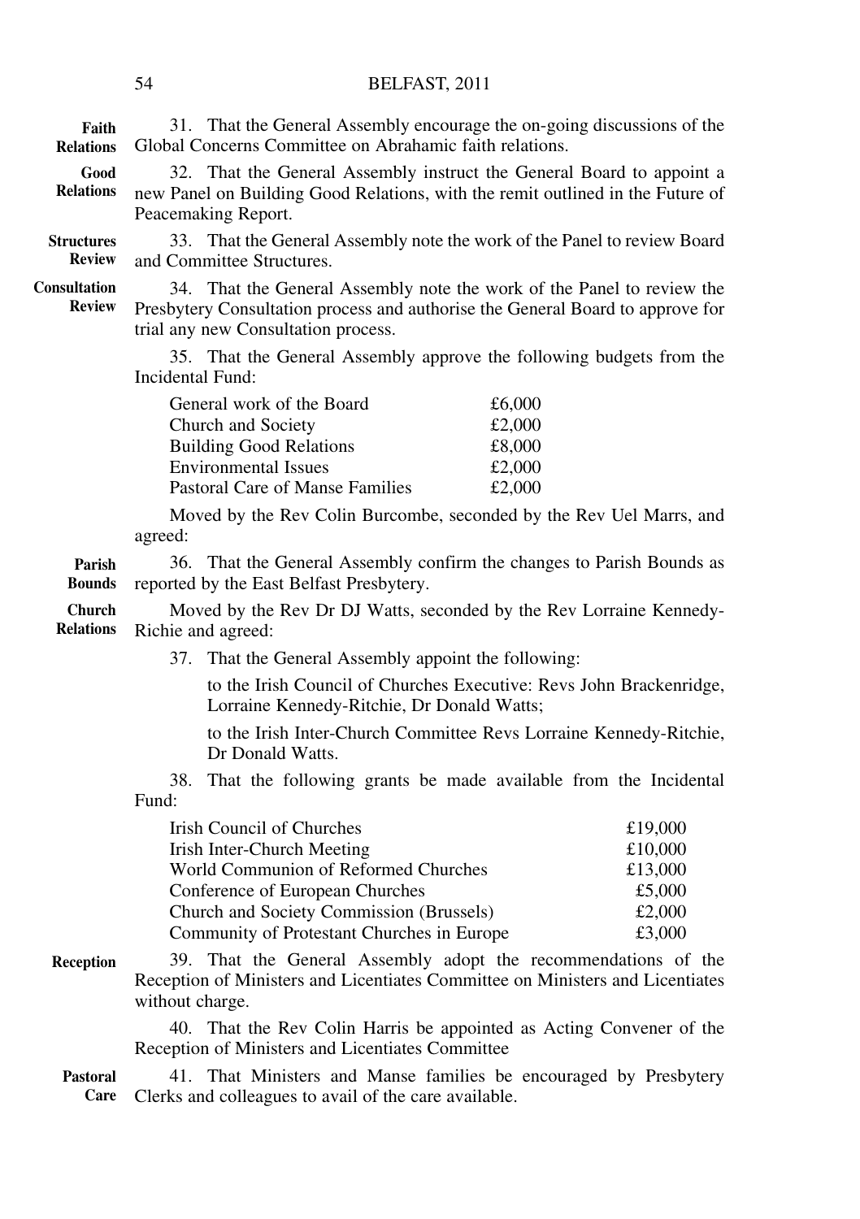**Faith Relations** 31. That the General Assembly encourage the on-going discussions of the Global Concerns Committee on Abrahamic faith relations.

**Good Relations** 32. That the General Assembly instruct the General Board to appoint a new Panel on Building Good Relations, with the remit outlined in the Future of Peacemaking Report.

**Structures Review** 33. That the General Assembly note the work of the Panel to review Board and Committee Structures.

**Consultation Review** 34. That the General Assembly note the work of the Panel to review the Presbytery Consultation process and authorise the General Board to approve for trial any new Consultation process.

35. That the General Assembly approve the following budgets from the Incidental Fund:

| | |
|---|---|
| General work of the Board | £6,000 |
| Church and Society | £2,000 |
| Building Good Relations | £8,000 |
| Environmental Issues | £2,000 |
| Pastoral Care of Manse Families | £2,000 |

Moved by the Rev Colin Burcombe, seconded by the Rev Uel Marrs, and agreed:

**Parish Bounds** 36. That the General Assembly confirm the changes to Parish Bounds as reported by the East Belfast Presbytery.

**Church Relations** Moved by the Rev Dr DJ Watts, seconded by the Rev Lorraine Kennedy-Richie and agreed:

37. That the General Assembly appoint the following:

to the Irish Council of Churches Executive: Revs John Brackenridge, Lorraine Kennedy-Ritchie, Dr Donald Watts;

to the Irish Inter-Church Committee Revs Lorraine Kennedy-Ritchie, Dr Donald Watts.

38. That the following grants be made available from the Incidental Fund:

| | |
|---|---|
| Irish Council of Churches | £19,000 |
| Irish Inter-Church Meeting | £10,000 |
| World Communion of Reformed Churches | £13,000 |
| Conference of European Churches | £5,000 |
| Church and Society Commission (Brussels) | £2,000 |
| Community of Protestant Churches in Europe | £3,000 |

**Reception** 39. That the General Assembly adopt the recommendations of the Reception of Ministers and Licentiates Committee on Ministers and Licentiates without charge.

40. That the Rev Colin Harris be appointed as Acting Convener of the Reception of Ministers and Licentiates Committee

**Pastoral Care** 41. That Ministers and Manse families be encouraged by Presbytery Clerks and colleagues to avail of the care available.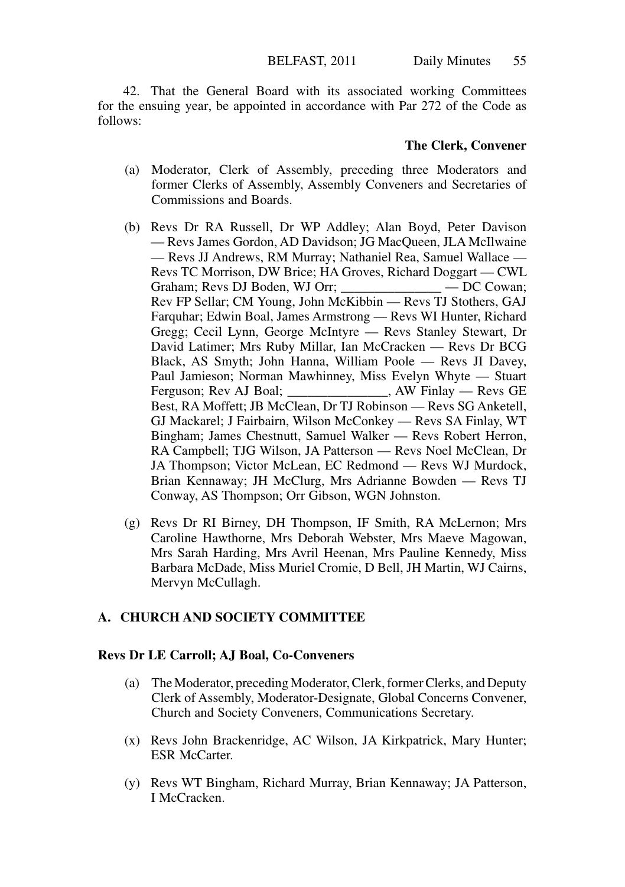42. That the General Board with its associated working Committees for the ensuing year, be appointed in accordance with Par 272 of the Code as follows:

**The Clerk, Convener**

(a) Moderator, Clerk of Assembly, preceding three Moderators and former Clerks of Assembly, Assembly Conveners and Secretaries of Commissions and Boards.

(b) Revs Dr RA Russell, Dr WP Addley; Alan Boyd, Peter Davison — Revs James Gordon, AD Davidson; JG MacQueen, JLA McIlwaine — Revs JJ Andrews, RM Murray; Nathaniel Rea, Samuel Wallace — Revs TC Morrison, DW Brice; HA Groves, Richard Doggart — CWL Graham; Revs DJ Boden, WJ Orr; _______________ — DC Cowan; Rev FP Sellar; CM Young, John McKibbin — Revs TJ Stothers, GAJ Farquhar; Edwin Boal, James Armstrong — Revs WI Hunter, Richard Gregg; Cecil Lynn, George McIntyre — Revs Stanley Stewart, Dr David Latimer; Mrs Ruby Millar, Ian McCracken — Revs Dr BCG Black, AS Smyth; John Hanna, William Poole — Revs JI Davey, Paul Jamieson; Norman Mawhinney, Miss Evelyn Whyte — Stuart Ferguson; Rev AJ Boal; _______________, AW Finlay — Revs GE Best, RA Moffett; JB McClean, Dr TJ Robinson — Revs SG Anketell, GJ Mackarel; J Fairbairn, Wilson McConkey — Revs SA Finlay, WT Bingham; James Chestnutt, Samuel Walker — Revs Robert Herron, RA Campbell; TJG Wilson, JA Patterson — Revs Noel McClean, Dr JA Thompson; Victor McLean, EC Redmond — Revs WJ Murdock, Brian Kennaway; JH McClurg, Mrs Adrianne Bowden — Revs TJ Conway, AS Thompson; Orr Gibson, WGN Johnston.

(g) Revs Dr RI Birney, DH Thompson, IF Smith, RA McLernon; Mrs Caroline Hawthorne, Mrs Deborah Webster, Mrs Maeve Magowan, Mrs Sarah Harding, Mrs Avril Heenan, Mrs Pauline Kennedy, Miss Barbara McDade, Miss Muriel Cromie, D Bell, JH Martin, WJ Cairns, Mervyn McCullagh.

## A. CHURCH AND SOCIETY COMMITTEE

**Revs Dr LE Carroll; AJ Boal, Co-Conveners**

(a) The Moderator, preceding Moderator, Clerk, former Clerks, and Deputy Clerk of Assembly, Moderator-Designate, Global Concerns Convener, Church and Society Conveners, Communications Secretary.

(x) Revs John Brackenridge, AC Wilson, JA Kirkpatrick, Mary Hunter; ESR McCarter.

(y) Revs WT Bingham, Richard Murray, Brian Kennaway; JA Patterson, I McCracken.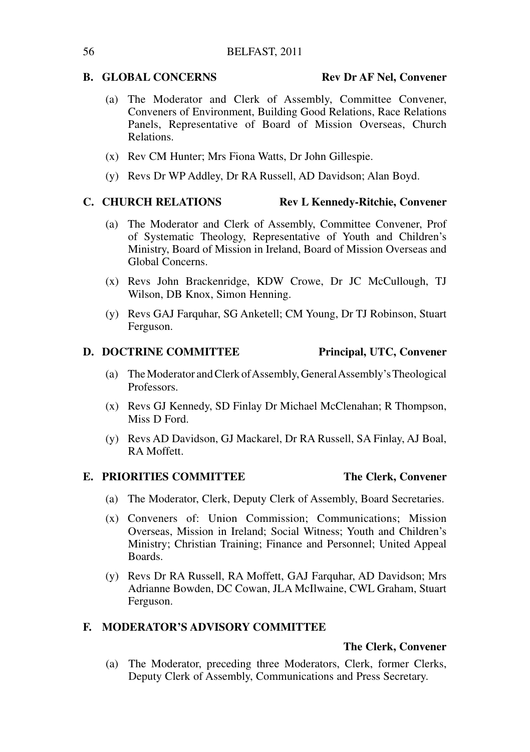**B. GLOBAL CONCERNS** **Rev Dr AF Nel, Convener**

(a) The Moderator and Clerk of Assembly, Committee Convener, Conveners of Environment, Building Good Relations, Race Relations Panels, Representative of Board of Mission Overseas, Church Relations.

(x) Rev CM Hunter; Mrs Fiona Watts, Dr John Gillespie.

(y) Revs Dr WP Addley, Dr RA Russell, AD Davidson; Alan Boyd.

**C. CHURCH RELATIONS** **Rev L Kennedy-Ritchie, Convener**

(a) The Moderator and Clerk of Assembly, Committee Convener, Prof of Systematic Theology, Representative of Youth and Children's Ministry, Board of Mission in Ireland, Board of Mission Overseas and Global Concerns.

(x) Revs John Brackenridge, KDW Crowe, Dr JC McCullough, TJ Wilson, DB Knox, Simon Henning.

(y) Revs GAJ Farquhar, SG Anketell; CM Young, Dr TJ Robinson, Stuart Ferguson.

**D. DOCTRINE COMMITTEE** **Principal, UTC, Convener**

(a) The Moderator and Clerk of Assembly, General Assembly's Theological Professors.

(x) Revs GJ Kennedy, SD Finlay Dr Michael McClenahan; R Thompson, Miss D Ford.

(y) Revs AD Davidson, GJ Mackarel, Dr RA Russell, SA Finlay, AJ Boal, RA Moffett.

**E. PRIORITIES COMMITTEE** **The Clerk, Convener**

(a) The Moderator, Clerk, Deputy Clerk of Assembly, Board Secretaries.

(x) Conveners of: Union Commission; Communications; Mission Overseas, Mission in Ireland; Social Witness; Youth and Children's Ministry; Christian Training; Finance and Personnel; United Appeal Boards.

(y) Revs Dr RA Russell, RA Moffett, GAJ Farquhar, AD Davidson; Mrs Adrianne Bowden, DC Cowan, JLA McIlwaine, CWL Graham, Stuart Ferguson.

**F. MODERATOR'S ADVISORY COMMITTEE**

**The Clerk, Convener**

(a) The Moderator, preceding three Moderators, Clerk, former Clerks, Deputy Clerk of Assembly, Communications and Press Secretary.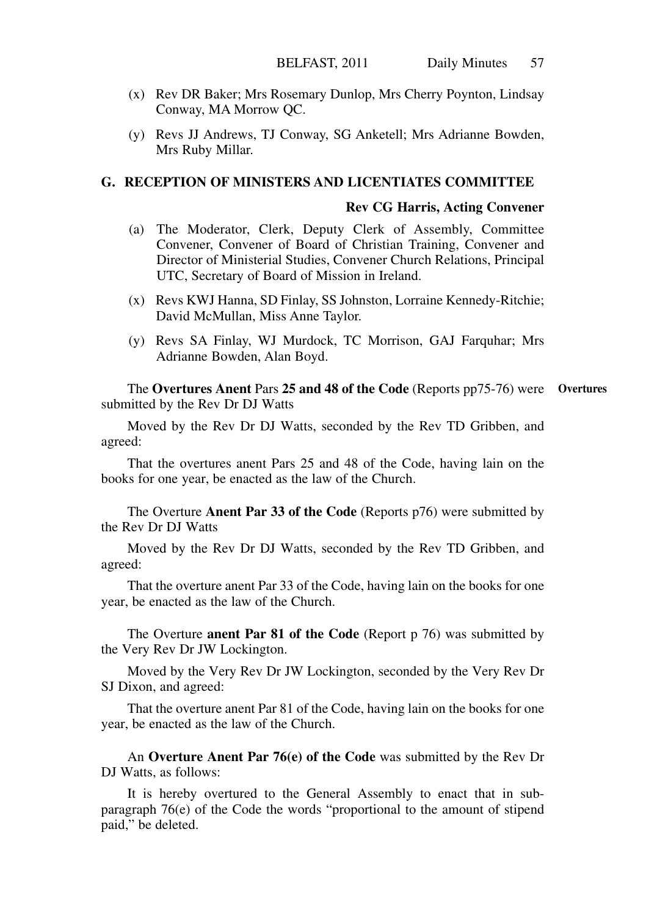(x) Rev DR Baker; Mrs Rosemary Dunlop, Mrs Cherry Poynton, Lindsay Conway, MA Morrow QC.

(y) Revs JJ Andrews, TJ Conway, SG Anketell; Mrs Adrianne Bowden, Mrs Ruby Millar.

## G. RECEPTION OF MINISTERS AND LICENTIATES COMMITTEE

**Rev CG Harris, Acting Convener**

(a) The Moderator, Clerk, Deputy Clerk of Assembly, Committee Convener, Convener of Board of Christian Training, Convener and Director of Ministerial Studies, Convener Church Relations, Principal UTC, Secretary of Board of Mission in Ireland.

(x) Revs KWJ Hanna, SD Finlay, SS Johnston, Lorraine Kennedy-Ritchie; David McMullan, Miss Anne Taylor.

(y) Revs SA Finlay, WJ Murdock, TC Morrison, GAJ Farquhar; Mrs Adrianne Bowden, Alan Boyd.

**Overtures**

The **Overtures Anent** Pars **25 and 48 of the Code** (Reports pp75-76) were submitted by the Rev Dr DJ Watts

Moved by the Rev Dr DJ Watts, seconded by the Rev TD Gribben, and agreed:

That the overtures anent Pars 25 and 48 of the Code, having lain on the books for one year, be enacted as the law of the Church.

The Overture **Anent Par 33 of the Code** (Reports p76) were submitted by the Rev Dr DJ Watts

Moved by the Rev Dr DJ Watts, seconded by the Rev TD Gribben, and agreed:

That the overture anent Par 33 of the Code, having lain on the books for one year, be enacted as the law of the Church.

The Overture **anent Par 81 of the Code** (Report p 76) was submitted by the Very Rev Dr JW Lockington.

Moved by the Very Rev Dr JW Lockington, seconded by the Very Rev Dr SJ Dixon, and agreed:

That the overture anent Par 81 of the Code, having lain on the books for one year, be enacted as the law of the Church.

An **Overture Anent Par 76(e) of the Code** was submitted by the Rev Dr DJ Watts, as follows:

It is hereby overtured to the General Assembly to enact that in sub-paragraph 76(e) of the Code the words "proportional to the amount of stipend paid," be deleted.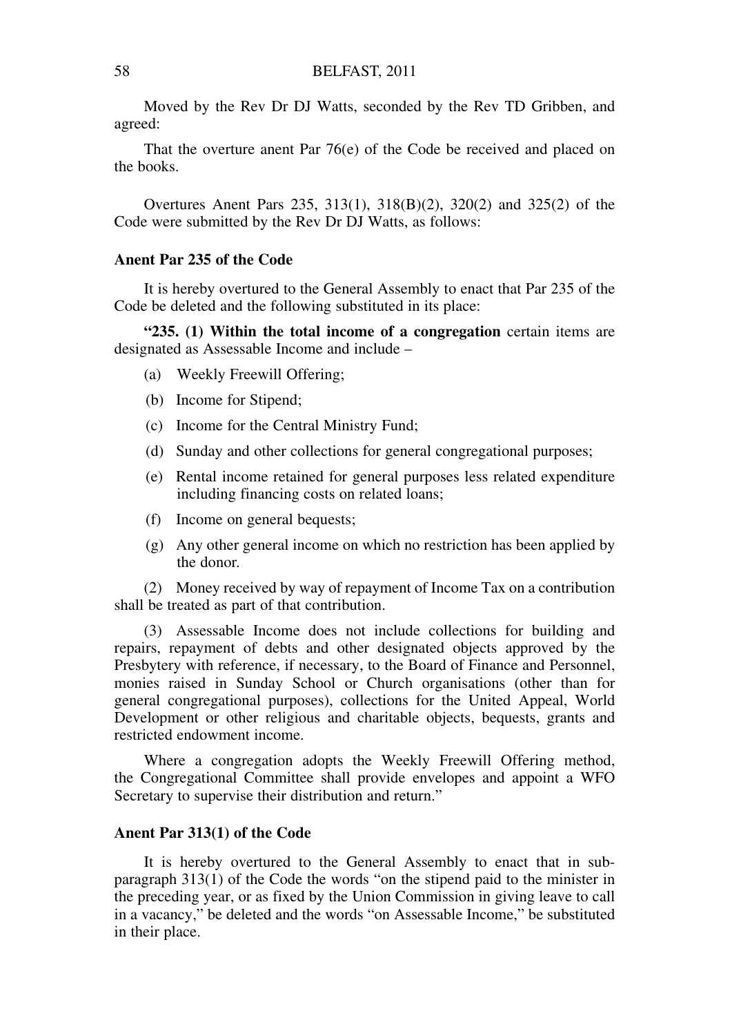Moved by the Rev Dr DJ Watts, seconded by the Rev TD Gribben, and agreed:

That the overture anent Par 76(e) of the Code be received and placed on the books.

Overtures Anent Pars 235, 313(1), 318(B)(2), 320(2) and 325(2) of the Code were submitted by the Rev Dr DJ Watts, as follows:

**Anent Par 235 of the Code**

It is hereby overtured to the General Assembly to enact that Par 235 of the Code be deleted and the following substituted in its place:

**"235. (1) Within the total income of a congregation** certain items are designated as Assessable Income and include –

(a) Weekly Freewill Offering;

(b) Income for Stipend;

(c) Income for the Central Ministry Fund;

(d) Sunday and other collections for general congregational purposes;

(e) Rental income retained for general purposes less related expenditure including financing costs on related loans;

(f) Income on general bequests;

(g) Any other general income on which no restriction has been applied by the donor.

(2) Money received by way of repayment of Income Tax on a contribution shall be treated as part of that contribution.

(3) Assessable Income does not include collections for building and repairs, repayment of debts and other designated objects approved by the Presbytery with reference, if necessary, to the Board of Finance and Personnel, monies raised in Sunday School or Church organisations (other than for general congregational purposes), collections for the United Appeal, World Development or other religious and charitable objects, bequests, grants and restricted endowment income.

Where a congregation adopts the Weekly Freewill Offering method, the Congregational Committee shall provide envelopes and appoint a WFO Secretary to supervise their distribution and return."

**Anent Par 313(1) of the Code**

It is hereby overtured to the General Assembly to enact that in sub-paragraph 313(1) of the Code the words "on the stipend paid to the minister in the preceding year, or as fixed by the Union Commission in giving leave to call in a vacancy," be deleted and the words "on Assessable Income," be substituted in their place.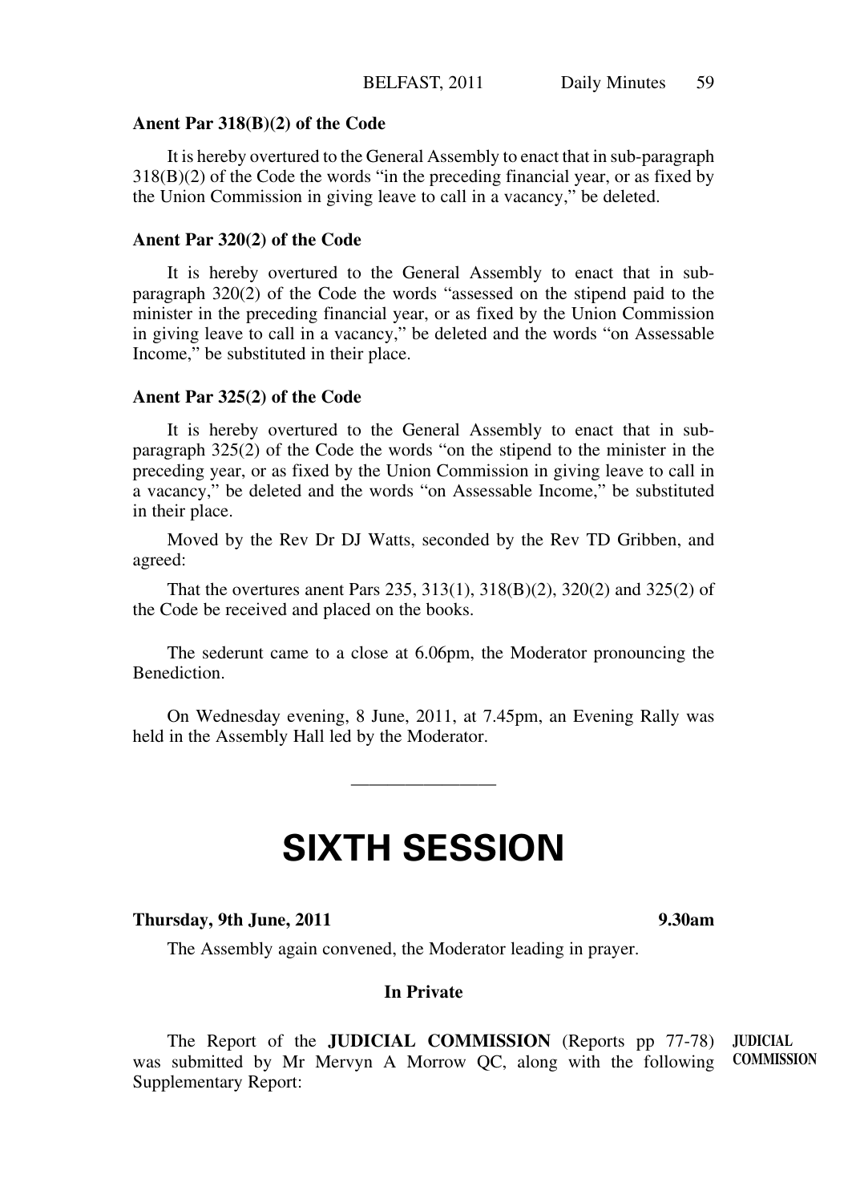**Anent Par 318(B)(2) of the Code**

It is hereby overtured to the General Assembly to enact that in sub-paragraph 318(B)(2) of the Code the words "in the preceding financial year, or as fixed by the Union Commission in giving leave to call in a vacancy," be deleted.

**Anent Par 320(2) of the Code**

It is hereby overtured to the General Assembly to enact that in sub-paragraph 320(2) of the Code the words "assessed on the stipend paid to the minister in the preceding financial year, or as fixed by the Union Commission in giving leave to call in a vacancy," be deleted and the words "on Assessable Income," be substituted in their place.

**Anent Par 325(2) of the Code**

It is hereby overtured to the General Assembly to enact that in sub-paragraph 325(2) of the Code the words "on the stipend to the minister in the preceding year, or as fixed by the Union Commission in giving leave to call in a vacancy," be deleted and the words "on Assessable Income," be substituted in their place.

Moved by the Rev Dr DJ Watts, seconded by the Rev TD Gribben, and agreed:

That the overtures anent Pars 235, 313(1), 318(B)(2), 320(2) and 325(2) of the Code be received and placed on the books.

The sederunt came to a close at 6.06pm, the Moderator pronouncing the Benediction.

On Wednesday evening, 8 June, 2011, at 7.45pm, an Evening Rally was held in the Assembly Hall led by the Moderator.

---

# SIXTH SESSION

**Thursday, 9th June, 2011** **9.30am**

The Assembly again convened, the Moderator leading in prayer.

**In Private**

**JUDICIAL COMMISSION**

The Report of the **JUDICIAL COMMISSION** (Reports pp 77-78) was submitted by Mr Mervyn A Morrow QC, along with the following Supplementary Report: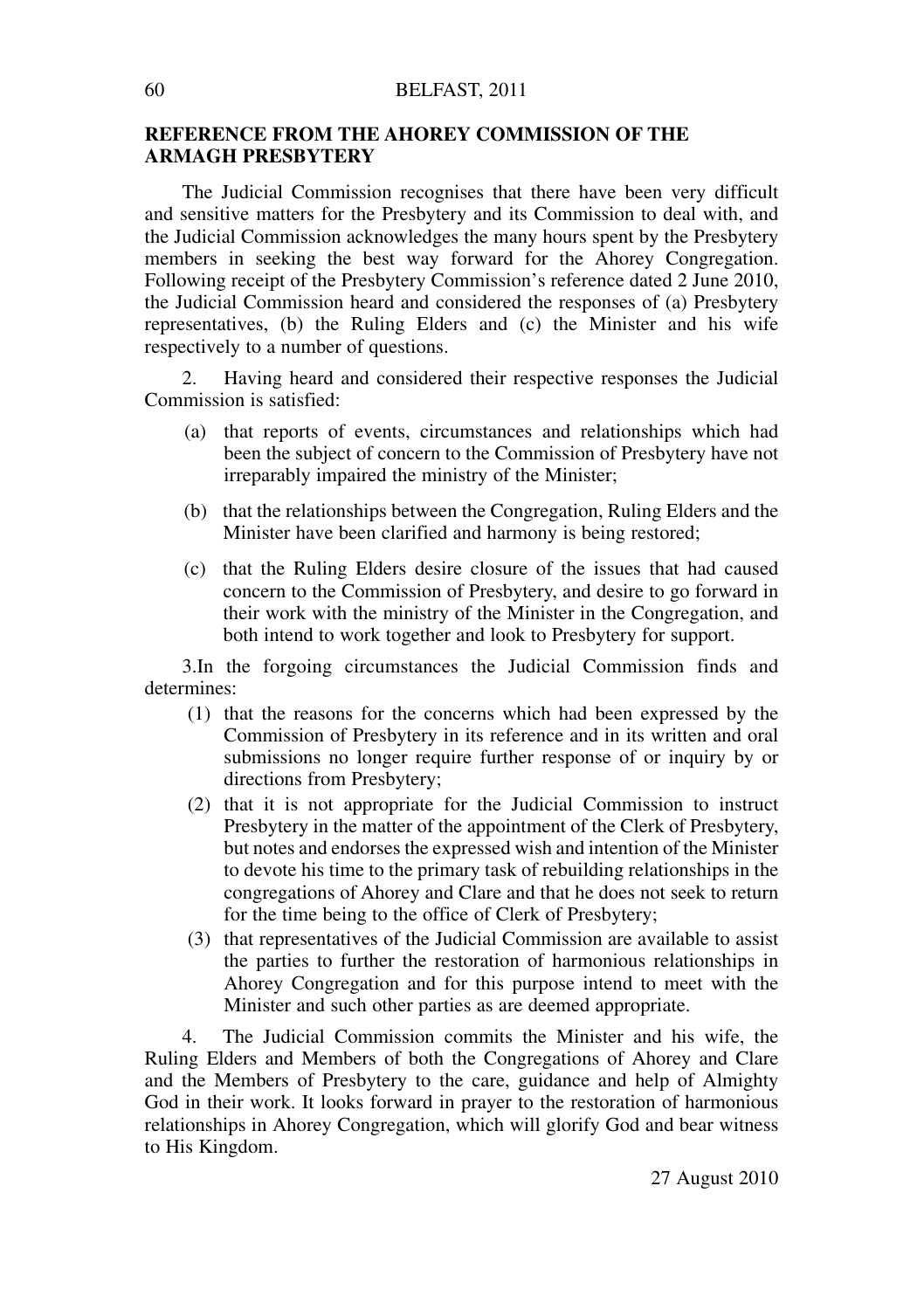## REFERENCE FROM THE AHOREY COMMISSION OF THE ARMAGH PRESBYTERY

The Judicial Commission recognises that there have been very difficult and sensitive matters for the Presbytery and its Commission to deal with, and the Judicial Commission acknowledges the many hours spent by the Presbytery members in seeking the best way forward for the Ahorey Congregation. Following receipt of the Presbytery Commission's reference dated 2 June 2010, the Judicial Commission heard and considered the responses of (a) Presbytery representatives, (b) the Ruling Elders and (c) the Minister and his wife respectively to a number of questions.

2. Having heard and considered their respective responses the Judicial Commission is satisfied:

(a) that reports of events, circumstances and relationships which had been the subject of concern to the Commission of Presbytery have not irreparably impaired the ministry of the Minister;

(b) that the relationships between the Congregation, Ruling Elders and the Minister have been clarified and harmony is being restored;

(c) that the Ruling Elders desire closure of the issues that had caused concern to the Commission of Presbytery, and desire to go forward in their work with the ministry of the Minister in the Congregation, and both intend to work together and look to Presbytery for support.

3.In the forgoing circumstances the Judicial Commission finds and determines:

(1) that the reasons for the concerns which had been expressed by the Commission of Presbytery in its reference and in its written and oral submissions no longer require further response of or inquiry by or directions from Presbytery;

(2) that it is not appropriate for the Judicial Commission to instruct Presbytery in the matter of the appointment of the Clerk of Presbytery, but notes and endorses the expressed wish and intention of the Minister to devote his time to the primary task of rebuilding relationships in the congregations of Ahorey and Clare and that he does not seek to return for the time being to the office of Clerk of Presbytery;

(3) that representatives of the Judicial Commission are available to assist the parties to further the restoration of harmonious relationships in Ahorey Congregation and for this purpose intend to meet with the Minister and such other parties as are deemed appropriate.

4. The Judicial Commission commits the Minister and his wife, the Ruling Elders and Members of both the Congregations of Ahorey and Clare and the Members of Presbytery to the care, guidance and help of Almighty God in their work. It looks forward in prayer to the restoration of harmonious relationships in Ahorey Congregation, which will glorify God and bear witness to His Kingdom.

27 August 2010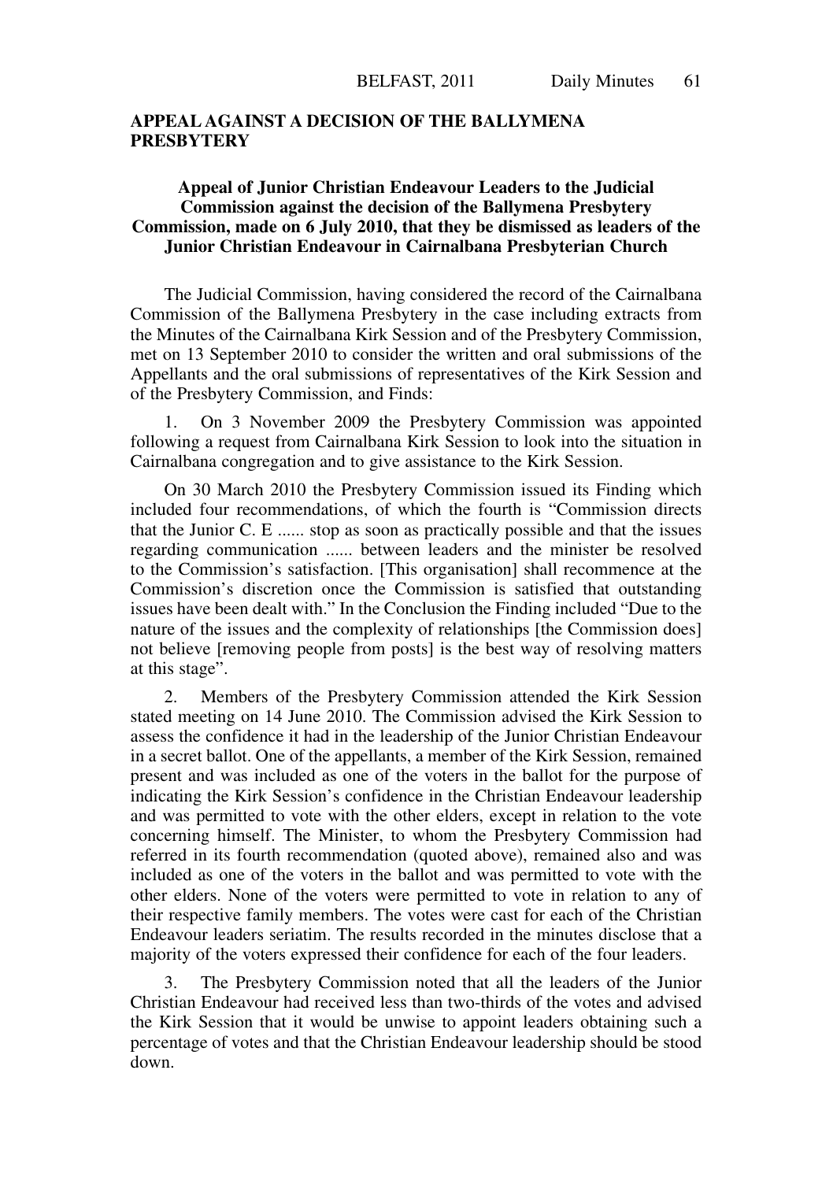## APPEAL AGAINST A DECISION OF THE BALLYMENA PRESBYTERY

### Appeal of Junior Christian Endeavour Leaders to the Judicial Commission against the decision of the Ballymena Presbytery Commission, made on 6 July 2010, that they be dismissed as leaders of the Junior Christian Endeavour in Cairnalbana Presbyterian Church

The Judicial Commission, having considered the record of the Cairnalbana Commission of the Ballymena Presbytery in the case including extracts from the Minutes of the Cairnalbana Kirk Session and of the Presbytery Commission, met on 13 September 2010 to consider the written and oral submissions of the Appellants and the oral submissions of representatives of the Kirk Session and of the Presbytery Commission, and Finds:

1. On 3 November 2009 the Presbytery Commission was appointed following a request from Cairnalbana Kirk Session to look into the situation in Cairnalbana congregation and to give assistance to the Kirk Session.

On 30 March 2010 the Presbytery Commission issued its Finding which included four recommendations, of which the fourth is "Commission directs that the Junior C. E ...... stop as soon as practically possible and that the issues regarding communication ...... between leaders and the minister be resolved to the Commission's satisfaction. [This organisation] shall recommence at the Commission's discretion once the Commission is satisfied that outstanding issues have been dealt with." In the Conclusion the Finding included "Due to the nature of the issues and the complexity of relationships [the Commission does] not believe [removing people from posts] is the best way of resolving matters at this stage".

2. Members of the Presbytery Commission attended the Kirk Session stated meeting on 14 June 2010. The Commission advised the Kirk Session to assess the confidence it had in the leadership of the Junior Christian Endeavour in a secret ballot. One of the appellants, a member of the Kirk Session, remained present and was included as one of the voters in the ballot for the purpose of indicating the Kirk Session's confidence in the Christian Endeavour leadership and was permitted to vote with the other elders, except in relation to the vote concerning himself. The Minister, to whom the Presbytery Commission had referred in its fourth recommendation (quoted above), remained also and was included as one of the voters in the ballot and was permitted to vote with the other elders. None of the voters were permitted to vote in relation to any of their respective family members. The votes were cast for each of the Christian Endeavour leaders seriatim. The results recorded in the minutes disclose that a majority of the voters expressed their confidence for each of the four leaders.

3. The Presbytery Commission noted that all the leaders of the Junior Christian Endeavour had received less than two-thirds of the votes and advised the Kirk Session that it would be unwise to appoint leaders obtaining such a percentage of votes and that the Christian Endeavour leadership should be stood down.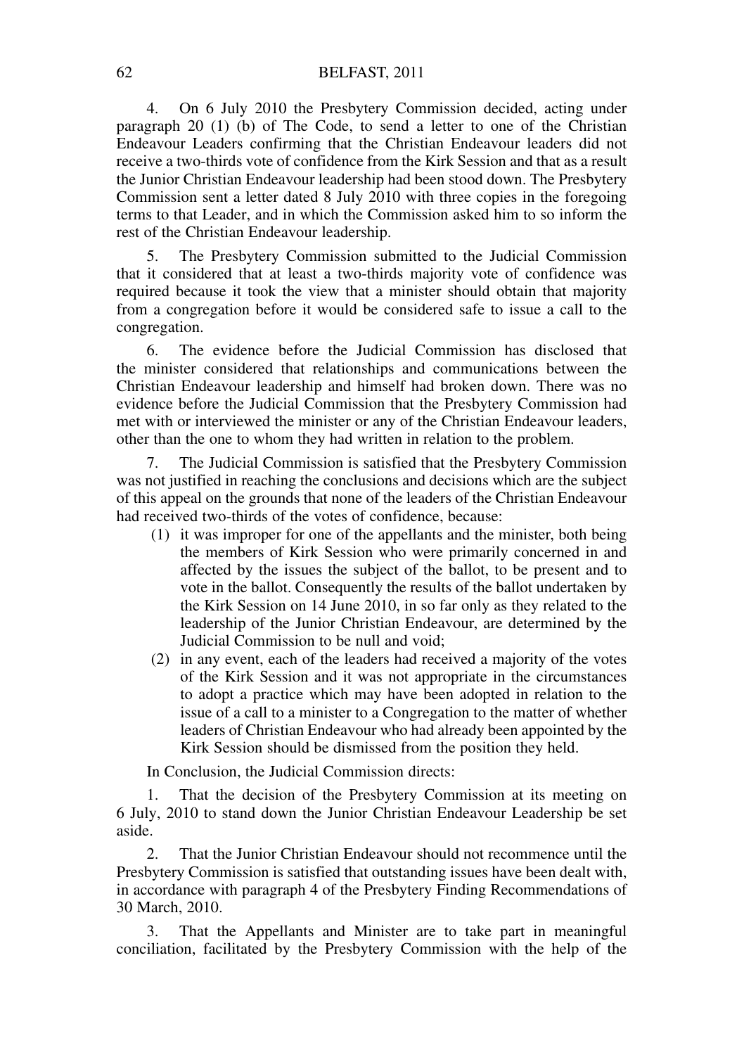4. On 6 July 2010 the Presbytery Commission decided, acting under paragraph 20 (1) (b) of The Code, to send a letter to one of the Christian Endeavour Leaders confirming that the Christian Endeavour leaders did not receive a two-thirds vote of confidence from the Kirk Session and that as a result the Junior Christian Endeavour leadership had been stood down. The Presbytery Commission sent a letter dated 8 July 2010 with three copies in the foregoing terms to that Leader, and in which the Commission asked him to so inform the rest of the Christian Endeavour leadership.

5. The Presbytery Commission submitted to the Judicial Commission that it considered that at least a two-thirds majority vote of confidence was required because it took the view that a minister should obtain that majority from a congregation before it would be considered safe to issue a call to the congregation.

6. The evidence before the Judicial Commission has disclosed that the minister considered that relationships and communications between the Christian Endeavour leadership and himself had broken down. There was no evidence before the Judicial Commission that the Presbytery Commission had met with or interviewed the minister or any of the Christian Endeavour leaders, other than the one to whom they had written in relation to the problem.

7. The Judicial Commission is satisfied that the Presbytery Commission was not justified in reaching the conclusions and decisions which are the subject of this appeal on the grounds that none of the leaders of the Christian Endeavour had received two-thirds of the votes of confidence, because:

(1) it was improper for one of the appellants and the minister, both being the members of Kirk Session who were primarily concerned in and affected by the issues the subject of the ballot, to be present and to vote in the ballot. Consequently the results of the ballot undertaken by the Kirk Session on 14 June 2010, in so far only as they related to the leadership of the Junior Christian Endeavour, are determined by the Judicial Commission to be null and void;

(2) in any event, each of the leaders had received a majority of the votes of the Kirk Session and it was not appropriate in the circumstances to adopt a practice which may have been adopted in relation to the issue of a call to a minister to a Congregation to the matter of whether leaders of Christian Endeavour who had already been appointed by the Kirk Session should be dismissed from the position they held.

In Conclusion, the Judicial Commission directs:

1. That the decision of the Presbytery Commission at its meeting on 6 July, 2010 to stand down the Junior Christian Endeavour Leadership be set aside.

2. That the Junior Christian Endeavour should not recommence until the Presbytery Commission is satisfied that outstanding issues have been dealt with, in accordance with paragraph 4 of the Presbytery Finding Recommendations of 30 March, 2010.

3. That the Appellants and Minister are to take part in meaningful conciliation, facilitated by the Presbytery Commission with the help of the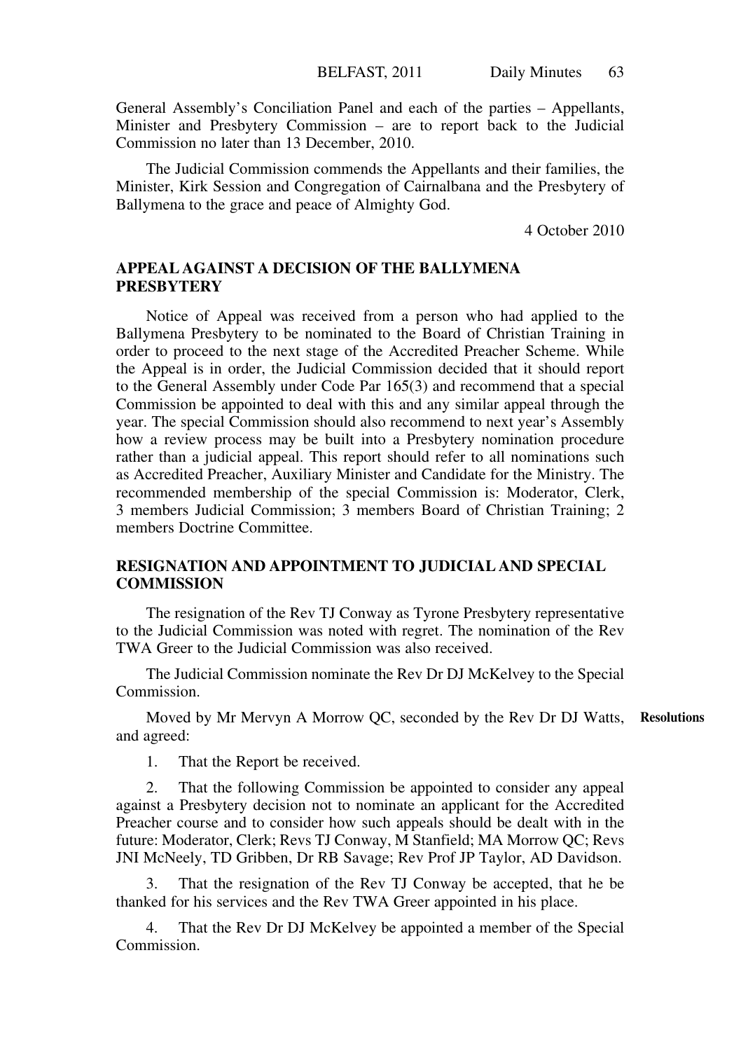General Assembly's Conciliation Panel and each of the parties – Appellants, Minister and Presbytery Commission – are to report back to the Judicial Commission no later than 13 December, 2010.

The Judicial Commission commends the Appellants and their families, the Minister, Kirk Session and Congregation of Cairnalbana and the Presbytery of Ballymena to the grace and peace of Almighty God.

4 October 2010

## APPEAL AGAINST A DECISION OF THE BALLYMENA PRESBYTERY

Notice of Appeal was received from a person who had applied to the Ballymena Presbytery to be nominated to the Board of Christian Training in order to proceed to the next stage of the Accredited Preacher Scheme. While the Appeal is in order, the Judicial Commission decided that it should report to the General Assembly under Code Par 165(3) and recommend that a special Commission be appointed to deal with this and any similar appeal through the year. The special Commission should also recommend to next year's Assembly how a review process may be built into a Presbytery nomination procedure rather than a judicial appeal. This report should refer to all nominations such as Accredited Preacher, Auxiliary Minister and Candidate for the Ministry. The recommended membership of the special Commission is: Moderator, Clerk, 3 members Judicial Commission; 3 members Board of Christian Training; 2 members Doctrine Committee.

## RESIGNATION AND APPOINTMENT TO JUDICIAL AND SPECIAL COMMISSION

The resignation of the Rev TJ Conway as Tyrone Presbytery representative to the Judicial Commission was noted with regret. The nomination of the Rev TWA Greer to the Judicial Commission was also received.

The Judicial Commission nominate the Rev Dr DJ McKelvey to the Special Commission.

**Resolutions**

Moved by Mr Mervyn A Morrow QC, seconded by the Rev Dr DJ Watts, and agreed:

1. That the Report be received.

2. That the following Commission be appointed to consider any appeal against a Presbytery decision not to nominate an applicant for the Accredited Preacher course and to consider how such appeals should be dealt with in the future: Moderator, Clerk; Revs TJ Conway, M Stanfield; MA Morrow QC; Revs JNI McNeely, TD Gribben, Dr RB Savage; Rev Prof JP Taylor, AD Davidson.

3. That the resignation of the Rev TJ Conway be accepted, that he be thanked for his services and the Rev TWA Greer appointed in his place.

4. That the Rev Dr DJ McKelvey be appointed a member of the Special Commission.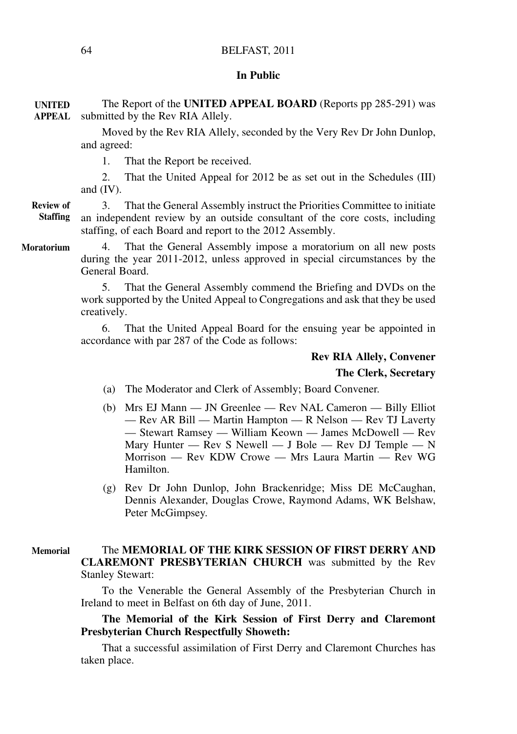**In Public**

**UNITED APPEAL**

The Report of the **UNITED APPEAL BOARD** (Reports pp 285-291) was submitted by the Rev RIA Allely.

Moved by the Rev RIA Allely, seconded by the Very Rev Dr John Dunlop, and agreed:

1. That the Report be received.

2. That the United Appeal for 2012 be as set out in the Schedules (III) and (IV).

**Review of Staffing**

3. That the General Assembly instruct the Priorities Committee to initiate an independent review by an outside consultant of the core costs, including staffing, of each Board and report to the 2012 Assembly.

**Moratorium**

4. That the General Assembly impose a moratorium on all new posts during the year 2011-2012, unless approved in special circumstances by the General Board.

5. That the General Assembly commend the Briefing and DVDs on the work supported by the United Appeal to Congregations and ask that they be used creatively.

6. That the United Appeal Board for the ensuing year be appointed in accordance with par 287 of the Code as follows:

**Rev RIA Allely, Convener**

**The Clerk, Secretary**

(a) The Moderator and Clerk of Assembly; Board Convener.

(b) Mrs EJ Mann — JN Greenlee — Rev NAL Cameron — Billy Elliot — Rev AR Bill — Martin Hampton — R Nelson — Rev TJ Laverty — Stewart Ramsey — William Keown — James McDowell — Rev Mary Hunter — Rev S Newell — J Bole — Rev DJ Temple — N Morrison — Rev KDW Crowe — Mrs Laura Martin — Rev WG Hamilton.

(g) Rev Dr John Dunlop, John Brackenridge; Miss DE McCaughan, Dennis Alexander, Douglas Crowe, Raymond Adams, WK Belshaw, Peter McGimpsey.

**Memorial**

The **MEMORIAL OF THE KIRK SESSION OF FIRST DERRY AND CLAREMONT PRESBYTERIAN CHURCH** was submitted by the Rev Stanley Stewart:

To the Venerable the General Assembly of the Presbyterian Church in Ireland to meet in Belfast on 6th day of June, 2011.

**The Memorial of the Kirk Session of First Derry and Claremont Presbyterian Church Respectfully Showeth:**

That a successful assimilation of First Derry and Claremont Churches has taken place.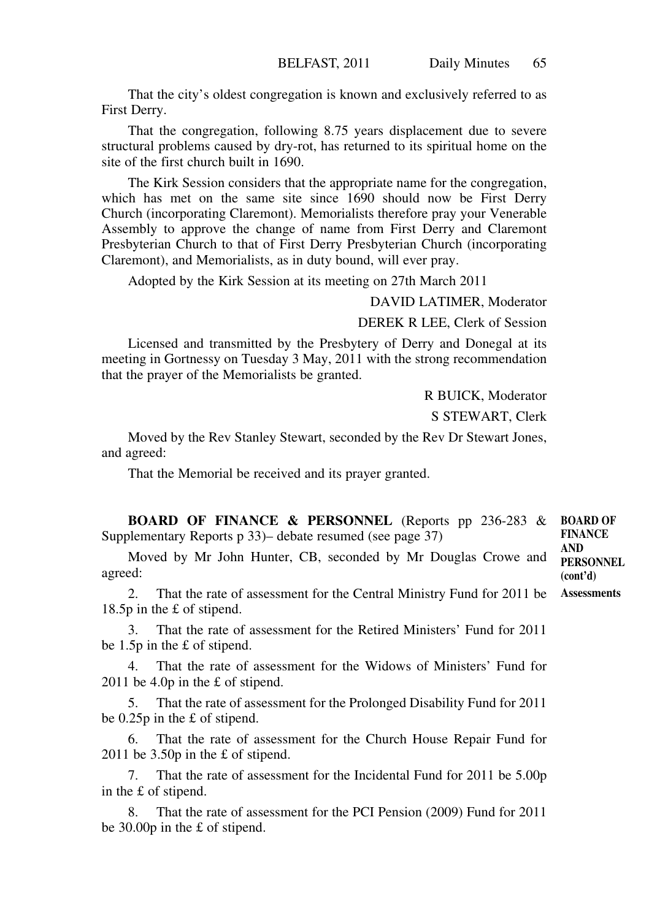That the city's oldest congregation is known and exclusively referred to as First Derry.

That the congregation, following 8.75 years displacement due to severe structural problems caused by dry-rot, has returned to its spiritual home on the site of the first church built in 1690.

The Kirk Session considers that the appropriate name for the congregation, which has met on the same site since 1690 should now be First Derry Church (incorporating Claremont). Memorialists therefore pray your Venerable Assembly to approve the change of name from First Derry and Claremont Presbyterian Church to that of First Derry Presbyterian Church (incorporating Claremont), and Memorialists, as in duty bound, will ever pray.

Adopted by the Kirk Session at its meeting on 27th March 2011

DAVID LATIMER, Moderator

DEREK R LEE, Clerk of Session

Licensed and transmitted by the Presbytery of Derry and Donegal at its meeting in Gortnessy on Tuesday 3 May, 2011 with the strong recommendation that the prayer of the Memorialists be granted.

R BUICK, Moderator

S STEWART, Clerk

Moved by the Rev Stanley Stewart, seconded by the Rev Dr Stewart Jones, and agreed:

That the Memorial be received and its prayer granted.

**BOARD OF FINANCE AND PERSONNEL (cont'd)**

**Assessments**

**BOARD OF FINANCE & PERSONNEL** (Reports pp 236-283 & Supplementary Reports p 33)– debate resumed (see page 37)

Moved by Mr John Hunter, CB, seconded by Mr Douglas Crowe and agreed:

2. That the rate of assessment for the Central Ministry Fund for 2011 be 18.5p in the £ of stipend.

3. That the rate of assessment for the Retired Ministers' Fund for 2011 be 1.5p in the £ of stipend.

4. That the rate of assessment for the Widows of Ministers' Fund for 2011 be 4.0p in the £ of stipend.

5. That the rate of assessment for the Prolonged Disability Fund for 2011 be 0.25p in the £ of stipend.

6. That the rate of assessment for the Church House Repair Fund for 2011 be 3.50p in the £ of stipend.

7. That the rate of assessment for the Incidental Fund for 2011 be 5.00p in the £ of stipend.

8. That the rate of assessment for the PCI Pension (2009) Fund for 2011 be 30.00p in the £ of stipend.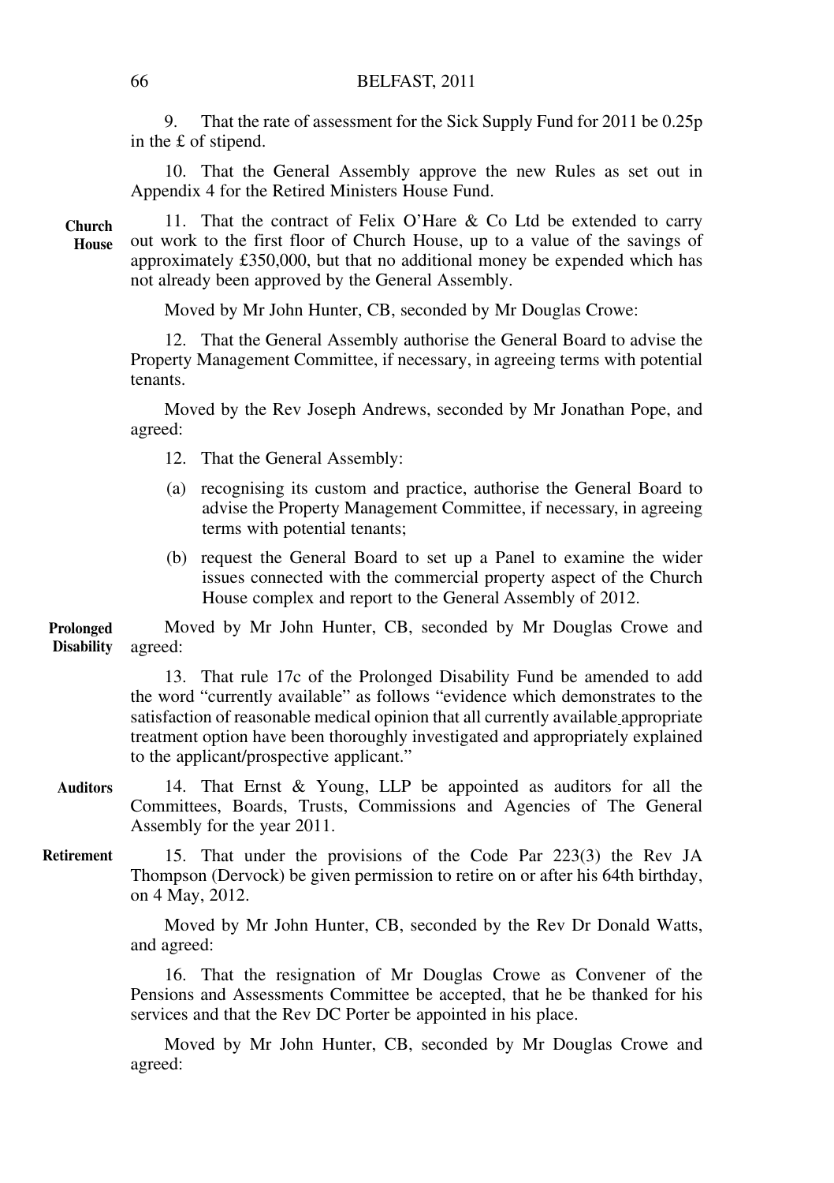9. That the rate of assessment for the Sick Supply Fund for 2011 be 0.25p in the £ of stipend.

10. That the General Assembly approve the new Rules as set out in Appendix 4 for the Retired Ministers House Fund.

**Church House**

11. That the contract of Felix O'Hare & Co Ltd be extended to carry out work to the first floor of Church House, up to a value of the savings of approximately £350,000, but that no additional money be expended which has not already been approved by the General Assembly.

Moved by Mr John Hunter, CB, seconded by Mr Douglas Crowe:

12. That the General Assembly authorise the General Board to advise the Property Management Committee, if necessary, in agreeing terms with potential tenants.

Moved by the Rev Joseph Andrews, seconded by Mr Jonathan Pope, and agreed:

12. That the General Assembly:

(a) recognising its custom and practice, authorise the General Board to advise the Property Management Committee, if necessary, in agreeing terms with potential tenants;

(b) request the General Board to set up a Panel to examine the wider issues connected with the commercial property aspect of the Church House complex and report to the General Assembly of 2012.

**Prolonged Disability**

Moved by Mr John Hunter, CB, seconded by Mr Douglas Crowe and agreed:

13. That rule 17c of the Prolonged Disability Fund be amended to add the word "currently available" as follows "evidence which demonstrates to the satisfaction of reasonable medical opinion that all currently available appropriate treatment option have been thoroughly investigated and appropriately explained to the applicant/prospective applicant."

**Auditors**

14. That Ernst & Young, LLP be appointed as auditors for all the Committees, Boards, Trusts, Commissions and Agencies of The General Assembly for the year 2011.

**Retirement**

15. That under the provisions of the Code Par 223(3) the Rev JA Thompson (Dervock) be given permission to retire on or after his 64th birthday, on 4 May, 2012.

Moved by Mr John Hunter, CB, seconded by the Rev Dr Donald Watts, and agreed:

16. That the resignation of Mr Douglas Crowe as Convener of the Pensions and Assessments Committee be accepted, that he be thanked for his services and that the Rev DC Porter be appointed in his place.

Moved by Mr John Hunter, CB, seconded by Mr Douglas Crowe and agreed: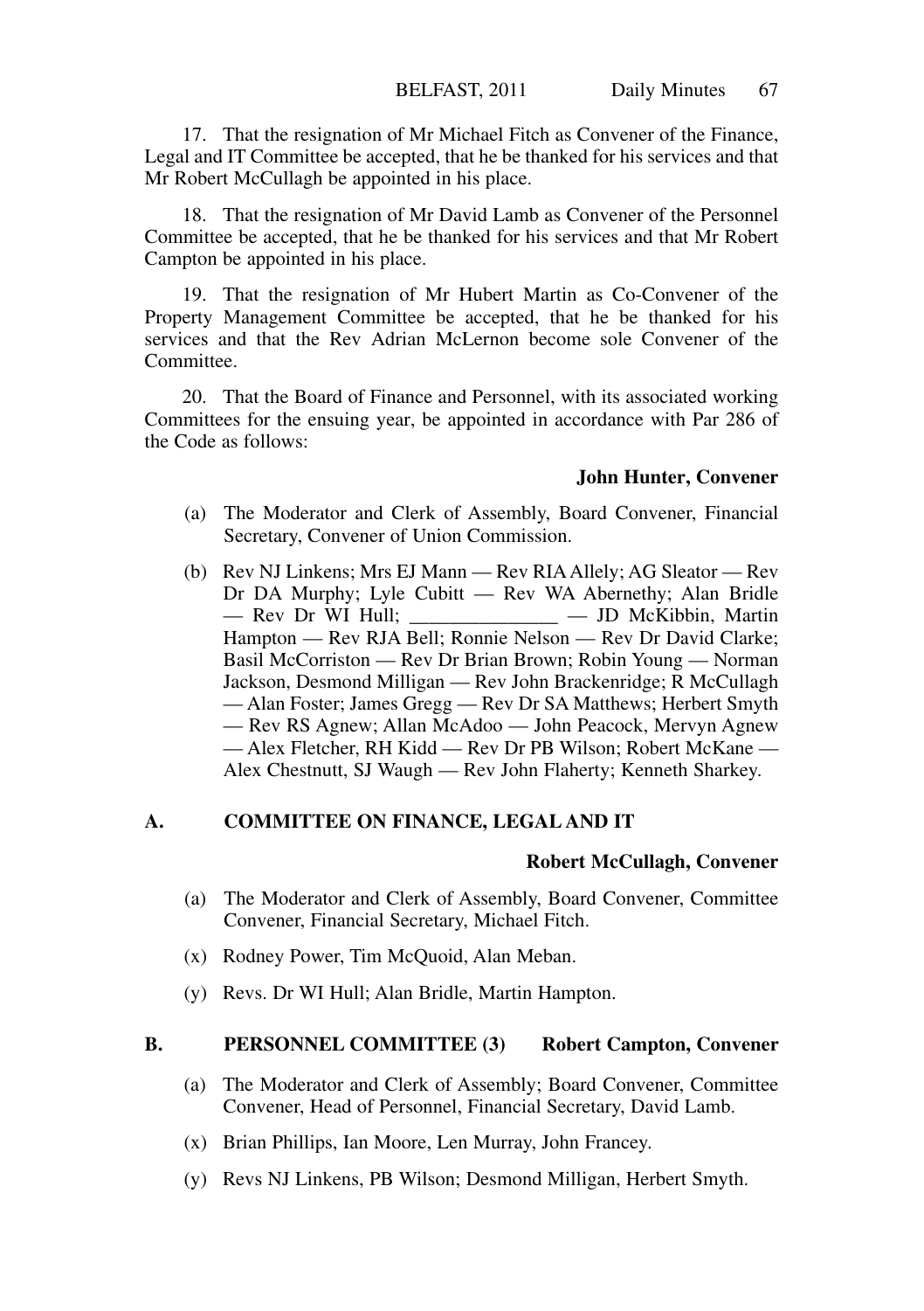17. That the resignation of Mr Michael Fitch as Convener of the Finance, Legal and IT Committee be accepted, that he be thanked for his services and that Mr Robert McCullagh be appointed in his place.

18. That the resignation of Mr David Lamb as Convener of the Personnel Committee be accepted, that he be thanked for his services and that Mr Robert Campton be appointed in his place.

19. That the resignation of Mr Hubert Martin as Co-Convener of the Property Management Committee be accepted, that he be thanked for his services and that the Rev Adrian McLernon become sole Convener of the Committee.

20. That the Board of Finance and Personnel, with its associated working Committees for the ensuing year, be appointed in accordance with Par 286 of the Code as follows:

**John Hunter, Convener**

(a) The Moderator and Clerk of Assembly, Board Convener, Financial Secretary, Convener of Union Commission.

(b) Rev NJ Linkens; Mrs EJ Mann — Rev RIA Allely; AG Sleator — Rev Dr DA Murphy; Lyle Cubitt — Rev WA Abernethy; Alan Bridle — Rev Dr WI Hull; _______________ — JD McKibbin, Martin Hampton — Rev RJA Bell; Ronnie Nelson — Rev Dr David Clarke; Basil McCorriston — Rev Dr Brian Brown; Robin Young — Norman Jackson, Desmond Milligan — Rev John Brackenridge; R McCullagh — Alan Foster; James Gregg — Rev Dr SA Matthews; Herbert Smyth — Rev RS Agnew; Allan McAdoo — John Peacock, Mervyn Agnew — Alex Fletcher, RH Kidd — Rev Dr PB Wilson; Robert McKane — Alex Chestnutt, SJ Waugh — Rev John Flaherty; Kenneth Sharkey.

## A. COMMITTEE ON FINANCE, LEGAL AND IT

**Robert McCullagh, Convener**

(a) The Moderator and Clerk of Assembly, Board Convener, Committee Convener, Financial Secretary, Michael Fitch.

(x) Rodney Power, Tim McQuoid, Alan Meban.

(y) Revs. Dr WI Hull; Alan Bridle, Martin Hampton.

## B. PERSONNEL COMMITTEE (3) **Robert Campton, Convener**

(a) The Moderator and Clerk of Assembly; Board Convener, Committee Convener, Head of Personnel, Financial Secretary, David Lamb.

(x) Brian Phillips, Ian Moore, Len Murray, John Francey.

(y) Revs NJ Linkens, PB Wilson; Desmond Milligan, Herbert Smyth.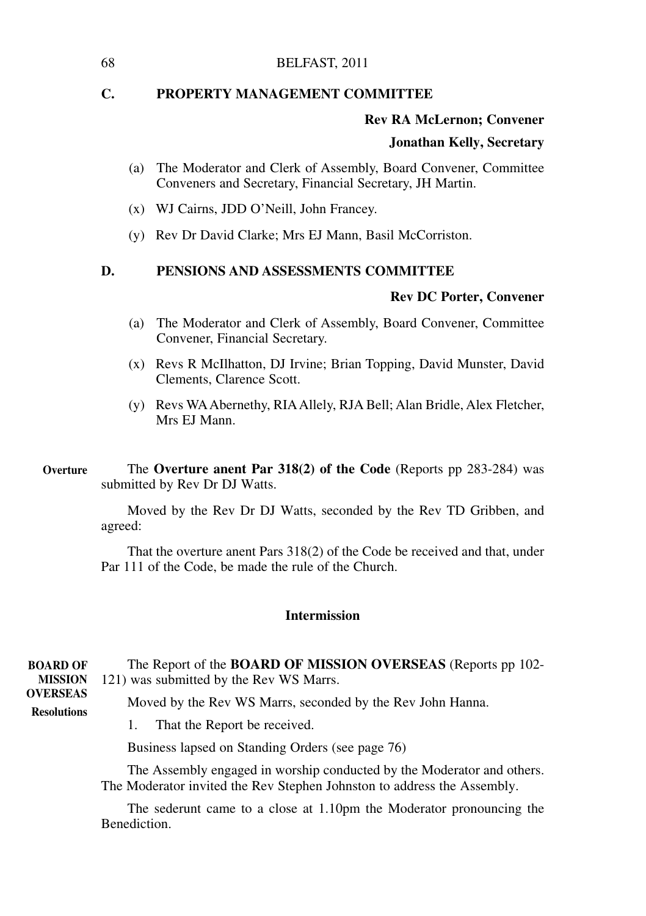## C. PROPERTY MANAGEMENT COMMITTEE

**Rev RA McLernon; Convener**

**Jonathan Kelly, Secretary**

(a) The Moderator and Clerk of Assembly, Board Convener, Committee Conveners and Secretary, Financial Secretary, JH Martin.

(x) WJ Cairns, JDD O'Neill, John Francey.

(y) Rev Dr David Clarke; Mrs EJ Mann, Basil McCorriston.

## D. PENSIONS AND ASSESSMENTS COMMITTEE

**Rev DC Porter, Convener**

(a) The Moderator and Clerk of Assembly, Board Convener, Committee Convener, Financial Secretary.

(x) Revs R McIlhatton, DJ Irvine; Brian Topping, David Munster, David Clements, Clarence Scott.

(y) Revs WA Abernethy, RIA Allely, RJA Bell; Alan Bridle, Alex Fletcher, Mrs EJ Mann.

**Overture**

The **Overture anent Par 318(2) of the Code** (Reports pp 283-284) was submitted by Rev Dr DJ Watts.

Moved by the Rev Dr DJ Watts, seconded by the Rev TD Gribben, and agreed:

That the overture anent Pars 318(2) of the Code be received and that, under Par 111 of the Code, be made the rule of the Church.

**Intermission**

**BOARD OF MISSION OVERSEAS**

**Resolutions**

The Report of the **BOARD OF MISSION OVERSEAS** (Reports pp 102-121) was submitted by the Rev WS Marrs.

Moved by the Rev WS Marrs, seconded by the Rev John Hanna.

1. That the Report be received.

Business lapsed on Standing Orders (see page 76)

The Assembly engaged in worship conducted by the Moderator and others. The Moderator invited the Rev Stephen Johnston to address the Assembly.

The sederunt came to a close at 1.10pm the Moderator pronouncing the Benediction.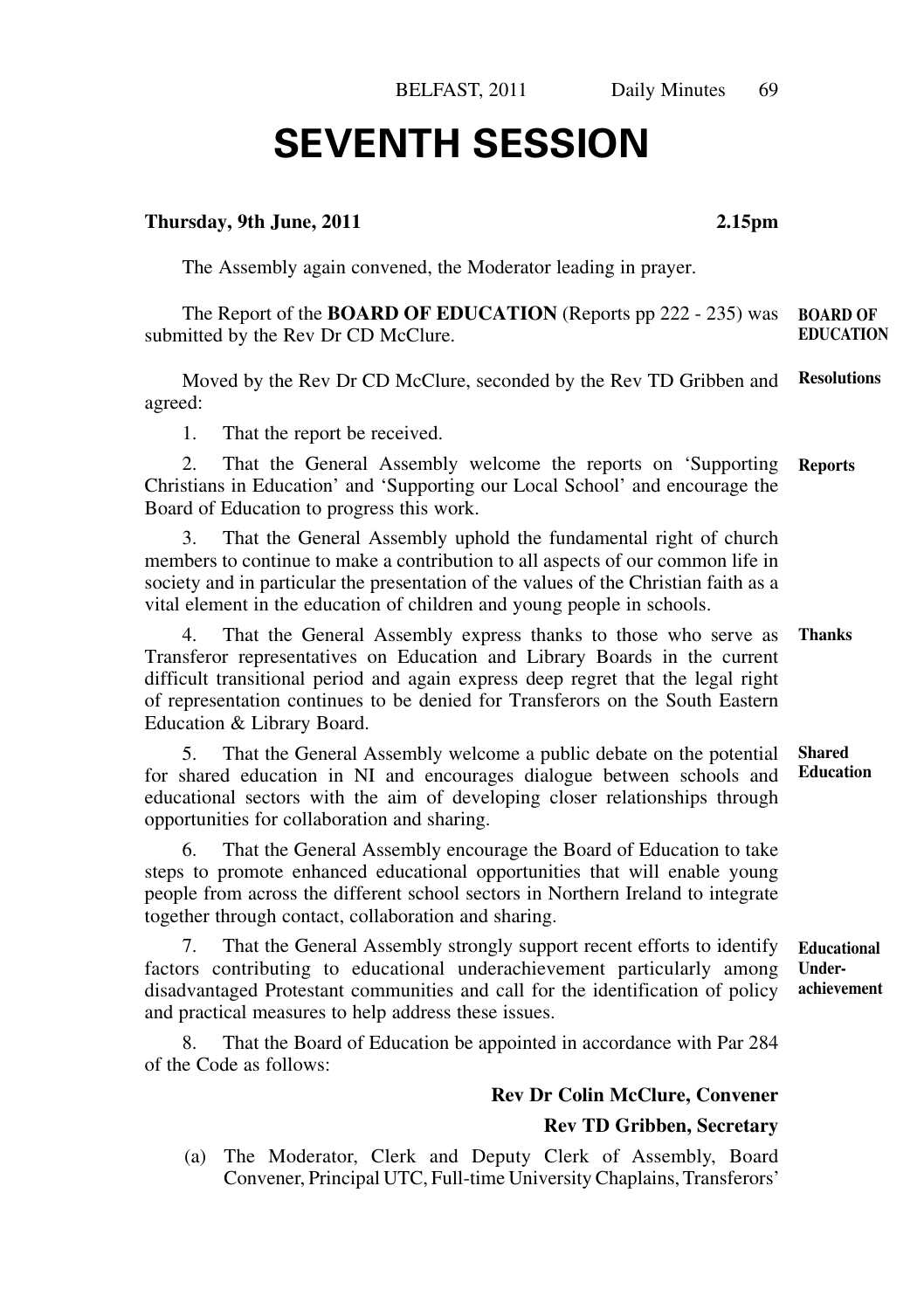# SEVENTH SESSION

**Thursday, 9th June, 2011** **2.15pm**

The Assembly again convened, the Moderator leading in prayer.

**BOARD OF EDUCATION**

The Report of the **BOARD OF EDUCATION** (Reports pp 222 - 235) was submitted by the Rev Dr CD McClure.

**Resolutions**

Moved by the Rev Dr CD McClure, seconded by the Rev TD Gribben and agreed:

1. That the report be received.

**Reports**

2. That the General Assembly welcome the reports on 'Supporting Christians in Education' and 'Supporting our Local School' and encourage the Board of Education to progress this work.

3. That the General Assembly uphold the fundamental right of church members to continue to make a contribution to all aspects of our common life in society and in particular the presentation of the values of the Christian faith as a vital element in the education of children and young people in schools.

**Thanks**

4. That the General Assembly express thanks to those who serve as Transferor representatives on Education and Library Boards in the current difficult transitional period and again express deep regret that the legal right of representation continues to be denied for Transferors on the South Eastern Education & Library Board.

**Shared Education**

5. That the General Assembly welcome a public debate on the potential for shared education in NI and encourages dialogue between schools and educational sectors with the aim of developing closer relationships through opportunities for collaboration and sharing.

6. That the General Assembly encourage the Board of Education to take steps to promote enhanced educational opportunities that will enable young people from across the different school sectors in Northern Ireland to integrate together through contact, collaboration and sharing.

**Educational Underachievement**

7. That the General Assembly strongly support recent efforts to identify factors contributing to educational underachievement particularly among disadvantaged Protestant communities and call for the identification of policy and practical measures to help address these issues.

8. That the Board of Education be appointed in accordance with Par 284 of the Code as follows:

**Rev Dr Colin McClure, Convener**

**Rev TD Gribben, Secretary**

(a) The Moderator, Clerk and Deputy Clerk of Assembly, Board Convener, Principal UTC, Full-time University Chaplains, Transferors'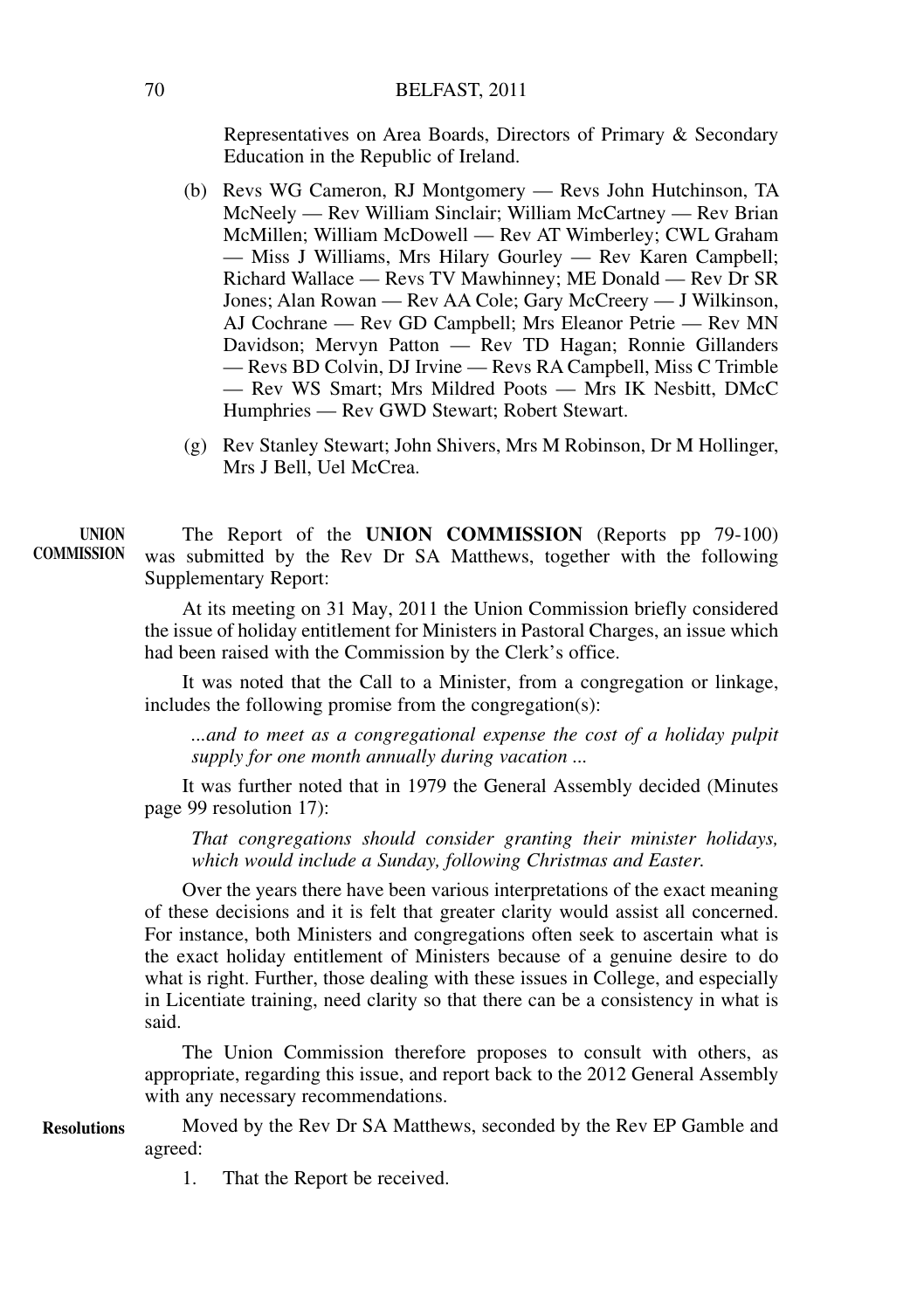Representatives on Area Boards, Directors of Primary & Secondary Education in the Republic of Ireland.

(b) Revs WG Cameron, RJ Montgomery — Revs John Hutchinson, TA McNeely — Rev William Sinclair; William McCartney — Rev Brian McMillen; William McDowell — Rev AT Wimberley; CWL Graham — Miss J Williams, Mrs Hilary Gourley — Rev Karen Campbell; Richard Wallace — Revs TV Mawhinney; ME Donald — Rev Dr SR Jones; Alan Rowan — Rev AA Cole; Gary McCreery — J Wilkinson, AJ Cochrane — Rev GD Campbell; Mrs Eleanor Petrie — Rev MN Davidson; Mervyn Patton — Rev TD Hagan; Ronnie Gillanders — Revs BD Colvin, DJ Irvine — Revs RA Campbell, Miss C Trimble — Rev WS Smart; Mrs Mildred Poots — Mrs IK Nesbitt, DMcC Humphries — Rev GWD Stewart; Robert Stewart.

(g) Rev Stanley Stewart; John Shivers, Mrs M Robinson, Dr M Hollinger, Mrs J Bell, Uel McCrea.

**UNION COMMISSION**

The Report of the **UNION COMMISSION** (Reports pp 79-100) was submitted by the Rev Dr SA Matthews, together with the following Supplementary Report:

At its meeting on 31 May, 2011 the Union Commission briefly considered the issue of holiday entitlement for Ministers in Pastoral Charges, an issue which had been raised with the Commission by the Clerk's office.

It was noted that the Call to a Minister, from a congregation or linkage, includes the following promise from the congregation(s):

*...and to meet as a congregational expense the cost of a holiday pulpit supply for one month annually during vacation ...*

It was further noted that in 1979 the General Assembly decided (Minutes page 99 resolution 17):

*That congregations should consider granting their minister holidays, which would include a Sunday, following Christmas and Easter.*

Over the years there have been various interpretations of the exact meaning of these decisions and it is felt that greater clarity would assist all concerned. For instance, both Ministers and congregations often seek to ascertain what is the exact holiday entitlement of Ministers because of a genuine desire to do what is right. Further, those dealing with these issues in College, and especially in Licentiate training, need clarity so that there can be a consistency in what is said.

The Union Commission therefore proposes to consult with others, as appropriate, regarding this issue, and report back to the 2012 General Assembly with any necessary recommendations.

**Resolutions**

Moved by the Rev Dr SA Matthews, seconded by the Rev EP Gamble and agreed:

1. That the Report be received.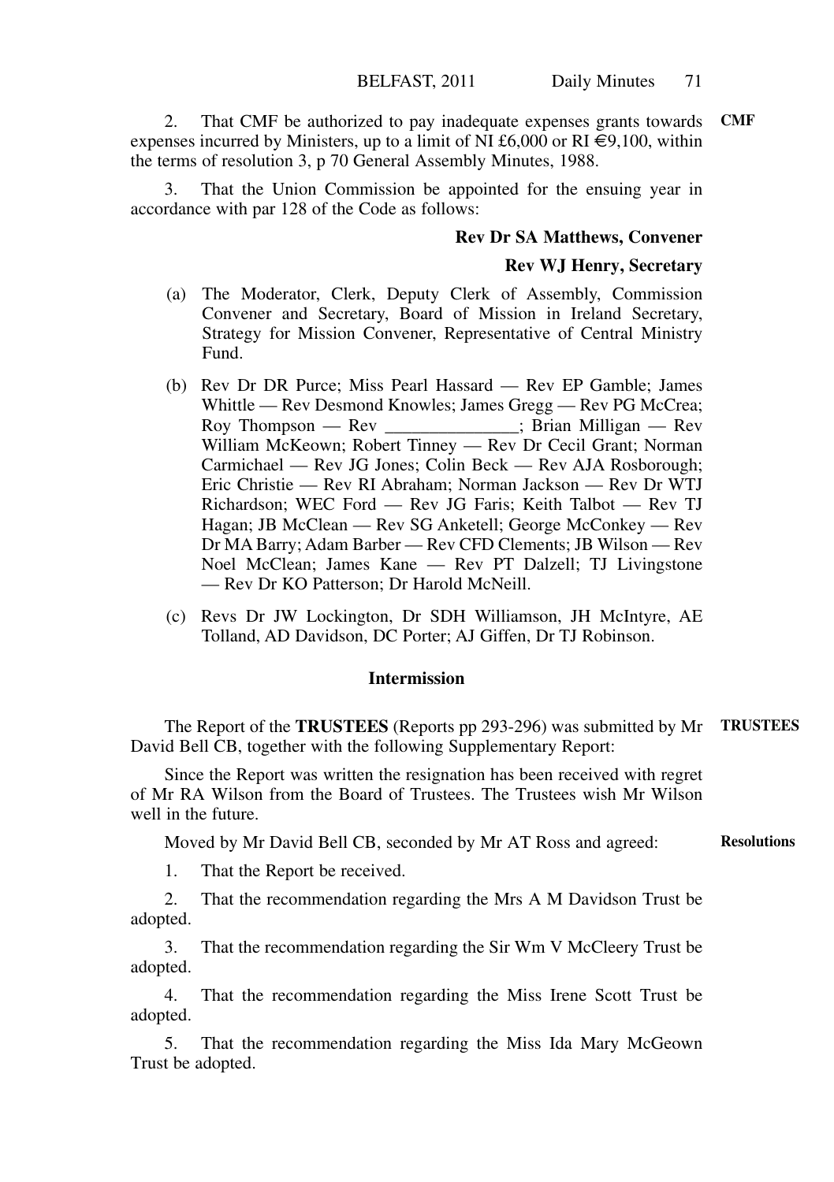**CMF**

2. That CMF be authorized to pay inadequate expenses grants towards expenses incurred by Ministers, up to a limit of NI £6,000 or RI €9,100, within the terms of resolution 3, p 70 General Assembly Minutes, 1988.

3. That the Union Commission be appointed for the ensuing year in accordance with par 128 of the Code as follows:

**Rev Dr SA Matthews, Convener**

**Rev WJ Henry, Secretary**

(a) The Moderator, Clerk, Deputy Clerk of Assembly, Commission Convener and Secretary, Board of Mission in Ireland Secretary, Strategy for Mission Convener, Representative of Central Ministry Fund.

(b) Rev Dr DR Purce; Miss Pearl Hassard — Rev EP Gamble; James Whittle — Rev Desmond Knowles; James Gregg — Rev PG McCrea; Roy Thompson — Rev _______________; Brian Milligan — Rev William McKeown; Robert Tinney — Rev Dr Cecil Grant; Norman Carmichael — Rev JG Jones; Colin Beck — Rev AJA Rosborough; Eric Christie — Rev RI Abraham; Norman Jackson — Rev Dr WTJ Richardson; WEC Ford — Rev JG Faris; Keith Talbot — Rev TJ Hagan; JB McClean — Rev SG Anketell; George McConkey — Rev Dr MA Barry; Adam Barber — Rev CFD Clements; JB Wilson — Rev Noel McClean; James Kane — Rev PT Dalzell; TJ Livingstone — Rev Dr KO Patterson; Dr Harold McNeill.

(c) Revs Dr JW Lockington, Dr SDH Williamson, JH McIntyre, AE Tolland, AD Davidson, DC Porter; AJ Giffen, Dr TJ Robinson.

## Intermission

**TRUSTEES**

The Report of the **TRUSTEES** (Reports pp 293-296) was submitted by Mr David Bell CB, together with the following Supplementary Report:

Since the Report was written the resignation has been received with regret of Mr RA Wilson from the Board of Trustees. The Trustees wish Mr Wilson well in the future.

**Resolutions**

Moved by Mr David Bell CB, seconded by Mr AT Ross and agreed:

1. That the Report be received.

2. That the recommendation regarding the Mrs A M Davidson Trust be adopted.

3. That the recommendation regarding the Sir Wm V McCleery Trust be adopted.

4. That the recommendation regarding the Miss Irene Scott Trust be adopted.

5. That the recommendation regarding the Miss Ida Mary McGeown Trust be adopted.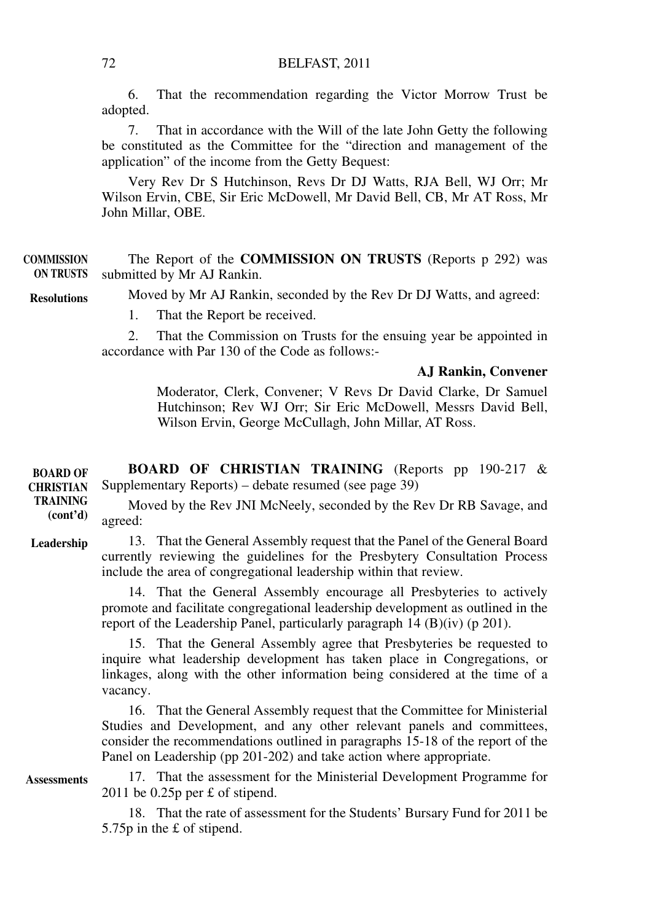6. That the recommendation regarding the Victor Morrow Trust be adopted.

7. That in accordance with the Will of the late John Getty the following be constituted as the Committee for the "direction and management of the application" of the income from the Getty Bequest:

Very Rev Dr S Hutchinson, Revs Dr DJ Watts, RJA Bell, WJ Orr; Mr Wilson Ervin, CBE, Sir Eric McDowell, Mr David Bell, CB, Mr AT Ross, Mr John Millar, OBE.

**COMMISSION ON TRUSTS**

The Report of the **COMMISSION ON TRUSTS** (Reports p 292) was submitted by Mr AJ Rankin.

**Resolutions**

Moved by Mr AJ Rankin, seconded by the Rev Dr DJ Watts, and agreed:

1. That the Report be received.

2. That the Commission on Trusts for the ensuing year be appointed in accordance with Par 130 of the Code as follows:-

**AJ Rankin, Convener**

Moderator, Clerk, Convener; V Revs Dr David Clarke, Dr Samuel Hutchinson; Rev WJ Orr; Sir Eric McDowell, Messrs David Bell, Wilson Ervin, George McCullagh, John Millar, AT Ross.

**BOARD OF CHRISTIAN TRAINING (cont'd)**

**BOARD OF CHRISTIAN TRAINING** (Reports pp 190-217 & Supplementary Reports) – debate resumed (see page 39)

Moved by the Rev JNI McNeely, seconded by the Rev Dr RB Savage, and agreed:

**Leadership**

13. That the General Assembly request that the Panel of the General Board currently reviewing the guidelines for the Presbytery Consultation Process include the area of congregational leadership within that review.

14. That the General Assembly encourage all Presbyteries to actively promote and facilitate congregational leadership development as outlined in the report of the Leadership Panel, particularly paragraph 14 (B)(iv) (p 201).

15. That the General Assembly agree that Presbyteries be requested to inquire what leadership development has taken place in Congregations, or linkages, along with the other information being considered at the time of a vacancy.

16. That the General Assembly request that the Committee for Ministerial Studies and Development, and any other relevant panels and committees, consider the recommendations outlined in paragraphs 15-18 of the report of the Panel on Leadership (pp 201-202) and take action where appropriate.

**Assessments**

17. That the assessment for the Ministerial Development Programme for 2011 be 0.25p per £ of stipend.

18. That the rate of assessment for the Students' Bursary Fund for 2011 be 5.75p in the £ of stipend.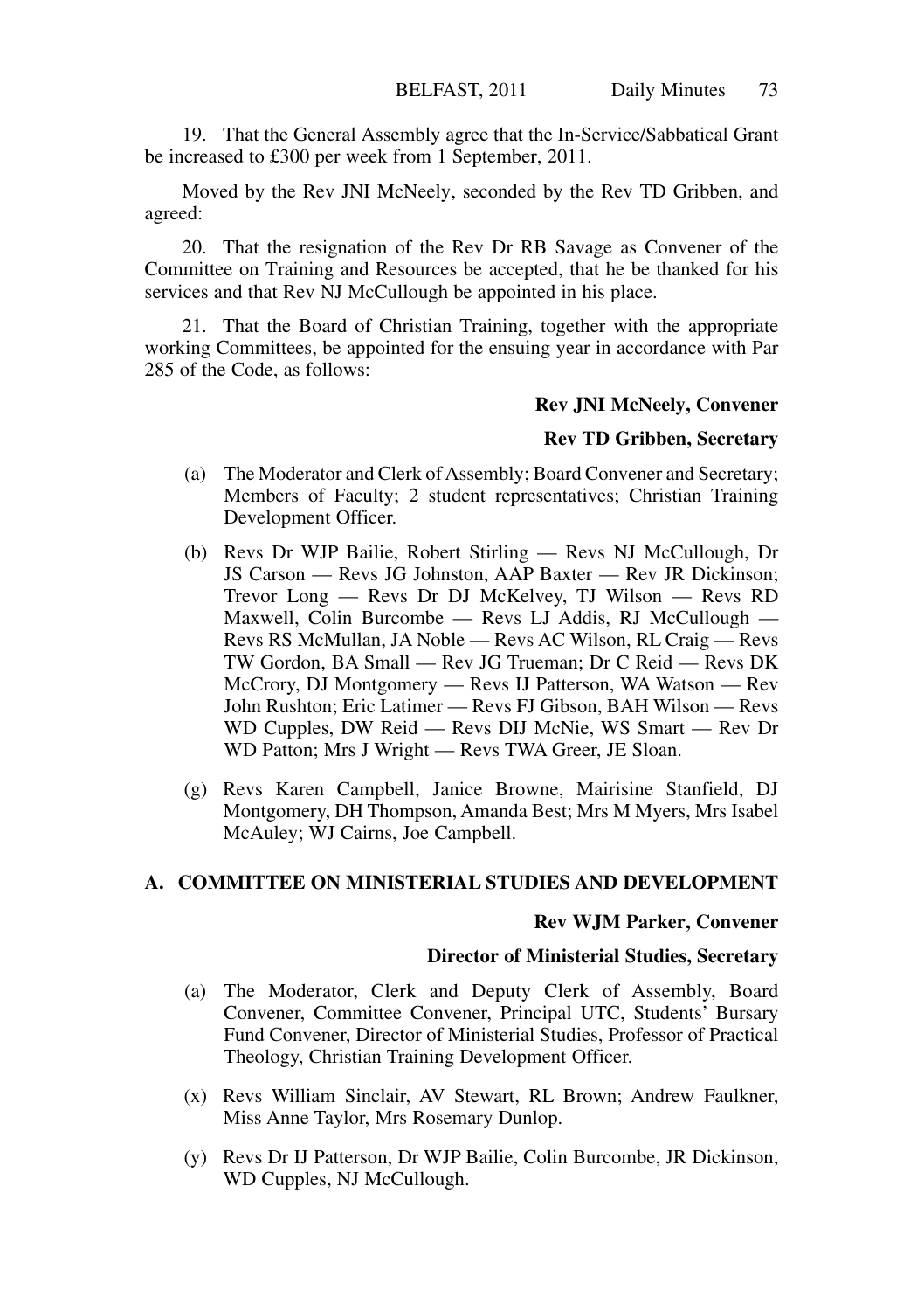19. That the General Assembly agree that the In-Service/Sabbatical Grant be increased to £300 per week from 1 September, 2011.

Moved by the Rev JNI McNeely, seconded by the Rev TD Gribben, and agreed:

20. That the resignation of the Rev Dr RB Savage as Convener of the Committee on Training and Resources be accepted, that he be thanked for his services and that Rev NJ McCullough be appointed in his place.

21. That the Board of Christian Training, together with the appropriate working Committees, be appointed for the ensuing year in accordance with Par 285 of the Code, as follows:

**Rev JNI McNeely, Convener**

**Rev TD Gribben, Secretary**

(a) The Moderator and Clerk of Assembly; Board Convener and Secretary; Members of Faculty; 2 student representatives; Christian Training Development Officer.

(b) Revs Dr WJP Bailie, Robert Stirling — Revs NJ McCullough, Dr JS Carson — Revs JG Johnston, AAP Baxter — Rev JR Dickinson; Trevor Long — Revs Dr DJ McKelvey, TJ Wilson — Revs RD Maxwell, Colin Burcombe — Revs LJ Addis, RJ McCullough — Revs RS McMullan, JA Noble — Revs AC Wilson, RL Craig — Revs TW Gordon, BA Small — Rev JG Trueman; Dr C Reid — Revs DK McCrory, DJ Montgomery — Revs IJ Patterson, WA Watson — Rev John Rushton; Eric Latimer — Revs FJ Gibson, BAH Wilson — Revs WD Cupples, DW Reid — Revs DIJ McNie, WS Smart — Rev Dr WD Patton; Mrs J Wright — Revs TWA Greer, JE Sloan.

(g) Revs Karen Campbell, Janice Browne, Mairisine Stanfield, DJ Montgomery, DH Thompson, Amanda Best; Mrs M Myers, Mrs Isabel McAuley; WJ Cairns, Joe Campbell.

## A. COMMITTEE ON MINISTERIAL STUDIES AND DEVELOPMENT

**Rev WJM Parker, Convener**

**Director of Ministerial Studies, Secretary**

(a) The Moderator, Clerk and Deputy Clerk of Assembly, Board Convener, Committee Convener, Principal UTC, Students' Bursary Fund Convener, Director of Ministerial Studies, Professor of Practical Theology, Christian Training Development Officer.

(x) Revs William Sinclair, AV Stewart, RL Brown; Andrew Faulkner, Miss Anne Taylor, Mrs Rosemary Dunlop.

(y) Revs Dr IJ Patterson, Dr WJP Bailie, Colin Burcombe, JR Dickinson, WD Cupples, NJ McCullough.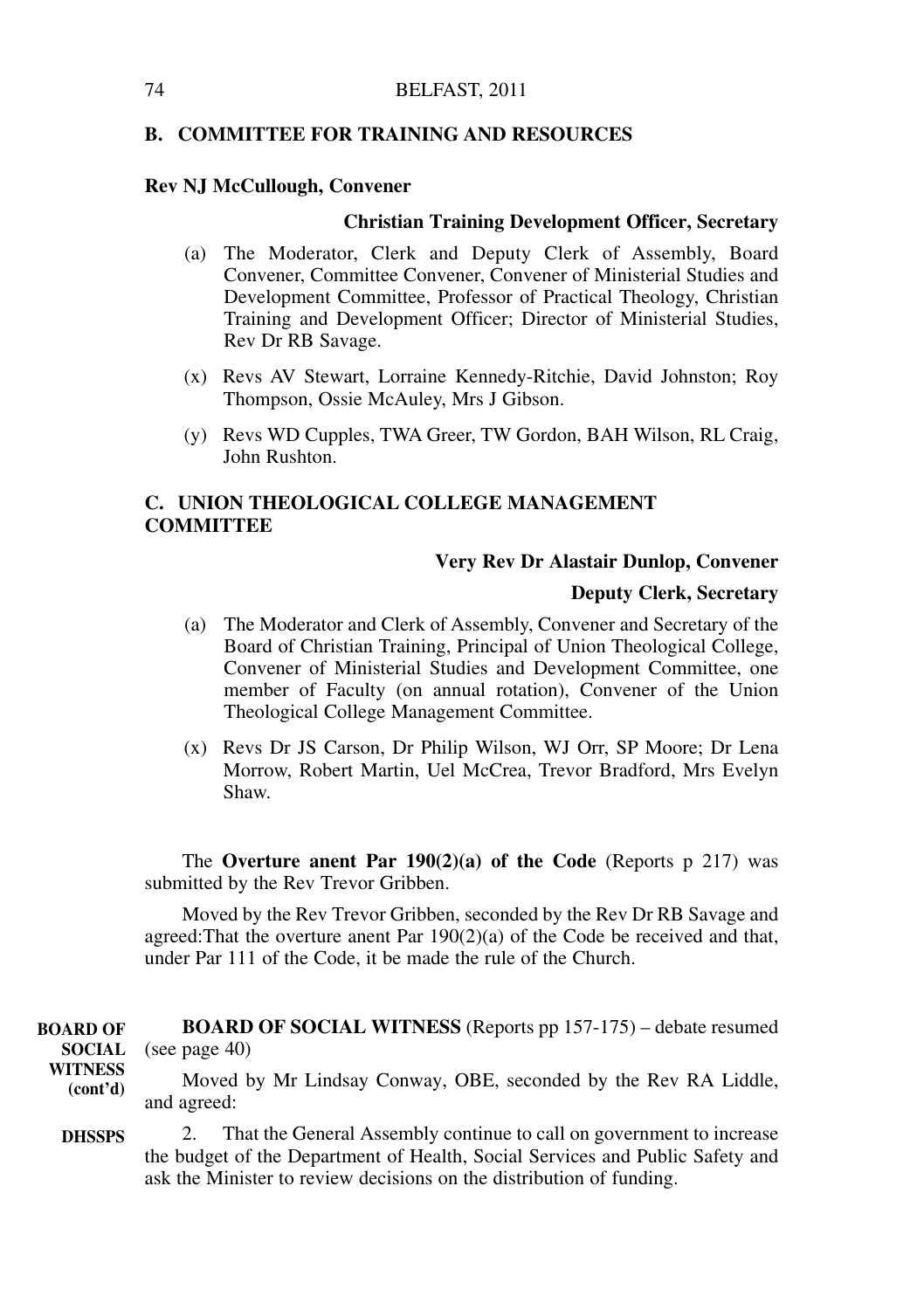## B. COMMITTEE FOR TRAINING AND RESOURCES

**Rev NJ McCullough, Convener**

**Christian Training Development Officer, Secretary**

(a) The Moderator, Clerk and Deputy Clerk of Assembly, Board Convener, Committee Convener, Convener of Ministerial Studies and Development Committee, Professor of Practical Theology, Christian Training and Development Officer; Director of Ministerial Studies, Rev Dr RB Savage.

(x) Revs AV Stewart, Lorraine Kennedy-Ritchie, David Johnston; Roy Thompson, Ossie McAuley, Mrs J Gibson.

(y) Revs WD Cupples, TWA Greer, TW Gordon, BAH Wilson, RL Craig, John Rushton.

## C. UNION THEOLOGICAL COLLEGE MANAGEMENT COMMITTEE

**Very Rev Dr Alastair Dunlop, Convener**

**Deputy Clerk, Secretary**

(a) The Moderator and Clerk of Assembly, Convener and Secretary of the Board of Christian Training, Principal of Union Theological College, Convener of Ministerial Studies and Development Committee, one member of Faculty (on annual rotation), Convener of the Union Theological College Management Committee.

(x) Revs Dr JS Carson, Dr Philip Wilson, WJ Orr, SP Moore; Dr Lena Morrow, Robert Martin, Uel McCrea, Trevor Bradford, Mrs Evelyn Shaw.

The **Overture anent Par 190(2)(a) of the Code** (Reports p 217) was submitted by the Rev Trevor Gribben.

Moved by the Rev Trevor Gribben, seconded by the Rev Dr RB Savage and agreed:That the overture anent Par 190(2)(a) of the Code be received and that, under Par 111 of the Code, it be made the rule of the Church.

**BOARD OF SOCIAL WITNESS (cont'd)**

**BOARD OF SOCIAL WITNESS** (Reports pp 157-175) – debate resumed (see page 40)

Moved by Mr Lindsay Conway, OBE, seconded by the Rev RA Liddle, and agreed:

**DHSSPS**

2. That the General Assembly continue to call on government to increase the budget of the Department of Health, Social Services and Public Safety and ask the Minister to review decisions on the distribution of funding.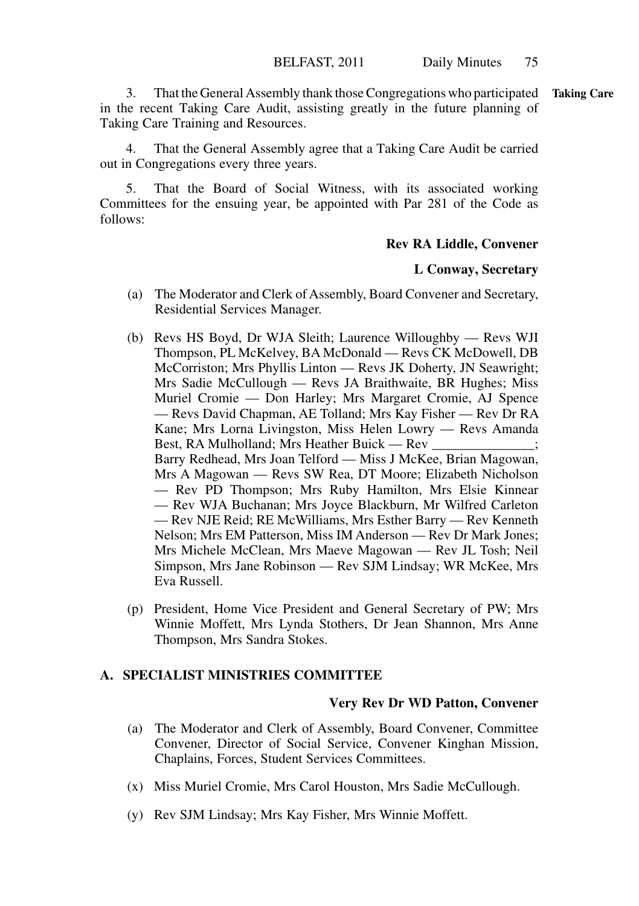**Taking Care**

3. That the General Assembly thank those Congregations who participated in the recent Taking Care Audit, assisting greatly in the future planning of Taking Care Training and Resources.

4. That the General Assembly agree that a Taking Care Audit be carried out in Congregations every three years.

5. That the Board of Social Witness, with its associated working Committees for the ensuing year, be appointed with Par 281 of the Code as follows:

**Rev RA Liddle, Convener**

**L Conway, Secretary**

(a) The Moderator and Clerk of Assembly, Board Convener and Secretary, Residential Services Manager.

(b) Revs HS Boyd, Dr WJA Sleith; Laurence Willoughby — Revs WJI Thompson, PL McKelvey, BA McDonald — Revs CK McDowell, DB McCorriston; Mrs Phyllis Linton — Revs JK Doherty, JN Seawright; Mrs Sadie McCullough — Revs JA Braithwaite, BR Hughes; Miss Muriel Cromie — Don Harley; Mrs Margaret Cromie, AJ Spence — Revs David Chapman, AE Tolland; Mrs Kay Fisher — Rev Dr RA Kane; Mrs Lorna Livingston, Miss Helen Lowry — Revs Amanda Best, RA Mulholland; Mrs Heather Buick — Rev _______________; Barry Redhead, Mrs Joan Telford — Miss J McKee, Brian Magowan, Mrs A Magowan — Revs SW Rea, DT Moore; Elizabeth Nicholson — Rev PD Thompson; Mrs Ruby Hamilton, Mrs Elsie Kinnear — Rev WJA Buchanan; Mrs Joyce Blackburn, Mr Wilfred Carleton — Rev NJE Reid; RE McWilliams, Mrs Esther Barry — Rev Kenneth Nelson; Mrs EM Patterson, Miss IM Anderson — Rev Dr Mark Jones; Mrs Michele McClean, Mrs Maeve Magowan — Rev JL Tosh; Neil Simpson, Mrs Jane Robinson — Rev SJM Lindsay; WR McKee, Mrs Eva Russell.

(p) President, Home Vice President and General Secretary of PW; Mrs Winnie Moffett, Mrs Lynda Stothers, Dr Jean Shannon, Mrs Anne Thompson, Mrs Sandra Stokes.

## A. SPECIALIST MINISTRIES COMMITTEE

**Very Rev Dr WD Patton, Convener**

(a) The Moderator and Clerk of Assembly, Board Convener, Committee Convener, Director of Social Service, Convener Kinghan Mission, Chaplains, Forces, Student Services Committees.

(x) Miss Muriel Cromie, Mrs Carol Houston, Mrs Sadie McCullough.

(y) Rev SJM Lindsay; Mrs Kay Fisher, Mrs Winnie Moffett.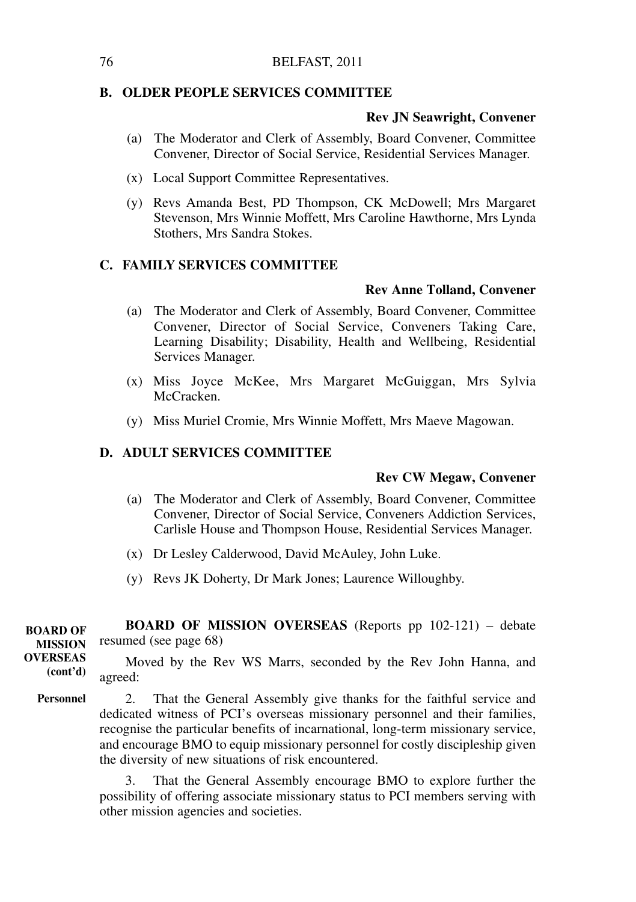### B. OLDER PEOPLE SERVICES COMMITTEE

**Rev JN Seawright, Convener**

(a) The Moderator and Clerk of Assembly, Board Convener, Committee Convener, Director of Social Service, Residential Services Manager.

(x) Local Support Committee Representatives.

(y) Revs Amanda Best, PD Thompson, CK McDowell; Mrs Margaret Stevenson, Mrs Winnie Moffett, Mrs Caroline Hawthorne, Mrs Lynda Stothers, Mrs Sandra Stokes.

### C. FAMILY SERVICES COMMITTEE

**Rev Anne Tolland, Convener**

(a) The Moderator and Clerk of Assembly, Board Convener, Committee Convener, Director of Social Service, Conveners Taking Care, Learning Disability; Disability, Health and Wellbeing, Residential Services Manager.

(x) Miss Joyce McKee, Mrs Margaret McGuiggan, Mrs Sylvia McCracken.

(y) Miss Muriel Cromie, Mrs Winnie Moffett, Mrs Maeve Magowan.

### D. ADULT SERVICES COMMITTEE

**Rev CW Megaw, Convener**

(a) The Moderator and Clerk of Assembly, Board Convener, Committee Convener, Director of Social Service, Conveners Addiction Services, Carlisle House and Thompson House, Residential Services Manager.

(x) Dr Lesley Calderwood, David McAuley, John Luke.

(y) Revs JK Doherty, Dr Mark Jones; Laurence Willoughby.

**BOARD OF MISSION OVERSEAS (cont'd)**

**BOARD OF MISSION OVERSEAS** (Reports pp 102-121) – debate resumed (see page 68)

Moved by the Rev WS Marrs, seconded by the Rev John Hanna, and agreed:

**Personnel**

2. That the General Assembly give thanks for the faithful service and dedicated witness of PCI's overseas missionary personnel and their families, recognise the particular benefits of incarnational, long-term missionary service, and encourage BMO to equip missionary personnel for costly discipleship given the diversity of new situations of risk encountered.

3. That the General Assembly encourage BMO to explore further the possibility of offering associate missionary status to PCI members serving with other mission agencies and societies.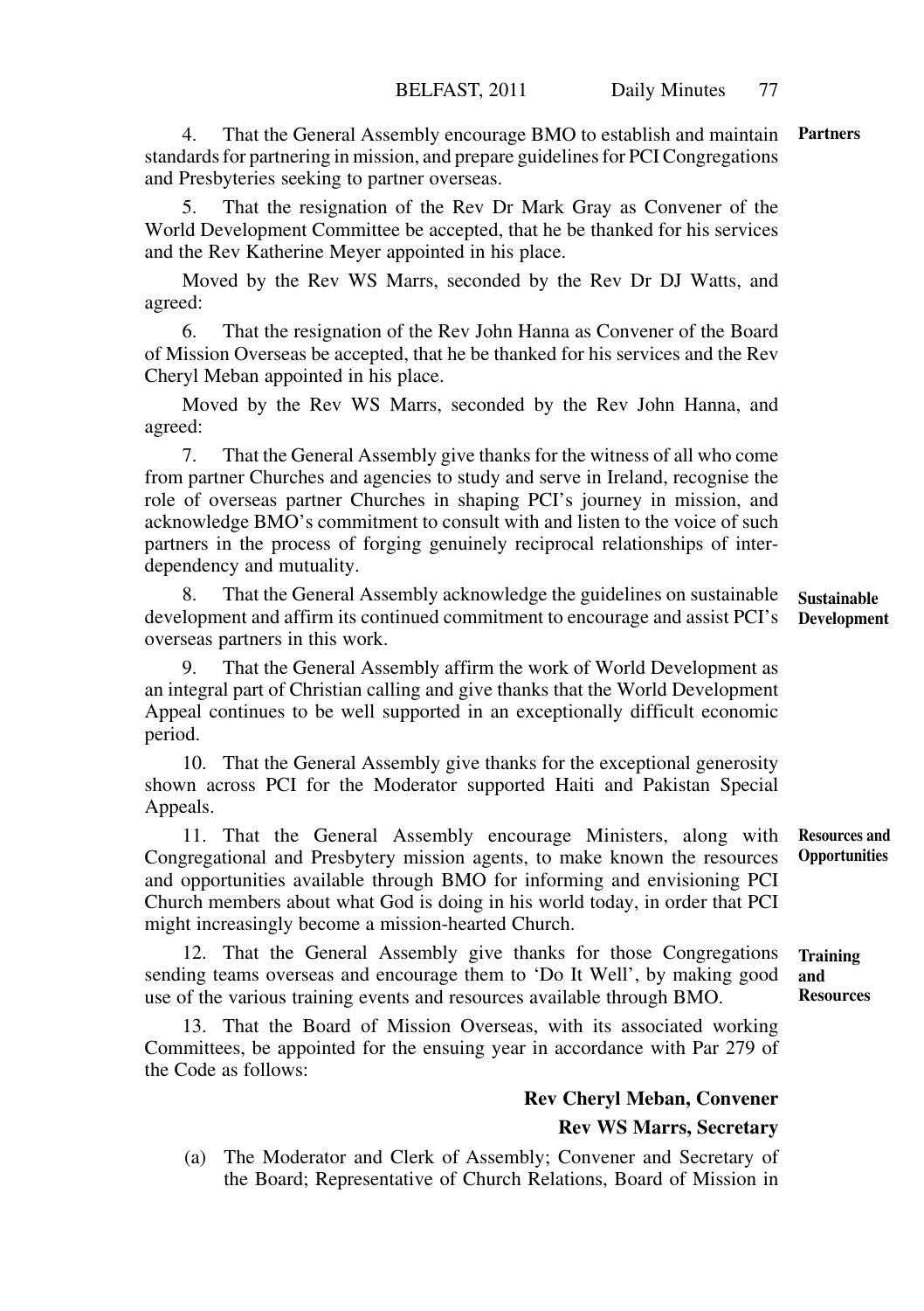4. That the General Assembly encourage BMO to establish and maintain standards for partnering in mission, and prepare guidelines for PCI Congregations and Presbyteries seeking to partner overseas. **Partners**

5. That the resignation of the Rev Dr Mark Gray as Convener of the World Development Committee be accepted, that he be thanked for his services and the Rev Katherine Meyer appointed in his place.

Moved by the Rev WS Marrs, seconded by the Rev Dr DJ Watts, and agreed:

6. That the resignation of the Rev John Hanna as Convener of the Board of Mission Overseas be accepted, that he be thanked for his services and the Rev Cheryl Meban appointed in his place.

Moved by the Rev WS Marrs, seconded by the Rev John Hanna, and agreed:

7. That the General Assembly give thanks for the witness of all who come from partner Churches and agencies to study and serve in Ireland, recognise the role of overseas partner Churches in shaping PCI's journey in mission, and acknowledge BMO's commitment to consult with and listen to the voice of such partners in the process of forging genuinely reciprocal relationships of inter-dependency and mutuality.

**Sustainable Development**

8. That the General Assembly acknowledge the guidelines on sustainable development and affirm its continued commitment to encourage and assist PCI's overseas partners in this work.

9. That the General Assembly affirm the work of World Development as an integral part of Christian calling and give thanks that the World Development Appeal continues to be well supported in an exceptionally difficult economic period.

10. That the General Assembly give thanks for the exceptional generosity shown across PCI for the Moderator supported Haiti and Pakistan Special Appeals.

**Resources and Opportunities**

11. That the General Assembly encourage Ministers, along with Congregational and Presbytery mission agents, to make known the resources and opportunities available through BMO for informing and envisioning PCI Church members about what God is doing in his world today, in order that PCI might increasingly become a mission-hearted Church.

**Training and Resources**

12. That the General Assembly give thanks for those Congregations sending teams overseas and encourage them to 'Do It Well', by making good use of the various training events and resources available through BMO.

13. That the Board of Mission Overseas, with its associated working Committees, be appointed for the ensuing year in accordance with Par 279 of the Code as follows:

**Rev Cheryl Meban, Convener**

**Rev WS Marrs, Secretary**

(a) The Moderator and Clerk of Assembly; Convener and Secretary of the Board; Representative of Church Relations, Board of Mission in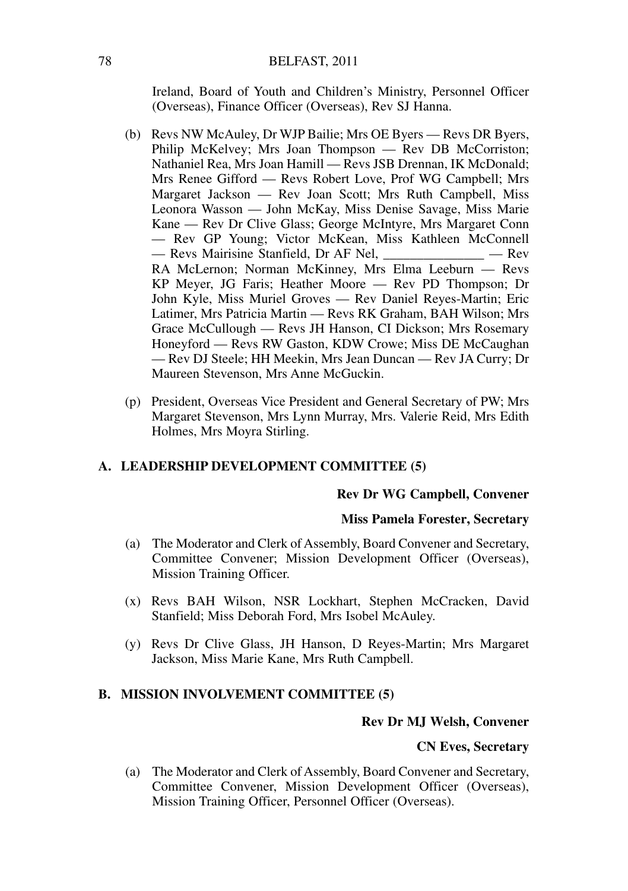Ireland, Board of Youth and Children's Ministry, Personnel Officer (Overseas), Finance Officer (Overseas), Rev SJ Hanna.

(b) Revs NW McAuley, Dr WJP Bailie; Mrs OE Byers — Revs DR Byers, Philip McKelvey; Mrs Joan Thompson — Rev DB McCorriston; Nathaniel Rea, Mrs Joan Hamill — Revs JSB Drennan, IK McDonald; Mrs Renee Gifford — Revs Robert Love, Prof WG Campbell; Mrs Margaret Jackson — Rev Joan Scott; Mrs Ruth Campbell, Miss Leonora Wasson — John McKay, Miss Denise Savage, Miss Marie Kane — Rev Dr Clive Glass; George McIntyre, Mrs Margaret Conn — Rev GP Young; Victor McKean, Miss Kathleen McConnell — Revs Mairisine Stanfield, Dr AF Nel, _______________ — Rev RA McLernon; Norman McKinney, Mrs Elma Leeburn — Revs KP Meyer, JG Faris; Heather Moore — Rev PD Thompson; Dr John Kyle, Miss Muriel Groves — Rev Daniel Reyes-Martin; Eric Latimer, Mrs Patricia Martin — Revs RK Graham, BAH Wilson; Mrs Grace McCullough — Revs JH Hanson, CI Dickson; Mrs Rosemary Honeyford — Revs RW Gaston, KDW Crowe; Miss DE McCaughan — Rev DJ Steele; HH Meekin, Mrs Jean Duncan — Rev JA Curry; Dr Maureen Stevenson, Mrs Anne McGuckin.

(p) President, Overseas Vice President and General Secretary of PW; Mrs Margaret Stevenson, Mrs Lynn Murray, Mrs. Valerie Reid, Mrs Edith Holmes, Mrs Moyra Stirling.

## A. LEADERSHIP DEVELOPMENT COMMITTEE (5)

**Rev Dr WG Campbell, Convener**

**Miss Pamela Forester, Secretary**

(a) The Moderator and Clerk of Assembly, Board Convener and Secretary, Committee Convener; Mission Development Officer (Overseas), Mission Training Officer.

(x) Revs BAH Wilson, NSR Lockhart, Stephen McCracken, David Stanfield; Miss Deborah Ford, Mrs Isobel McAuley.

(y) Revs Dr Clive Glass, JH Hanson, D Reyes-Martin; Mrs Margaret Jackson, Miss Marie Kane, Mrs Ruth Campbell.

## B. MISSION INVOLVEMENT COMMITTEE (5)

**Rev Dr MJ Welsh, Convener**

**CN Eves, Secretary**

(a) The Moderator and Clerk of Assembly, Board Convener and Secretary, Committee Convener, Mission Development Officer (Overseas), Mission Training Officer, Personnel Officer (Overseas).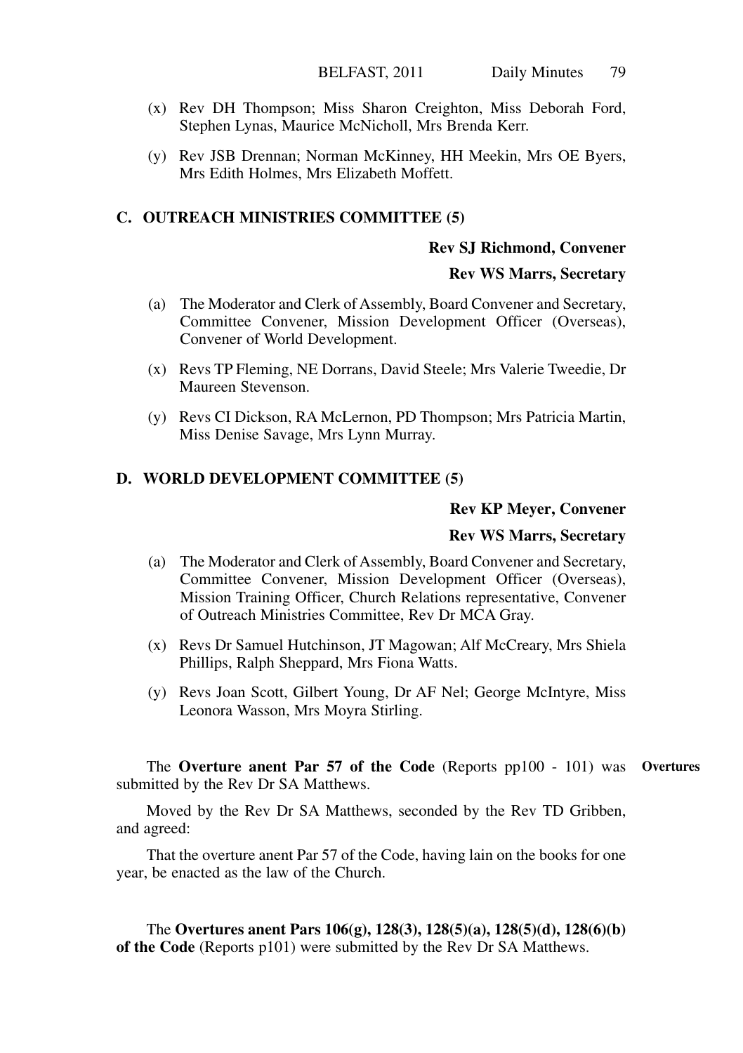(x) Rev DH Thompson; Miss Sharon Creighton, Miss Deborah Ford, Stephen Lynas, Maurice McNicholl, Mrs Brenda Kerr.

(y) Rev JSB Drennan; Norman McKinney, HH Meekin, Mrs OE Byers, Mrs Edith Holmes, Mrs Elizabeth Moffett.

### C. OUTREACH MINISTRIES COMMITTEE (5)

**Rev SJ Richmond, Convener**

**Rev WS Marrs, Secretary**

(a) The Moderator and Clerk of Assembly, Board Convener and Secretary, Committee Convener, Mission Development Officer (Overseas), Convener of World Development.

(x) Revs TP Fleming, NE Dorrans, David Steele; Mrs Valerie Tweedie, Dr Maureen Stevenson.

(y) Revs CI Dickson, RA McLernon, PD Thompson; Mrs Patricia Martin, Miss Denise Savage, Mrs Lynn Murray.

### D. WORLD DEVELOPMENT COMMITTEE (5)

**Rev KP Meyer, Convener**

**Rev WS Marrs, Secretary**

(a) The Moderator and Clerk of Assembly, Board Convener and Secretary, Committee Convener, Mission Development Officer (Overseas), Mission Training Officer, Church Relations representative, Convener of Outreach Ministries Committee, Rev Dr MCA Gray.

(x) Revs Dr Samuel Hutchinson, JT Magowan; Alf McCreary, Mrs Shiela Phillips, Ralph Sheppard, Mrs Fiona Watts.

(y) Revs Joan Scott, Gilbert Young, Dr AF Nel; George McIntyre, Miss Leonora Wasson, Mrs Moyra Stirling.

**Overtures**

The **Overture anent Par 57 of the Code** (Reports pp100 - 101) was submitted by the Rev Dr SA Matthews.

Moved by the Rev Dr SA Matthews, seconded by the Rev TD Gribben, and agreed:

That the overture anent Par 57 of the Code, having lain on the books for one year, be enacted as the law of the Church.

The **Overtures anent Pars 106(g), 128(3), 128(5)(a), 128(5)(d), 128(6)(b) of the Code** (Reports p101) were submitted by the Rev Dr SA Matthews.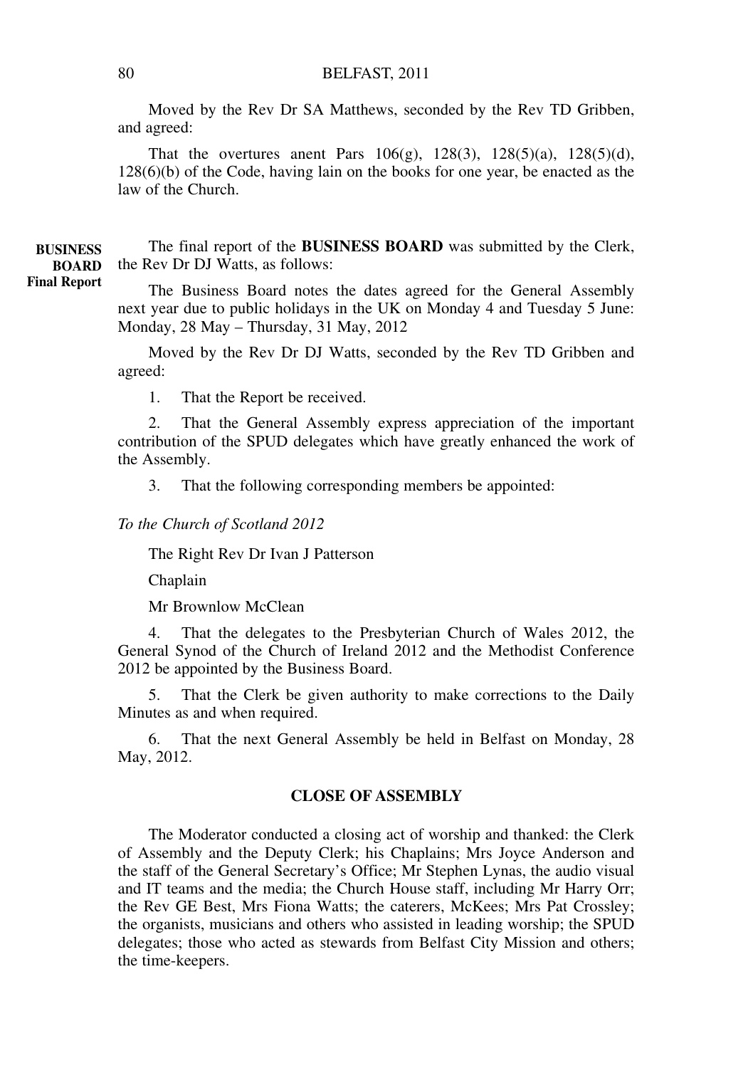Moved by the Rev Dr SA Matthews, seconded by the Rev TD Gribben, and agreed:

That the overtures anent Pars 106(g), 128(3), 128(5)(a), 128(5)(d), 128(6)(b) of the Code, having lain on the books for one year, be enacted as the law of the Church.

**BUSINESS BOARD Final Report**

The final report of the **BUSINESS BOARD** was submitted by the Clerk, the Rev Dr DJ Watts, as follows:

The Business Board notes the dates agreed for the General Assembly next year due to public holidays in the UK on Monday 4 and Tuesday 5 June: Monday, 28 May – Thursday, 31 May, 2012

Moved by the Rev Dr DJ Watts, seconded by the Rev TD Gribben and agreed:

1. That the Report be received.

2. That the General Assembly express appreciation of the important contribution of the SPUD delegates which have greatly enhanced the work of the Assembly.

3. That the following corresponding members be appointed:

*To the Church of Scotland 2012*

The Right Rev Dr Ivan J Patterson

Chaplain

Mr Brownlow McClean

4. That the delegates to the Presbyterian Church of Wales 2012, the General Synod of the Church of Ireland 2012 and the Methodist Conference 2012 be appointed by the Business Board.

5. That the Clerk be given authority to make corrections to the Daily Minutes as and when required.

6. That the next General Assembly be held in Belfast on Monday, 28 May, 2012.

## CLOSE OF ASSEMBLY

The Moderator conducted a closing act of worship and thanked: the Clerk of Assembly and the Deputy Clerk; his Chaplains; Mrs Joyce Anderson and the staff of the General Secretary's Office; Mr Stephen Lynas, the audio visual and IT teams and the media; the Church House staff, including Mr Harry Orr; the Rev GE Best, Mrs Fiona Watts; the caterers, McKees; Mrs Pat Crossley; the organists, musicians and others who assisted in leading worship; the SPUD delegates; those who acted as stewards from Belfast City Mission and others; the time-keepers.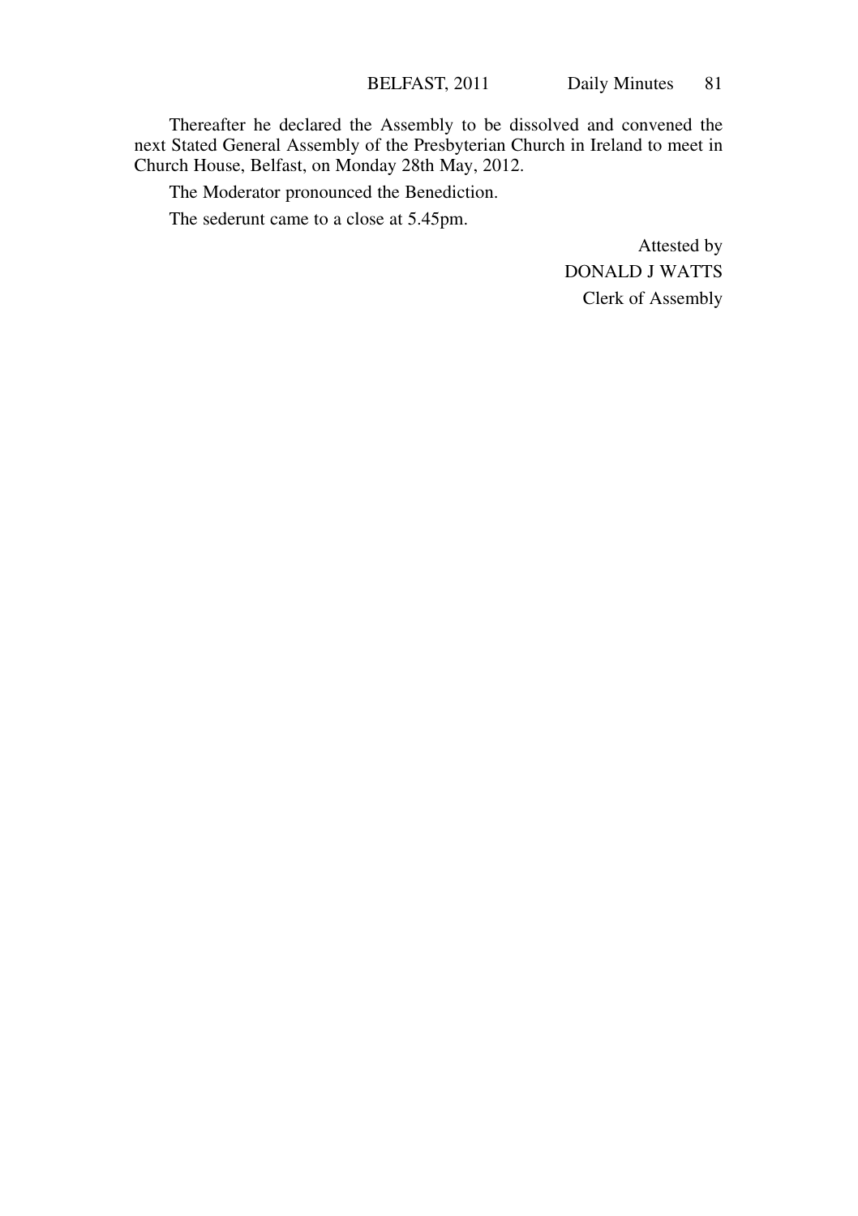Thereafter he declared the Assembly to be dissolved and convened the next Stated General Assembly of the Presbyterian Church in Ireland to meet in Church House, Belfast, on Monday 28th May, 2012.

The Moderator pronounced the Benediction.

The sederunt came to a close at 5.45pm.

Attested by
DONALD J WATTS
Clerk of Assembly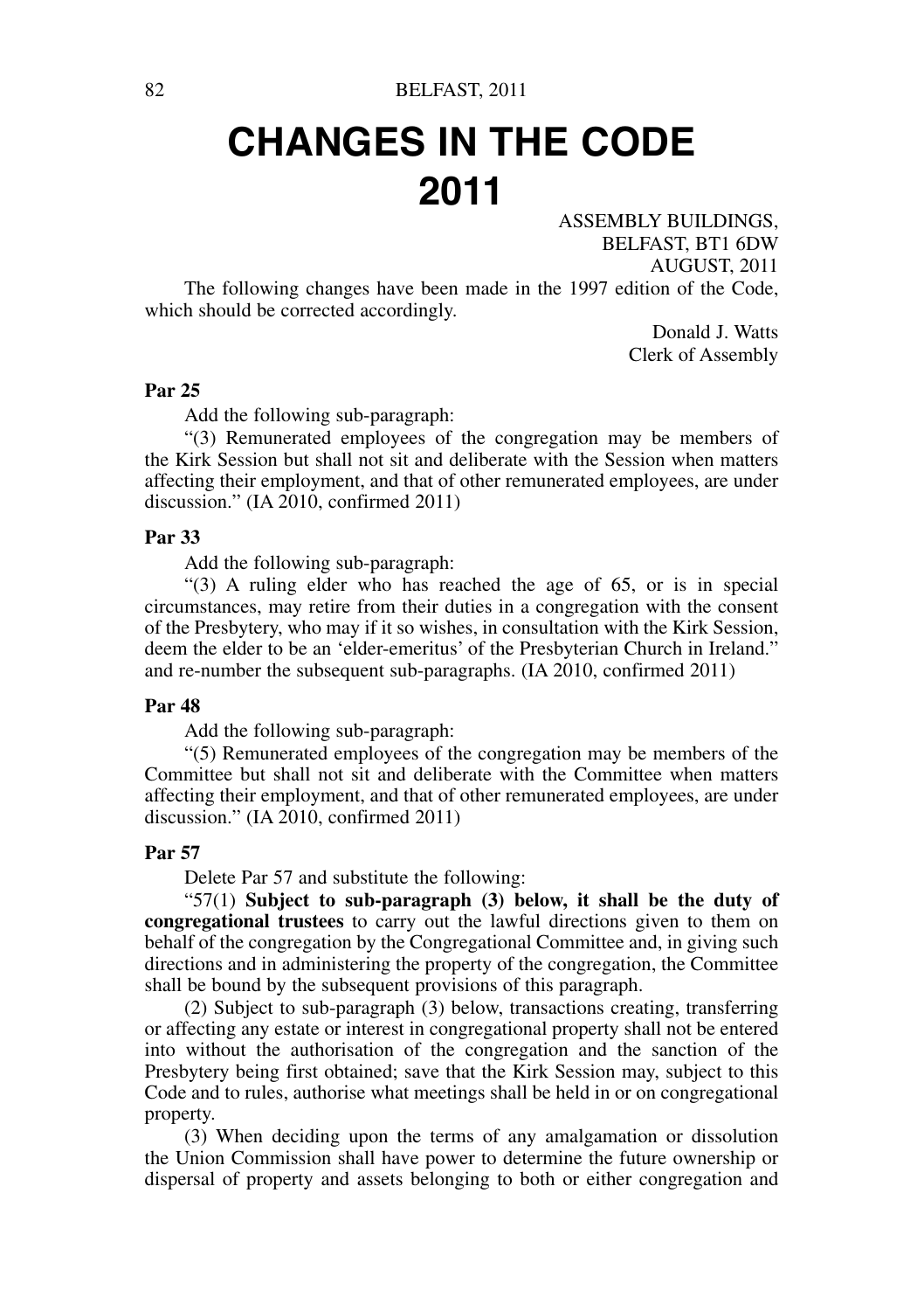# CHANGES IN THE CODE 2011

ASSEMBLY BUILDINGS,
BELFAST, BT1 6DW
AUGUST, 2011

The following changes have been made in the 1997 edition of the Code, which should be corrected accordingly.

Donald J. Watts
Clerk of Assembly

**Par 25**

Add the following sub-paragraph:

"(3) Remunerated employees of the congregation may be members of the Kirk Session but shall not sit and deliberate with the Session when matters affecting their employment, and that of other remunerated employees, are under discussion." (IA 2010, confirmed 2011)

**Par 33**

Add the following sub-paragraph:

"(3) A ruling elder who has reached the age of 65, or is in special circumstances, may retire from their duties in a congregation with the consent of the Presbytery, who may if it so wishes, in consultation with the Kirk Session, deem the elder to be an 'elder-emeritus' of the Presbyterian Church in Ireland." and re-number the subsequent sub-paragraphs. (IA 2010, confirmed 2011)

**Par 48**

Add the following sub-paragraph:

"(5) Remunerated employees of the congregation may be members of the Committee but shall not sit and deliberate with the Committee when matters affecting their employment, and that of other remunerated employees, are under discussion." (IA 2010, confirmed 2011)

**Par 57**

Delete Par 57 and substitute the following:

"57(1) **Subject to sub-paragraph (3) below, it shall be the duty of congregational trustees** to carry out the lawful directions given to them on behalf of the congregation by the Congregational Committee and, in giving such directions and in administering the property of the congregation, the Committee shall be bound by the subsequent provisions of this paragraph.

(2) Subject to sub-paragraph (3) below, transactions creating, transferring or affecting any estate or interest in congregational property shall not be entered into without the authorisation of the congregation and the sanction of the Presbytery being first obtained; save that the Kirk Session may, subject to this Code and to rules, authorise what meetings shall be held in or on congregational property.

(3) When deciding upon the terms of any amalgamation or dissolution the Union Commission shall have power to determine the future ownership or dispersal of property and assets belonging to both or either congregation and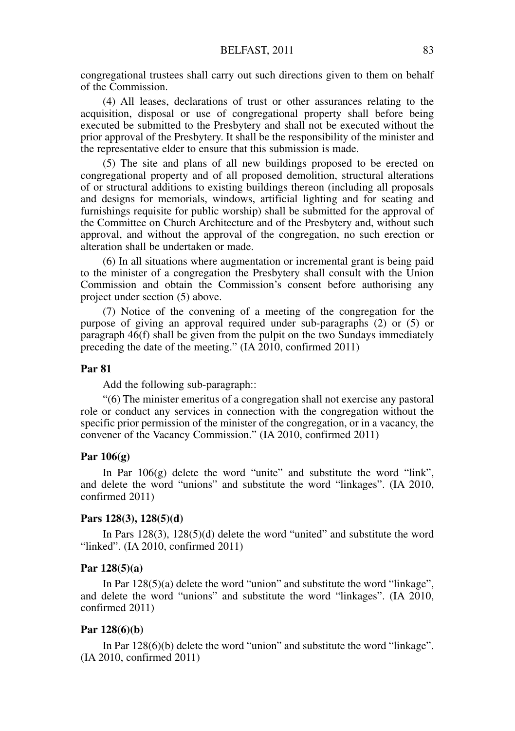congregational trustees shall carry out such directions given to them on behalf of the Commission.

(4) All leases, declarations of trust or other assurances relating to the acquisition, disposal or use of congregational property shall before being executed be submitted to the Presbytery and shall not be executed without the prior approval of the Presbytery. It shall be the responsibility of the minister and the representative elder to ensure that this submission is made.

(5) The site and plans of all new buildings proposed to be erected on congregational property and of all proposed demolition, structural alterations of or structural additions to existing buildings thereon (including all proposals and designs for memorials, windows, artificial lighting and for seating and furnishings requisite for public worship) shall be submitted for the approval of the Committee on Church Architecture and of the Presbytery and, without such approval, and without the approval of the congregation, no such erection or alteration shall be undertaken or made.

(6) In all situations where augmentation or incremental grant is being paid to the minister of a congregation the Presbytery shall consult with the Union Commission and obtain the Commission's consent before authorising any project under section (5) above.

(7) Notice of the convening of a meeting of the congregation for the purpose of giving an approval required under sub-paragraphs (2) or (5) or paragraph 46(f) shall be given from the pulpit on the two Sundays immediately preceding the date of the meeting." (IA 2010, confirmed 2011)

**Par 81**

Add the following sub-paragraph::

"(6) The minister emeritus of a congregation shall not exercise any pastoral role or conduct any services in connection with the congregation without the specific prior permission of the minister of the congregation, or in a vacancy, the convener of the Vacancy Commission." (IA 2010, confirmed 2011)

**Par 106(g)**

In Par 106(g) delete the word "unite" and substitute the word "link", and delete the word "unions" and substitute the word "linkages". (IA 2010, confirmed 2011)

**Pars 128(3), 128(5)(d)**

In Pars 128(3), 128(5)(d) delete the word "united" and substitute the word "linked". (IA 2010, confirmed 2011)

**Par 128(5)(a)**

In Par 128(5)(a) delete the word "union" and substitute the word "linkage", and delete the word "unions" and substitute the word "linkages". (IA 2010, confirmed 2011)

**Par 128(6)(b)**

In Par 128(6)(b) delete the word "union" and substitute the word "linkage". (IA 2010, confirmed 2011)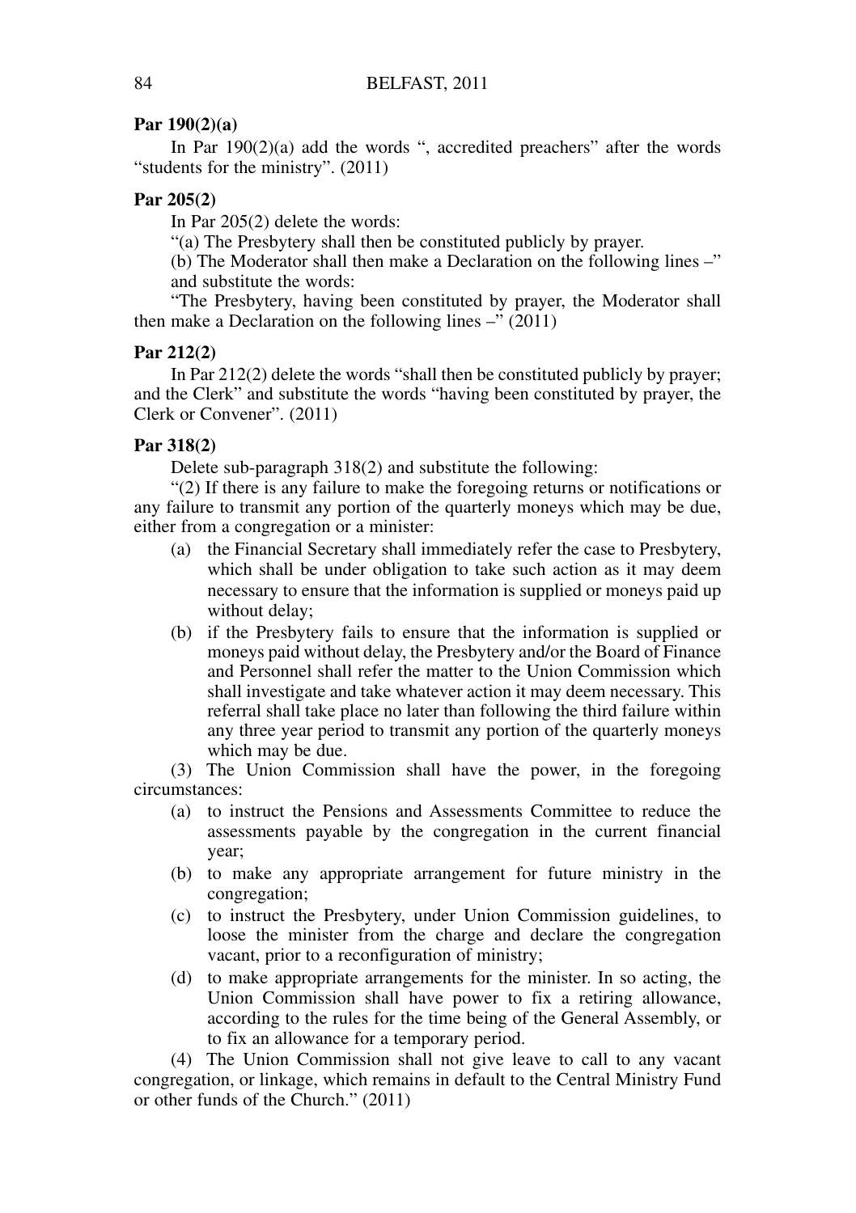**Par 190(2)(a)**

In Par 190(2)(a) add the words ", accredited preachers" after the words "students for the ministry". (2011)

**Par 205(2)**

In Par 205(2) delete the words:

"(a) The Presbytery shall then be constituted publicly by prayer.

(b) The Moderator shall then make a Declaration on the following lines –" and substitute the words:

"The Presbytery, having been constituted by prayer, the Moderator shall then make a Declaration on the following lines –" (2011)

**Par 212(2)**

In Par 212(2) delete the words "shall then be constituted publicly by prayer; and the Clerk" and substitute the words "having been constituted by prayer, the Clerk or Convener". (2011)

**Par 318(2)**

Delete sub-paragraph 318(2) and substitute the following:

"(2) If there is any failure to make the foregoing returns or notifications or any failure to transmit any portion of the quarterly moneys which may be due, either from a congregation or a minister:

(a) the Financial Secretary shall immediately refer the case to Presbytery, which shall be under obligation to take such action as it may deem necessary to ensure that the information is supplied or moneys paid up without delay;

(b) if the Presbytery fails to ensure that the information is supplied or moneys paid without delay, the Presbytery and/or the Board of Finance and Personnel shall refer the matter to the Union Commission which shall investigate and take whatever action it may deem necessary. This referral shall take place no later than following the third failure within any three year period to transmit any portion of the quarterly moneys which may be due.

(3) The Union Commission shall have the power, in the foregoing circumstances:

(a) to instruct the Pensions and Assessments Committee to reduce the assessments payable by the congregation in the current financial year;

(b) to make any appropriate arrangement for future ministry in the congregation;

(c) to instruct the Presbytery, under Union Commission guidelines, to loose the minister from the charge and declare the congregation vacant, prior to a reconfiguration of ministry;

(d) to make appropriate arrangements for the minister. In so acting, the Union Commission shall have power to fix a retiring allowance, according to the rules for the time being of the General Assembly, or to fix an allowance for a temporary period.

(4) The Union Commission shall not give leave to call to any vacant congregation, or linkage, which remains in default to the Central Ministry Fund or other funds of the Church." (2011)